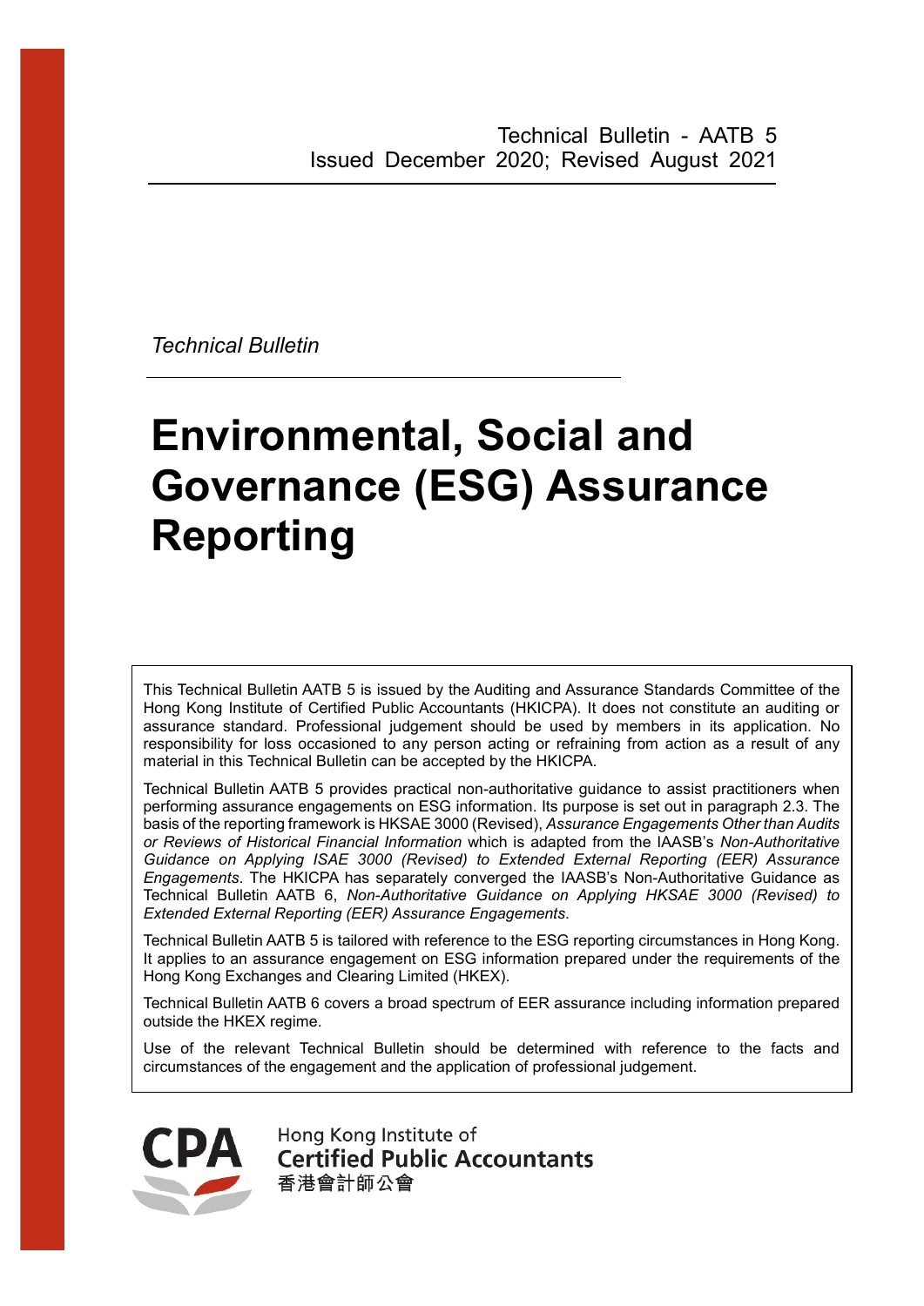Technical Bulletin - AATB 5
Issued December 2020; Revised August 2021

*Technical Bulletin*

# Environmental, Social and Governance (ESG) Assurance Reporting

This Technical Bulletin AATB 5 is issued by the Auditing and Assurance Standards Committee of the Hong Kong Institute of Certified Public Accountants (HKICPA). It does not constitute an auditing or assurance standard. Professional judgement should be used by members in its application. No responsibility for loss occasioned to any person acting or refraining from action as a result of any material in this Technical Bulletin can be accepted by the HKICPA.

Technical Bulletin AATB 5 provides practical non-authoritative guidance to assist practitioners when performing assurance engagements on ESG information. Its purpose is set out in paragraph 2.3. The basis of the reporting framework is HKSAE 3000 (Revised), *Assurance Engagements Other than Audits or Reviews of Historical Financial Information* which is adapted from the IAASB's *Non-Authoritative Guidance on Applying ISAE 3000 (Revised) to Extended External Reporting (EER) Assurance Engagements*. The HKICPA has separately converged the IAASB's Non-Authoritative Guidance as Technical Bulletin AATB 6, *Non-Authoritative Guidance on Applying HKSAE 3000 (Revised) to Extended External Reporting (EER) Assurance Engagements*.

Technical Bulletin AATB 5 is tailored with reference to the ESG reporting circumstances in Hong Kong. It applies to an assurance engagement on ESG information prepared under the requirements of the Hong Kong Exchanges and Clearing Limited (HKEX).

Technical Bulletin AATB 6 covers a broad spectrum of EER assurance including information prepared outside the HKEX regime.

Use of the relevant Technical Bulletin should be determined with reference to the facts and circumstances of the engagement and the application of professional judgement.

CPA
Hong Kong Institute of
Certified Public Accountants
香港會計師公會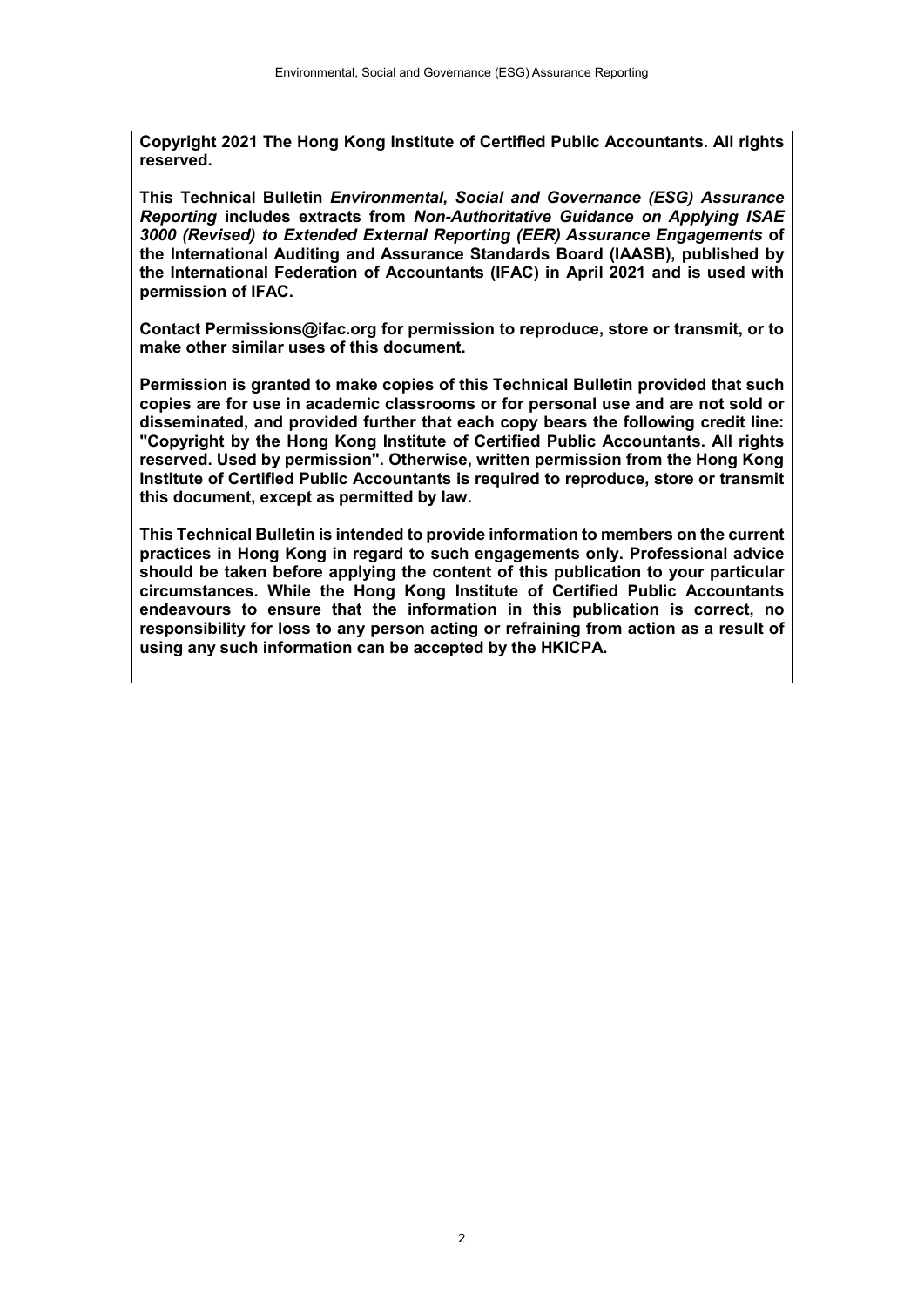**Copyright 2021 The Hong Kong Institute of Certified Public Accountants. All rights reserved.**

**This Technical Bulletin *Environmental, Social and Governance (ESG) Assurance Reporting* includes extracts from *Non-Authoritative Guidance on Applying ISAE 3000 (Revised) to Extended External Reporting (EER) Assurance Engagements* of the International Auditing and Assurance Standards Board (IAASB), published by the International Federation of Accountants (IFAC) in April 2021 and is used with permission of IFAC.**

**Contact Permissions@ifac.org for permission to reproduce, store or transmit, or to make other similar uses of this document.**

**Permission is granted to make copies of this Technical Bulletin provided that such copies are for use in academic classrooms or for personal use and are not sold or disseminated, and provided further that each copy bears the following credit line: "Copyright by the Hong Kong Institute of Certified Public Accountants. All rights reserved. Used by permission". Otherwise, written permission from the Hong Kong Institute of Certified Public Accountants is required to reproduce, store or transmit this document, except as permitted by law.**

**This Technical Bulletin is intended to provide information to members on the current practices in Hong Kong in regard to such engagements only. Professional advice should be taken before applying the content of this publication to your particular circumstances. While the Hong Kong Institute of Certified Public Accountants endeavours to ensure that the information in this publication is correct, no responsibility for loss to any person acting or refraining from action as a result of using any such information can be accepted by the HKICPA.**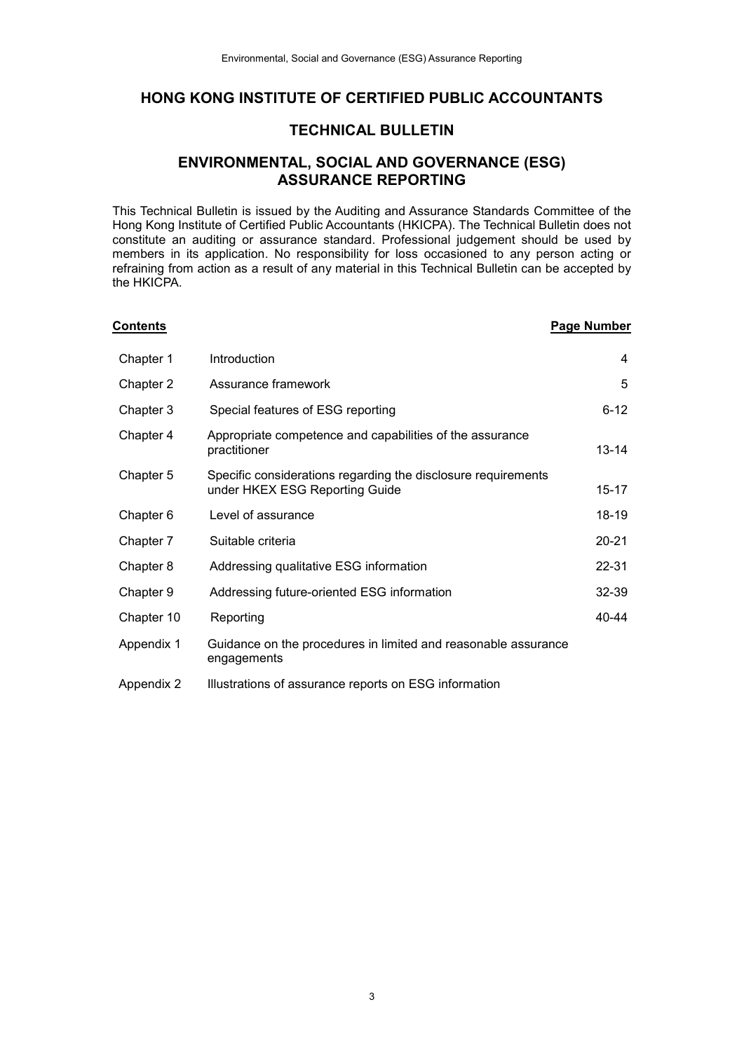# HONG KONG INSTITUTE OF CERTIFIED PUBLIC ACCOUNTANTS

## TECHNICAL BULLETIN

## ENVIRONMENTAL, SOCIAL AND GOVERNANCE (ESG) ASSURANCE REPORTING

This Technical Bulletin is issued by the Auditing and Assurance Standards Committee of the Hong Kong Institute of Certified Public Accountants (HKICPA). The Technical Bulletin does not constitute an auditing or assurance standard. Professional judgement should be used by members in its application. No responsibility for loss occasioned to any person acting or refraining from action as a result of any material in this Technical Bulletin can be accepted by the HKICPA.

| **Contents** | | **Page Number** |
|---|---|---|
| Chapter 1 | Introduction | 4 |
| Chapter 2 | Assurance framework | 5 |
| Chapter 3 | Special features of ESG reporting | 6-12 |
| Chapter 4 | Appropriate competence and capabilities of the assurance practitioner | 13-14 |
| Chapter 5 | Specific considerations regarding the disclosure requirements under HKEX ESG Reporting Guide | 15-17 |
| Chapter 6 | Level of assurance | 18-19 |
| Chapter 7 | Suitable criteria | 20-21 |
| Chapter 8 | Addressing qualitative ESG information | 22-31 |
| Chapter 9 | Addressing future-oriented ESG information | 32-39 |
| Chapter 10 | Reporting | 40-44 |
| Appendix 1 | Guidance on the procedures in limited and reasonable assurance engagements | |
| Appendix 2 | Illustrations of assurance reports on ESG information | |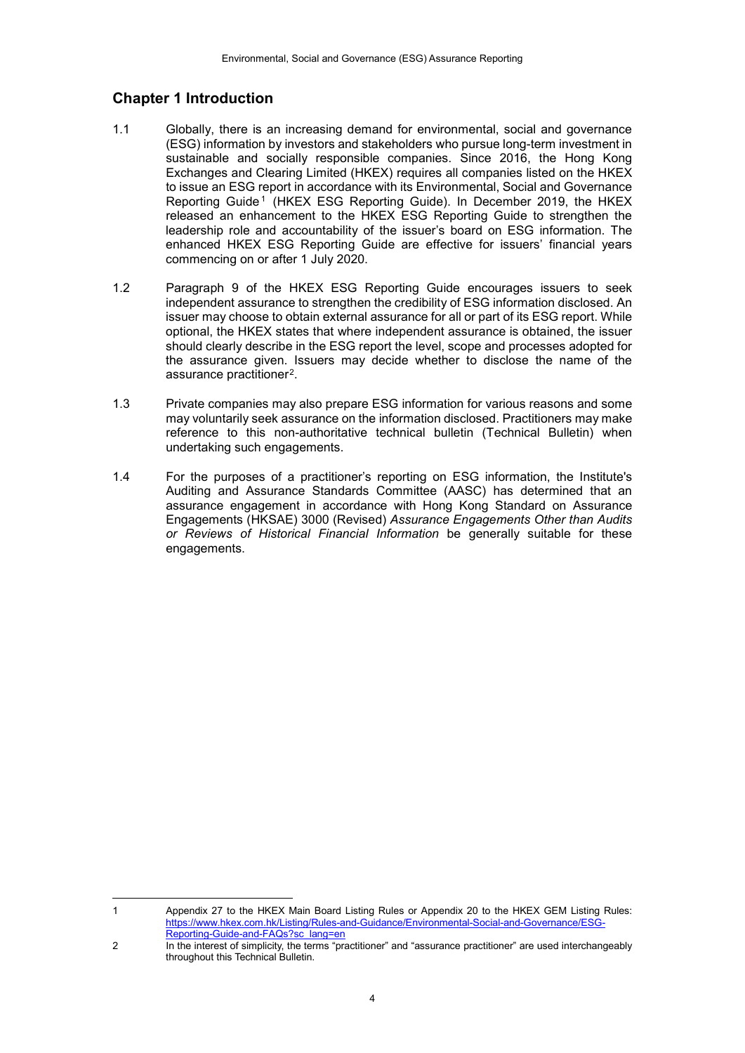## Chapter 1 Introduction

1.1 Globally, there is an increasing demand for environmental, social and governance (ESG) information by investors and stakeholders who pursue long-term investment in sustainable and socially responsible companies. Since 2016, the Hong Kong Exchanges and Clearing Limited (HKEX) requires all companies listed on the HKEX to issue an ESG report in accordance with its Environmental, Social and Governance Reporting Guide[1] (HKEX ESG Reporting Guide). In December 2019, the HKEX released an enhancement to the HKEX ESG Reporting Guide to strengthen the leadership role and accountability of the issuer's board on ESG information. The enhanced HKEX ESG Reporting Guide are effective for issuers' financial years commencing on or after 1 July 2020.

1.2 Paragraph 9 of the HKEX ESG Reporting Guide encourages issuers to seek independent assurance to strengthen the credibility of ESG information disclosed. An issuer may choose to obtain external assurance for all or part of its ESG report. While optional, the HKEX states that where independent assurance is obtained, the issuer should clearly describe in the ESG report the level, scope and processes adopted for the assurance given. Issuers may decide whether to disclose the name of the assurance practitioner[2].

1.3 Private companies may also prepare ESG information for various reasons and some may voluntarily seek assurance on the information disclosed. Practitioners may make reference to this non-authoritative technical bulletin (Technical Bulletin) when undertaking such engagements.

1.4 For the purposes of a practitioner's reporting on ESG information, the Institute's Auditing and Assurance Standards Committee (AASC) has determined that an assurance engagement in accordance with Hong Kong Standard on Assurance Engagements (HKSAE) 3000 (Revised) *Assurance Engagements Other than Audits or Reviews of Historical Financial Information* be generally suitable for these engagements.

---

1 Appendix 27 to the HKEX Main Board Listing Rules or Appendix 20 to the HKEX GEM Listing Rules: https://www.hkex.com.hk/Listing/Rules-and-Guidance/Environmental-Social-and-Governance/ESG-Reporting-Guide-and-FAQs?sc_lang=en

2 In the interest of simplicity, the terms "practitioner" and "assurance practitioner" are used interchangeably throughout this Technical Bulletin.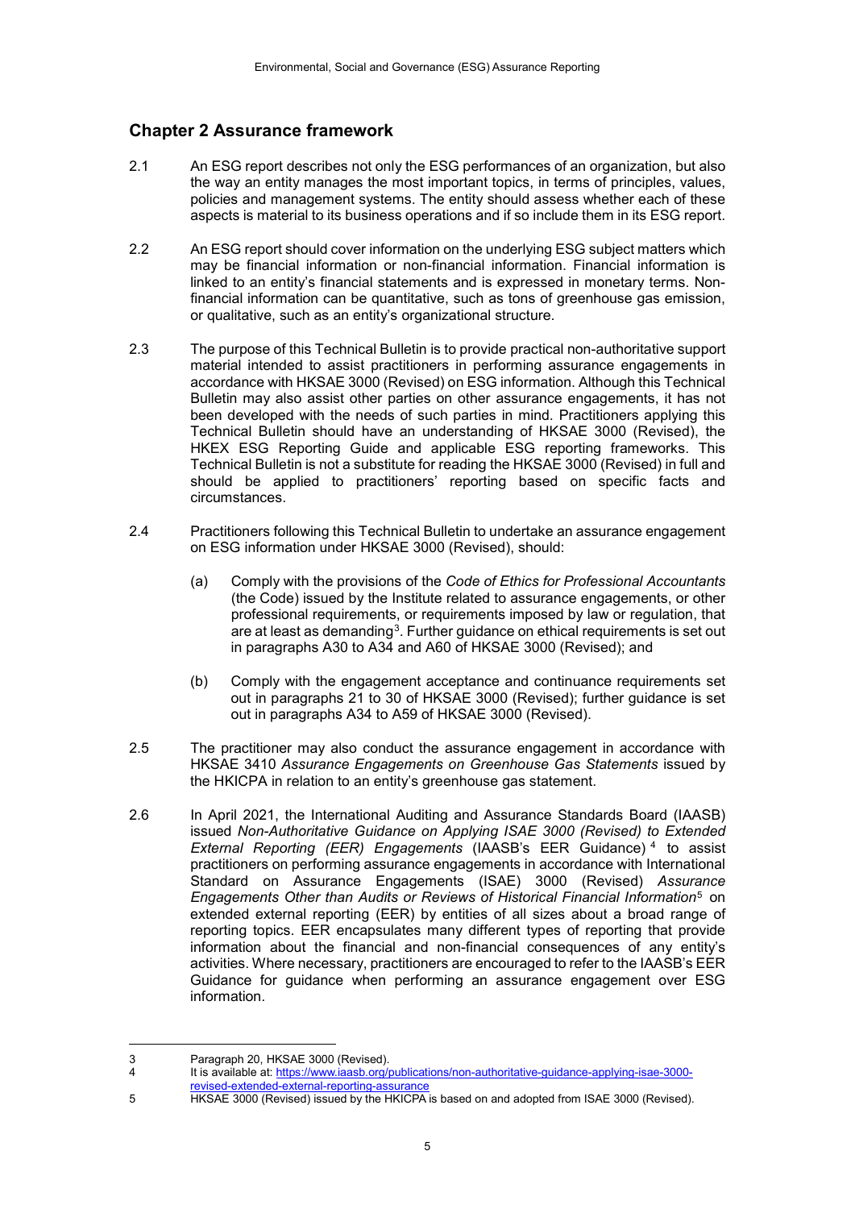## Chapter 2 Assurance framework

2.1 An ESG report describes not only the ESG performances of an organization, but also the way an entity manages the most important topics, in terms of principles, values, policies and management systems. The entity should assess whether each of these aspects is material to its business operations and if so include them in its ESG report.

2.2 An ESG report should cover information on the underlying ESG subject matters which may be financial information or non-financial information. Financial information is linked to an entity's financial statements and is expressed in monetary terms. Non-financial information can be quantitative, such as tons of greenhouse gas emission, or qualitative, such as an entity's organizational structure.

2.3 The purpose of this Technical Bulletin is to provide practical non-authoritative support material intended to assist practitioners in performing assurance engagements in accordance with HKSAE 3000 (Revised) on ESG information. Although this Technical Bulletin may also assist other parties on other assurance engagements, it has not been developed with the needs of such parties in mind. Practitioners applying this Technical Bulletin should have an understanding of HKSAE 3000 (Revised), the HKEX ESG Reporting Guide and applicable ESG reporting frameworks. This Technical Bulletin is not a substitute for reading the HKSAE 3000 (Revised) in full and should be applied to practitioners' reporting based on specific facts and circumstances.

2.4 Practitioners following this Technical Bulletin to undertake an assurance engagement on ESG information under HKSAE 3000 (Revised), should:

(a) Comply with the provisions of the *Code of Ethics for Professional Accountants* (the Code) issued by the Institute related to assurance engagements, or other professional requirements, or requirements imposed by law or regulation, that are at least as demanding[3]. Further guidance on ethical requirements is set out in paragraphs A30 to A34 and A60 of HKSAE 3000 (Revised); and

(b) Comply with the engagement acceptance and continuance requirements set out in paragraphs 21 to 30 of HKSAE 3000 (Revised); further guidance is set out in paragraphs A34 to A59 of HKSAE 3000 (Revised).

2.5 The practitioner may also conduct the assurance engagement in accordance with HKSAE 3410 *Assurance Engagements on Greenhouse Gas Statements* issued by the HKICPA in relation to an entity's greenhouse gas statement.

2.6 In April 2021, the International Auditing and Assurance Standards Board (IAASB) issued *Non-Authoritative Guidance on Applying ISAE 3000 (Revised) to Extended External Reporting (EER) Engagements* (IAASB's EER Guidance)[4] to assist practitioners on performing assurance engagements in accordance with International Standard on Assurance Engagements (ISAE) 3000 (Revised) *Assurance Engagements Other than Audits or Reviews of Historical Financial Information*[5] on extended external reporting (EER) by entities of all sizes about a broad range of reporting topics. EER encapsulates many different types of reporting that provide information about the financial and non-financial consequences of any entity's activities. Where necessary, practitioners are encouraged to refer to the IAASB's EER Guidance for guidance when performing an assurance engagement over ESG information.

---

3 Paragraph 20, HKSAE 3000 (Revised).

4 It is available at: https://www.iaasb.org/publications/non-authoritative-guidance-applying-isae-3000-revised-extended-external-reporting-assurance

5 HKSAE 3000 (Revised) issued by the HKICPA is based on and adopted from ISAE 3000 (Revised).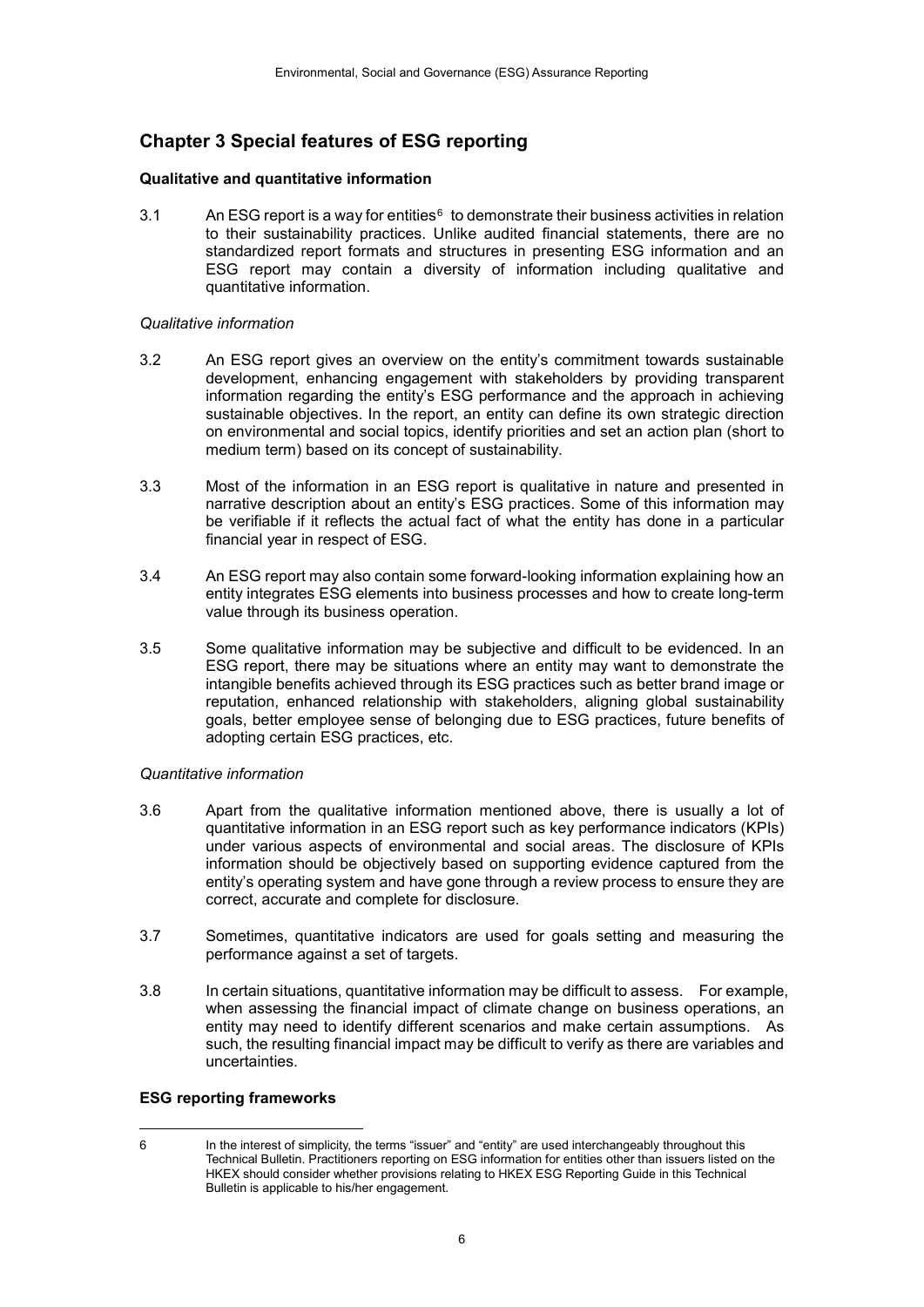## Chapter 3 Special features of ESG reporting

**Qualitative and quantitative information**

3.1 An ESG report is a way for entities[6] to demonstrate their business activities in relation to their sustainability practices. Unlike audited financial statements, there are no standardized report formats and structures in presenting ESG information and an ESG report may contain a diversity of information including qualitative and quantitative information.

*Qualitative information*

3.2 An ESG report gives an overview on the entity's commitment towards sustainable development, enhancing engagement with stakeholders by providing transparent information regarding the entity's ESG performance and the approach in achieving sustainable objectives. In the report, an entity can define its own strategic direction on environmental and social topics, identify priorities and set an action plan (short to medium term) based on its concept of sustainability.

3.3 Most of the information in an ESG report is qualitative in nature and presented in narrative description about an entity's ESG practices. Some of this information may be verifiable if it reflects the actual fact of what the entity has done in a particular financial year in respect of ESG.

3.4 An ESG report may also contain some forward-looking information explaining how an entity integrates ESG elements into business processes and how to create long-term value through its business operation.

3.5 Some qualitative information may be subjective and difficult to be evidenced. In an ESG report, there may be situations where an entity may want to demonstrate the intangible benefits achieved through its ESG practices such as better brand image or reputation, enhanced relationship with stakeholders, aligning global sustainability goals, better employee sense of belonging due to ESG practices, future benefits of adopting certain ESG practices, etc.

*Quantitative information*

3.6 Apart from the qualitative information mentioned above, there is usually a lot of quantitative information in an ESG report such as key performance indicators (KPIs) under various aspects of environmental and social areas. The disclosure of KPIs information should be objectively based on supporting evidence captured from the entity's operating system and have gone through a review process to ensure they are correct, accurate and complete for disclosure.

3.7 Sometimes, quantitative indicators are used for goals setting and measuring the performance against a set of targets.

3.8 In certain situations, quantitative information may be difficult to assess. For example, when assessing the financial impact of climate change on business operations, an entity may need to identify different scenarios and make certain assumptions. As such, the resulting financial impact may be difficult to verify as there are variables and uncertainties.

**ESG reporting frameworks**

---

6 In the interest of simplicity, the terms "issuer" and "entity" are used interchangeably throughout this Technical Bulletin. Practitioners reporting on ESG information for entities other than issuers listed on the HKEX should consider whether provisions relating to HKEX ESG Reporting Guide in this Technical Bulletin is applicable to his/her engagement.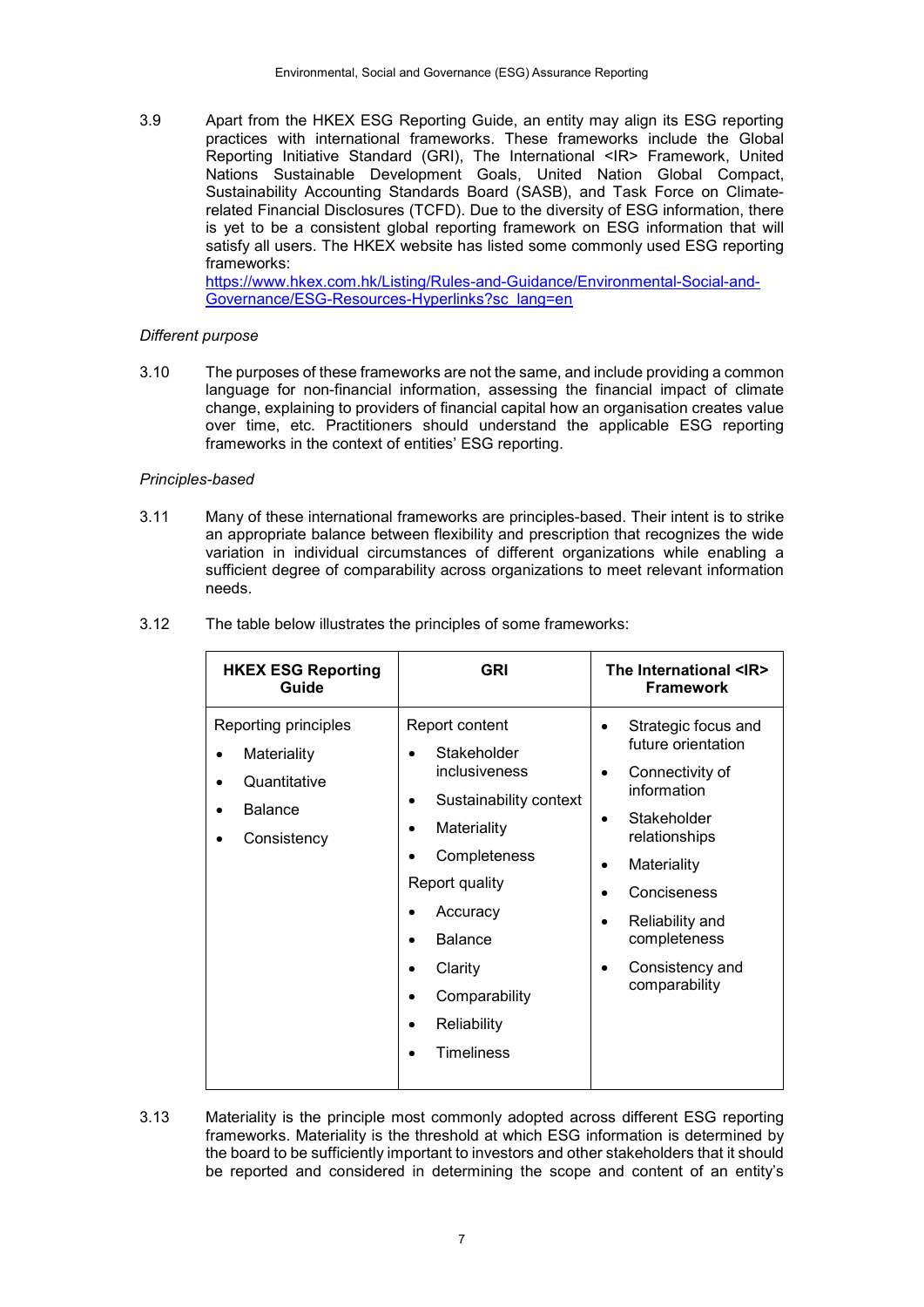3.9 Apart from the HKEX ESG Reporting Guide, an entity may align its ESG reporting practices with international frameworks. These frameworks include the Global Reporting Initiative Standard (GRI), The International <IR> Framework, United Nations Sustainable Development Goals, United Nation Global Compact, Sustainability Accounting Standards Board (SASB), and Task Force on Climate-related Financial Disclosures (TCFD). Due to the diversity of ESG information, there is yet to be a consistent global reporting framework on ESG information that will satisfy all users. The HKEX website has listed some commonly used ESG reporting frameworks: [https://www.hkex.com.hk/Listing/Rules-and-Guidance/Environmental-Social-and-Governance/ESG-Resources-Hyperlinks?sc_lang=en](https://www.hkex.com.hk/Listing/Rules-and-Guidance/Environmental-Social-and-Governance/ESG-Resources-Hyperlinks?sc_lang=en)

*Different purpose*

3.10 The purposes of these frameworks are not the same, and include providing a common language for non-financial information, assessing the financial impact of climate change, explaining to providers of financial capital how an organisation creates value over time, etc. Practitioners should understand the applicable ESG reporting frameworks in the context of entities' ESG reporting.

*Principles-based*

3.11 Many of these international frameworks are principles-based. Their intent is to strike an appropriate balance between flexibility and prescription that recognizes the wide variation in individual circumstances of different organizations while enabling a sufficient degree of comparability across organizations to meet relevant information needs.

3.12 The table below illustrates the principles of some frameworks:

| **HKEX ESG Reporting Guide** | **GRI** | **The International <IR> Framework** |
|---|---|---|
| Reporting principles<br>• Materiality<br>• Quantitative<br>• Balance<br>• Consistency | Report content<br>• Stakeholder inclusiveness<br>• Sustainability context<br>• Materiality<br>• Completeness<br>Report quality<br>• Accuracy<br>• Balance<br>• Clarity<br>• Comparability<br>• Reliability<br>• Timeliness | • Strategic focus and future orientation<br>• Connectivity of information<br>• Stakeholder relationships<br>• Materiality<br>• Conciseness<br>• Reliability and completeness<br>• Consistency and comparability |

3.13 Materiality is the principle most commonly adopted across different ESG reporting frameworks. Materiality is the threshold at which ESG information is determined by the board to be sufficiently important to investors and other stakeholders that it should be reported and considered in determining the scope and content of an entity's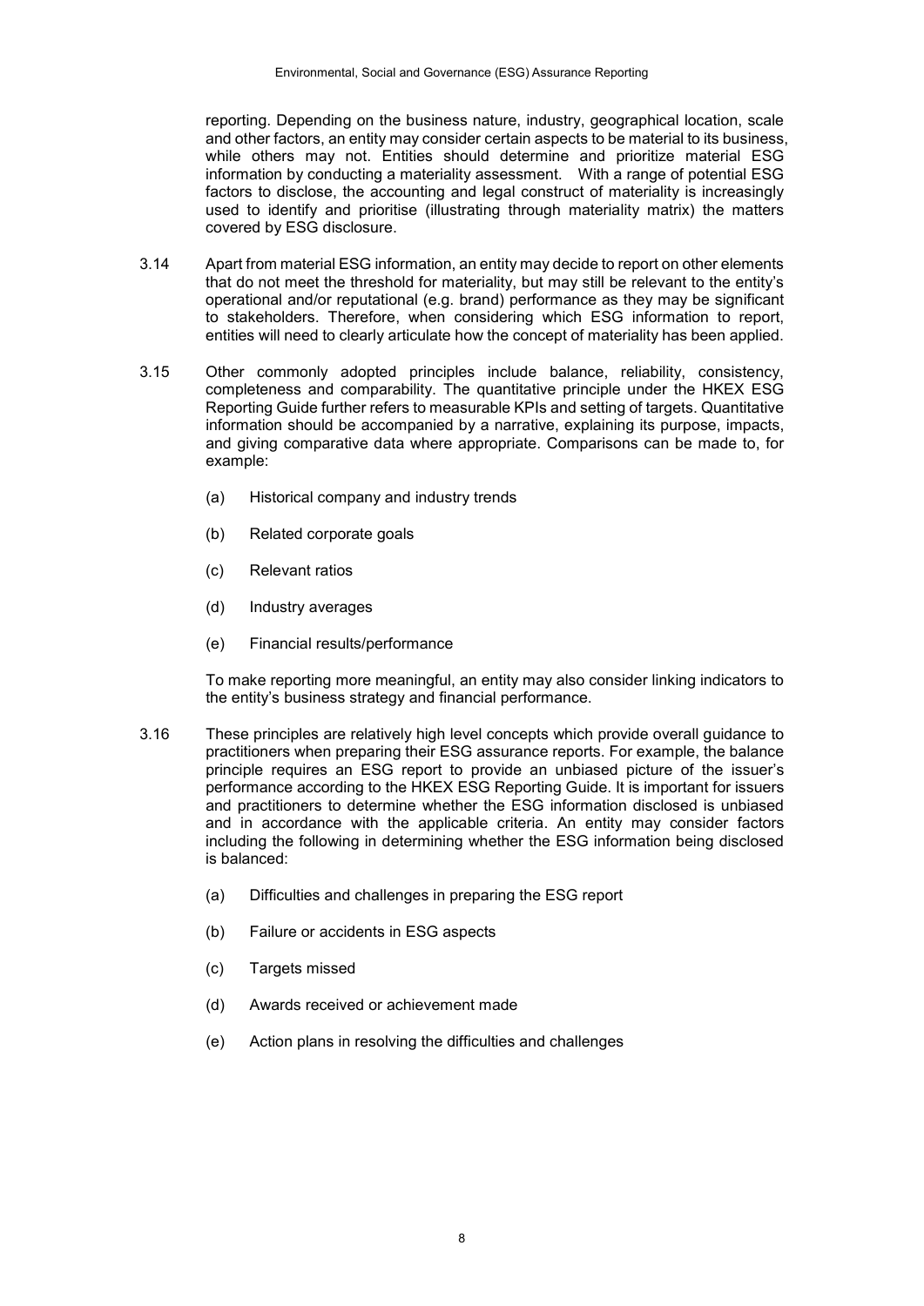reporting. Depending on the business nature, industry, geographical location, scale and other factors, an entity may consider certain aspects to be material to its business, while others may not. Entities should determine and prioritize material ESG information by conducting a materiality assessment. With a range of potential ESG factors to disclose, the accounting and legal construct of materiality is increasingly used to identify and prioritise (illustrating through materiality matrix) the matters covered by ESG disclosure.

3.14 Apart from material ESG information, an entity may decide to report on other elements that do not meet the threshold for materiality, but may still be relevant to the entity's operational and/or reputational (e.g. brand) performance as they may be significant to stakeholders. Therefore, when considering which ESG information to report, entities will need to clearly articulate how the concept of materiality has been applied.

3.15 Other commonly adopted principles include balance, reliability, consistency, completeness and comparability. The quantitative principle under the HKEX ESG Reporting Guide further refers to measurable KPIs and setting of targets. Quantitative information should be accompanied by a narrative, explaining its purpose, impacts, and giving comparative data where appropriate. Comparisons can be made to, for example:

(a) Historical company and industry trends

(b) Related corporate goals

(c) Relevant ratios

(d) Industry averages

(e) Financial results/performance

To make reporting more meaningful, an entity may also consider linking indicators to the entity's business strategy and financial performance.

3.16 These principles are relatively high level concepts which provide overall guidance to practitioners when preparing their ESG assurance reports. For example, the balance principle requires an ESG report to provide an unbiased picture of the issuer's performance according to the HKEX ESG Reporting Guide. It is important for issuers and practitioners to determine whether the ESG information disclosed is unbiased and in accordance with the applicable criteria. An entity may consider factors including the following in determining whether the ESG information being disclosed is balanced:

(a) Difficulties and challenges in preparing the ESG report

(b) Failure or accidents in ESG aspects

(c) Targets missed

(d) Awards received or achievement made

(e) Action plans in resolving the difficulties and challenges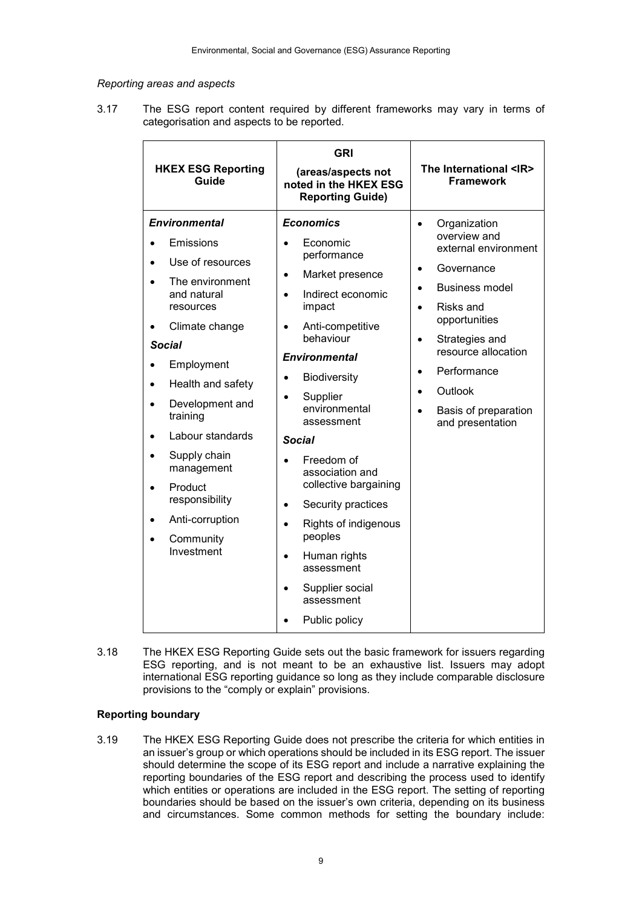*Reporting areas and aspects*

3.17 The ESG report content required by different frameworks may vary in terms of categorisation and aspects to be reported.

| HKEX ESG Reporting Guide | GRI (areas/aspects not noted in the HKEX ESG Reporting Guide) | The International <IR> Framework |
|---|---|---|
| ***Environmental***<br>• Emissions<br>• Use of resources<br>• The environment and natural resources<br>• Climate change<br>***Social***<br>• Employment<br>• Health and safety<br>• Development and training<br>• Labour standards<br>• Supply chain management<br>• Product responsibility<br>• Anti-corruption<br>• Community Investment | ***Economics***<br>• Economic performance<br>• Market presence<br>• Indirect economic impact<br>• Anti-competitive behaviour<br>***Environmental***<br>• Biodiversity<br>• Supplier environmental assessment<br>***Social***<br>• Freedom of association and collective bargaining<br>• Security practices<br>• Rights of indigenous peoples<br>• Human rights assessment<br>• Supplier social assessment<br>• Public policy | • Organization overview and external environment<br>• Governance<br>• Business model<br>• Risks and opportunities<br>• Strategies and resource allocation<br>• Performance<br>• Outlook<br>• Basis of preparation and presentation |

3.18 The HKEX ESG Reporting Guide sets out the basic framework for issuers regarding ESG reporting, and is not meant to be an exhaustive list. Issuers may adopt international ESG reporting guidance so long as they include comparable disclosure provisions to the "comply or explain" provisions.

**Reporting boundary**

3.19 The HKEX ESG Reporting Guide does not prescribe the criteria for which entities in an issuer's group or which operations should be included in its ESG report. The issuer should determine the scope of its ESG report and include a narrative explaining the reporting boundaries of the ESG report and describing the process used to identify which entities or operations are included in the ESG report. The setting of reporting boundaries should be based on the issuer's own criteria, depending on its business and circumstances. Some common methods for setting the boundary include: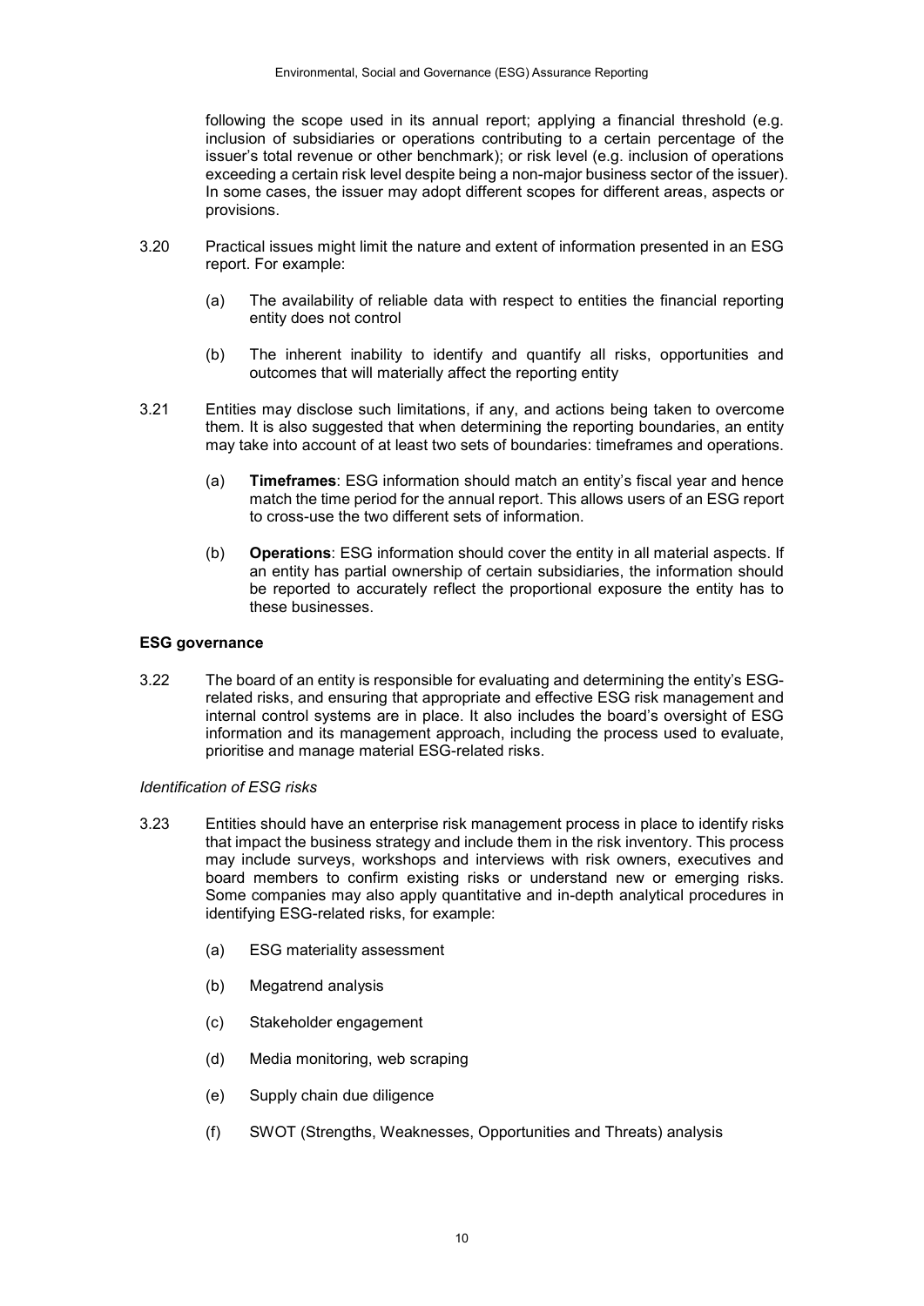following the scope used in its annual report; applying a financial threshold (e.g. inclusion of subsidiaries or operations contributing to a certain percentage of the issuer's total revenue or other benchmark); or risk level (e.g. inclusion of operations exceeding a certain risk level despite being a non-major business sector of the issuer). In some cases, the issuer may adopt different scopes for different areas, aspects or provisions.

3.20 Practical issues might limit the nature and extent of information presented in an ESG report. For example:

(a) The availability of reliable data with respect to entities the financial reporting entity does not control

(b) The inherent inability to identify and quantify all risks, opportunities and outcomes that will materially affect the reporting entity

3.21 Entities may disclose such limitations, if any, and actions being taken to overcome them. It is also suggested that when determining the reporting boundaries, an entity may take into account of at least two sets of boundaries: timeframes and operations.

(a) **Timeframes**: ESG information should match an entity's fiscal year and hence match the time period for the annual report. This allows users of an ESG report to cross-use the two different sets of information.

(b) **Operations**: ESG information should cover the entity in all material aspects. If an entity has partial ownership of certain subsidiaries, the information should be reported to accurately reflect the proportional exposure the entity has to these businesses.

**ESG governance**

3.22 The board of an entity is responsible for evaluating and determining the entity's ESG-related risks, and ensuring that appropriate and effective ESG risk management and internal control systems are in place. It also includes the board's oversight of ESG information and its management approach, including the process used to evaluate, prioritise and manage material ESG-related risks.

*Identification of ESG risks*

3.23 Entities should have an enterprise risk management process in place to identify risks that impact the business strategy and include them in the risk inventory. This process may include surveys, workshops and interviews with risk owners, executives and board members to confirm existing risks or understand new or emerging risks. Some companies may also apply quantitative and in-depth analytical procedures in identifying ESG-related risks, for example:

(a) ESG materiality assessment

(b) Megatrend analysis

(c) Stakeholder engagement

(d) Media monitoring, web scraping

(e) Supply chain due diligence

(f) SWOT (Strengths, Weaknesses, Opportunities and Threats) analysis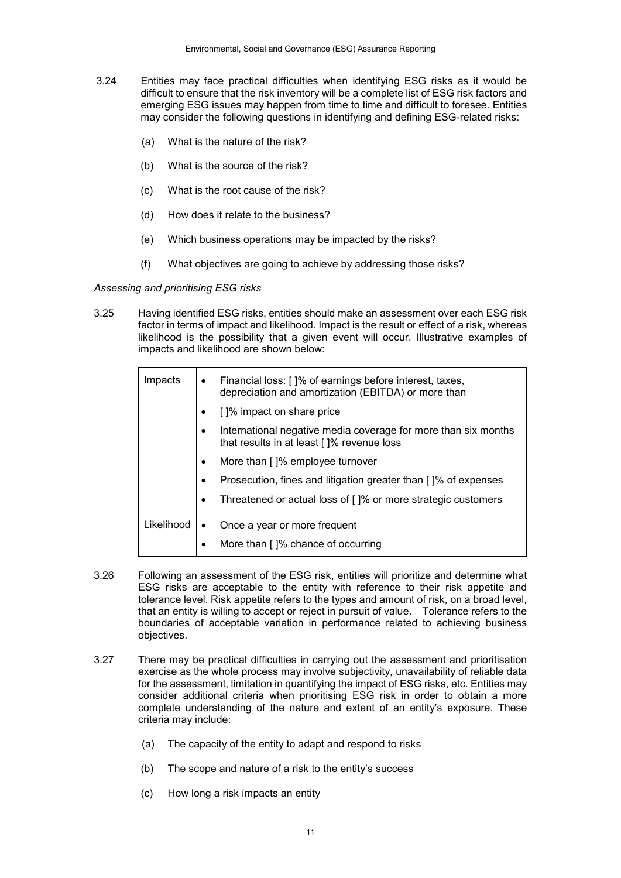3.24 Entities may face practical difficulties when identifying ESG risks as it would be difficult to ensure that the risk inventory will be a complete list of ESG risk factors and emerging ESG issues may happen from time to time and difficult to foresee. Entities may consider the following questions in identifying and defining ESG-related risks:

(a) What is the nature of the risk?

(b) What is the source of the risk?

(c) What is the root cause of the risk?

(d) How does it relate to the business?

(e) Which business operations may be impacted by the risks?

(f) What objectives are going to achieve by addressing those risks?

*Assessing and prioritising ESG risks*

3.25 Having identified ESG risks, entities should make an assessment over each ESG risk factor in terms of impact and likelihood. Impact is the result or effect of a risk, whereas likelihood is the possibility that a given event will occur. Illustrative examples of impacts and likelihood are shown below:

| | |
|---|---|
| Impacts | • Financial loss: [ ]% of earnings before interest, taxes, depreciation and amortization (EBITDA) or more than<br>• [ ]% impact on share price<br>• International negative media coverage for more than six months that results in at least [ ]% revenue loss<br>• More than [ ]% employee turnover<br>• Prosecution, fines and litigation greater than [ ]% of expenses<br>• Threatened or actual loss of [ ]% or more strategic customers |
| Likelihood | • Once a year or more frequent<br>• More than [ ]% chance of occurring |

3.26 Following an assessment of the ESG risk, entities will prioritize and determine what ESG risks are acceptable to the entity with reference to their risk appetite and tolerance level. Risk appetite refers to the types and amount of risk, on a broad level, that an entity is willing to accept or reject in pursuit of value. Tolerance refers to the boundaries of acceptable variation in performance related to achieving business objectives.

3.27 There may be practical difficulties in carrying out the assessment and prioritisation exercise as the whole process may involve subjectivity, unavailability of reliable data for the assessment, limitation in quantifying the impact of ESG risks, etc. Entities may consider additional criteria when prioritising ESG risk in order to obtain a more complete understanding of the nature and extent of an entity's exposure. These criteria may include:

(a) The capacity of the entity to adapt and respond to risks

(b) The scope and nature of a risk to the entity's success

(c) How long a risk impacts an entity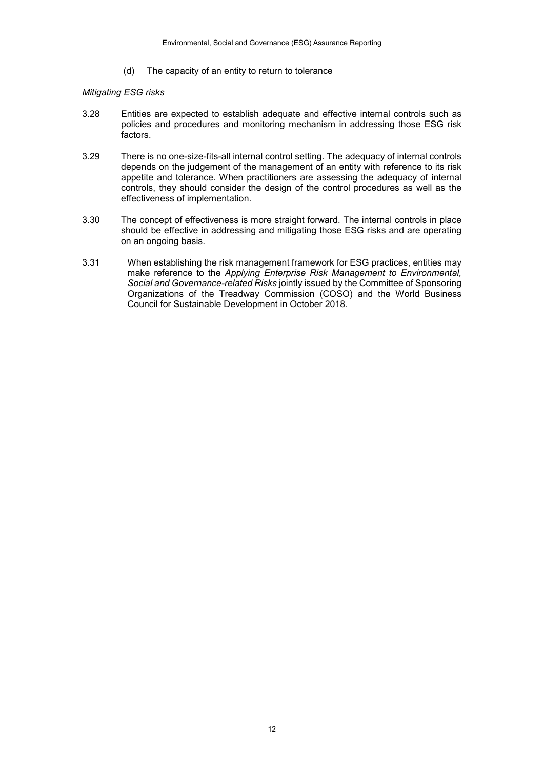(d) The capacity of an entity to return to tolerance

*Mitigating ESG risks*

3.28 Entities are expected to establish adequate and effective internal controls such as policies and procedures and monitoring mechanism in addressing those ESG risk factors.

3.29 There is no one-size-fits-all internal control setting. The adequacy of internal controls depends on the judgement of the management of an entity with reference to its risk appetite and tolerance. When practitioners are assessing the adequacy of internal controls, they should consider the design of the control procedures as well as the effectiveness of implementation.

3.30 The concept of effectiveness is more straight forward. The internal controls in place should be effective in addressing and mitigating those ESG risks and are operating on an ongoing basis.

3.31 When establishing the risk management framework for ESG practices, entities may make reference to the *Applying Enterprise Risk Management to Environmental, Social and Governance-related Risks* jointly issued by the Committee of Sponsoring Organizations of the Treadway Commission (COSO) and the World Business Council for Sustainable Development in October 2018.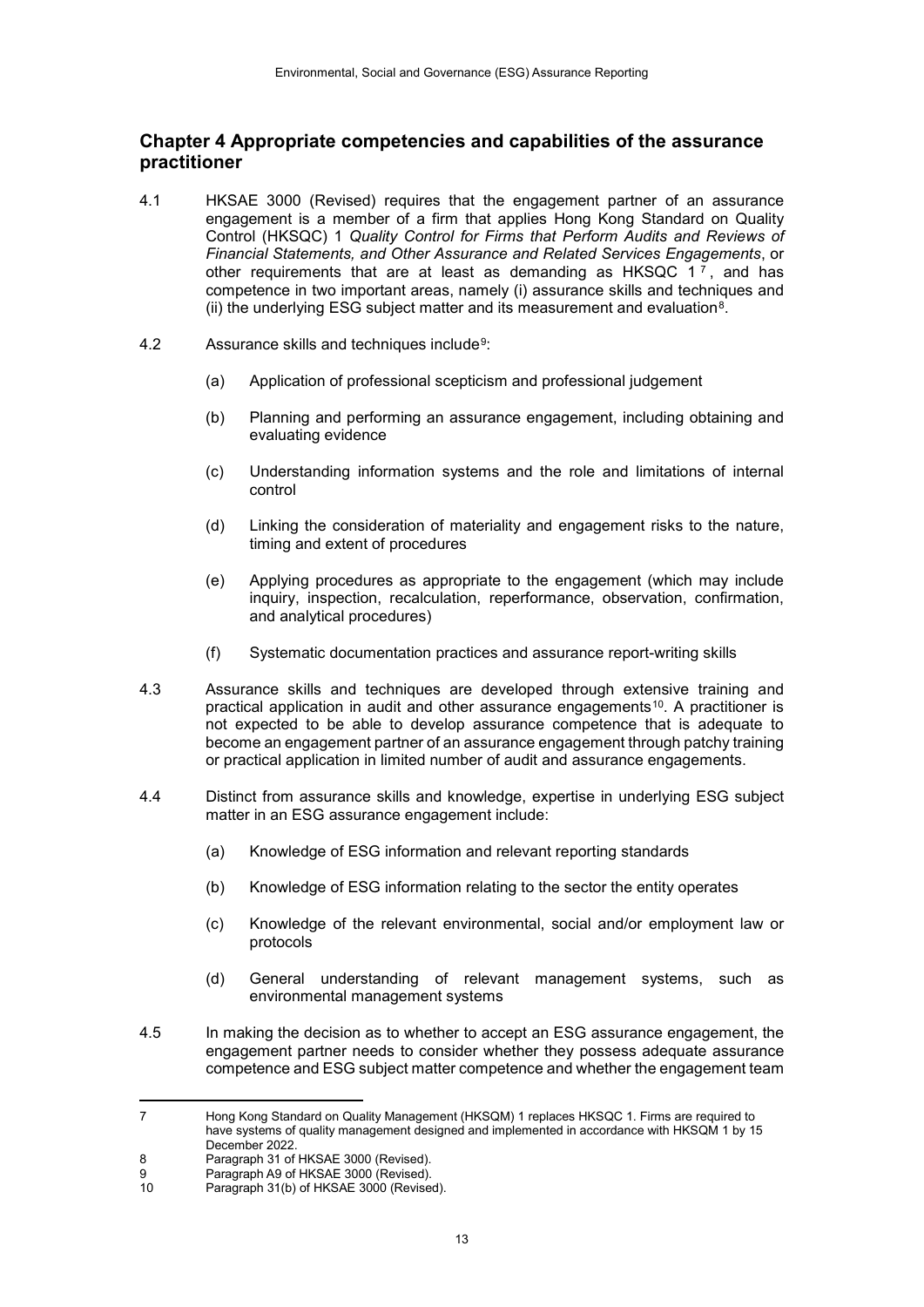## Chapter 4 Appropriate competencies and capabilities of the assurance practitioner

4.1 HKSAE 3000 (Revised) requires that the engagement partner of an assurance engagement is a member of a firm that applies Hong Kong Standard on Quality Control (HKSQC) 1 *Quality Control for Firms that Perform Audits and Reviews of Financial Statements, and Other Assurance and Related Services Engagements*, or other requirements that are at least as demanding as HKSQC 1[7], and has competence in two important areas, namely (i) assurance skills and techniques and (ii) the underlying ESG subject matter and its measurement and evaluation[8].

4.2 Assurance skills and techniques include[9]:

(a) Application of professional scepticism and professional judgement

(b) Planning and performing an assurance engagement, including obtaining and evaluating evidence

(c) Understanding information systems and the role and limitations of internal control

(d) Linking the consideration of materiality and engagement risks to the nature, timing and extent of procedures

(e) Applying procedures as appropriate to the engagement (which may include inquiry, inspection, recalculation, reperformance, observation, confirmation, and analytical procedures)

(f) Systematic documentation practices and assurance report-writing skills

4.3 Assurance skills and techniques are developed through extensive training and practical application in audit and other assurance engagements[10]. A practitioner is not expected to be able to develop assurance competence that is adequate to become an engagement partner of an assurance engagement through patchy training or practical application in limited number of audit and assurance engagements.

4.4 Distinct from assurance skills and knowledge, expertise in underlying ESG subject matter in an ESG assurance engagement include:

(a) Knowledge of ESG information and relevant reporting standards

(b) Knowledge of ESG information relating to the sector the entity operates

(c) Knowledge of the relevant environmental, social and/or employment law or protocols

(d) General understanding of relevant management systems, such as environmental management systems

4.5 In making the decision as to whether to accept an ESG assurance engagement, the engagement partner needs to consider whether they possess adequate assurance competence and ESG subject matter competence and whether the engagement team

---

7 Hong Kong Standard on Quality Management (HKSQM) 1 replaces HKSQC 1. Firms are required to have systems of quality management designed and implemented in accordance with HKSQM 1 by 15 December 2022.

8 Paragraph 31 of HKSAE 3000 (Revised).

9 Paragraph A9 of HKSAE 3000 (Revised).

10 Paragraph 31(b) of HKSAE 3000 (Revised).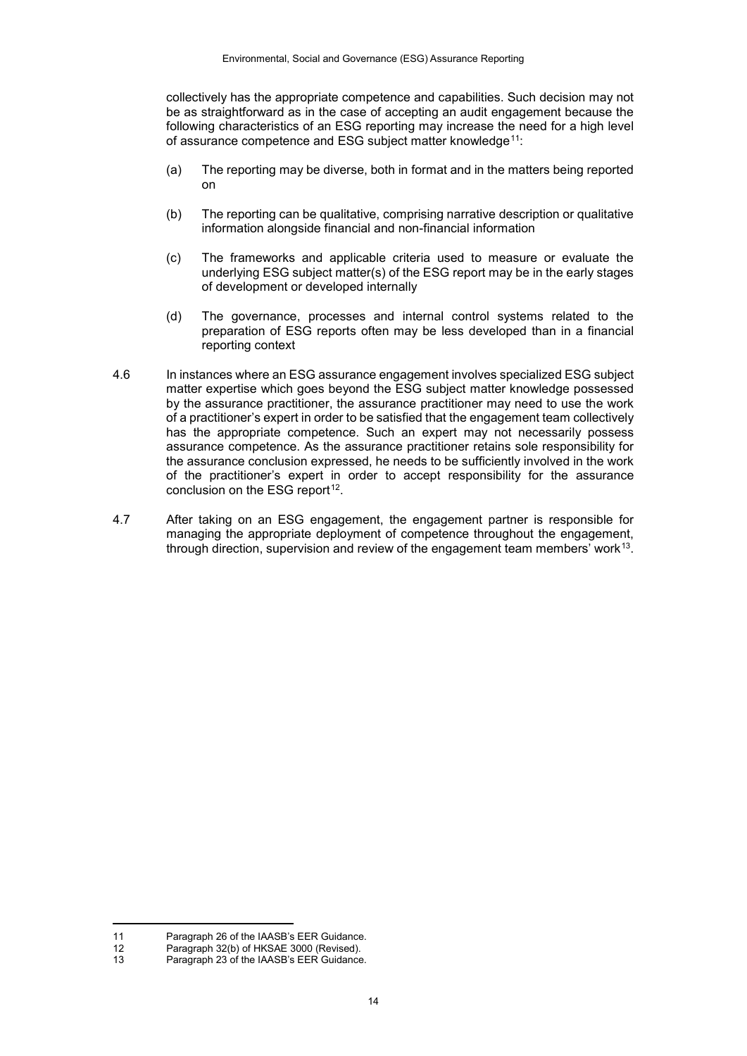collectively has the appropriate competence and capabilities. Such decision may not be as straightforward as in the case of accepting an audit engagement because the following characteristics of an ESG reporting may increase the need for a high level of assurance competence and ESG subject matter knowledge[11]:

(a) The reporting may be diverse, both in format and in the matters being reported on

(b) The reporting can be qualitative, comprising narrative description or qualitative information alongside financial and non-financial information

(c) The frameworks and applicable criteria used to measure or evaluate the underlying ESG subject matter(s) of the ESG report may be in the early stages of development or developed internally

(d) The governance, processes and internal control systems related to the preparation of ESG reports often may be less developed than in a financial reporting context

4.6 In instances where an ESG assurance engagement involves specialized ESG subject matter expertise which goes beyond the ESG subject matter knowledge possessed by the assurance practitioner, the assurance practitioner may need to use the work of a practitioner's expert in order to be satisfied that the engagement team collectively has the appropriate competence. Such an expert may not necessarily possess assurance competence. As the assurance practitioner retains sole responsibility for the assurance conclusion expressed, he needs to be sufficiently involved in the work of the practitioner's expert in order to accept responsibility for the assurance conclusion on the ESG report[12].

4.7 After taking on an ESG engagement, the engagement partner is responsible for managing the appropriate deployment of competence throughout the engagement, through direction, supervision and review of the engagement team members' work[13].

---

11 Paragraph 26 of the IAASB's EER Guidance.

12 Paragraph 32(b) of HKSAE 3000 (Revised).

13 Paragraph 23 of the IAASB's EER Guidance.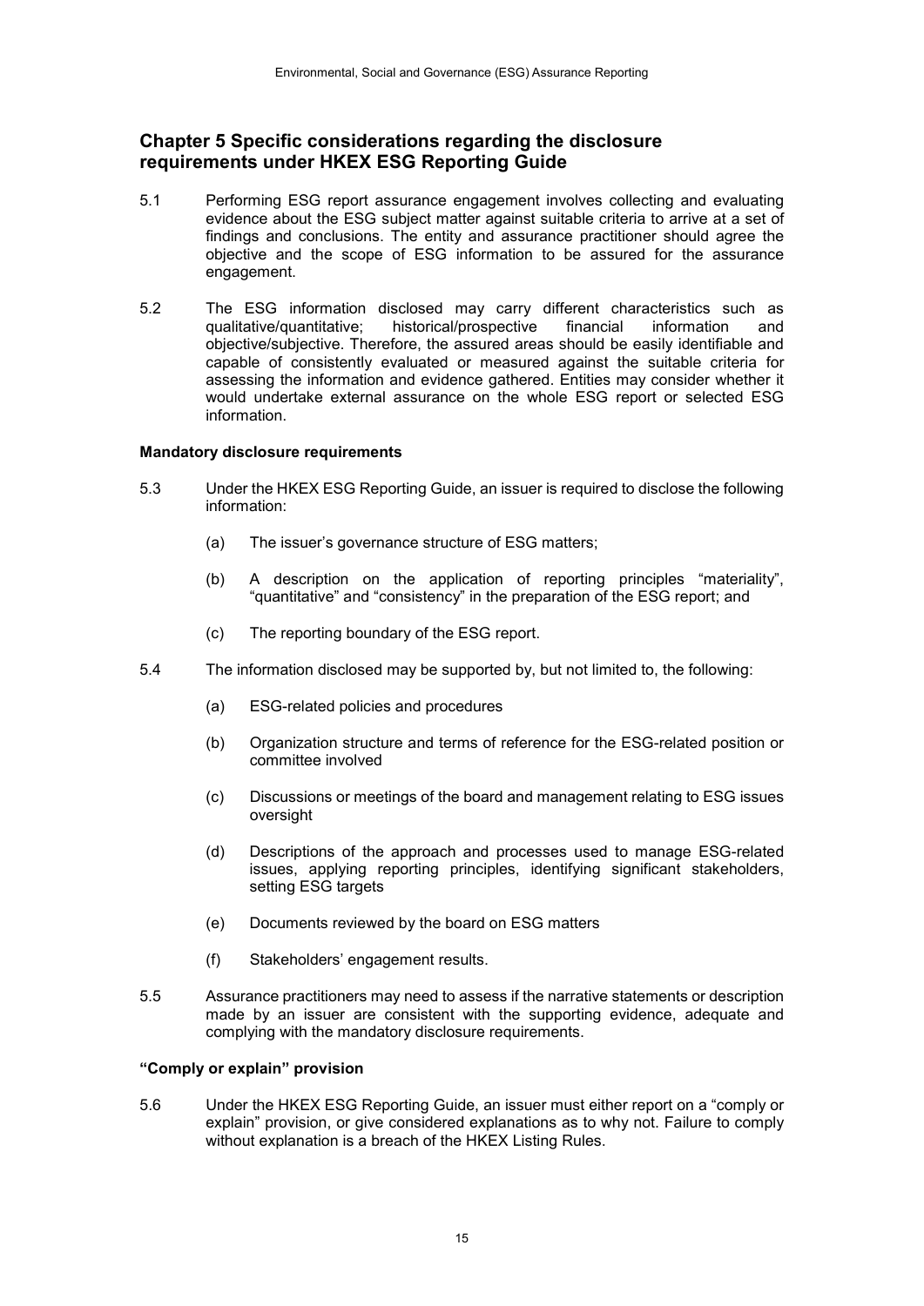## Chapter 5 Specific considerations regarding the disclosure requirements under HKEX ESG Reporting Guide

5.1 Performing ESG report assurance engagement involves collecting and evaluating evidence about the ESG subject matter against suitable criteria to arrive at a set of findings and conclusions. The entity and assurance practitioner should agree the objective and the scope of ESG information to be assured for the assurance engagement.

5.2 The ESG information disclosed may carry different characteristics such as qualitative/quantitative; historical/prospective financial information and objective/subjective. Therefore, the assured areas should be easily identifiable and capable of consistently evaluated or measured against the suitable criteria for assessing the information and evidence gathered. Entities may consider whether it would undertake external assurance on the whole ESG report or selected ESG information.

### Mandatory disclosure requirements

5.3 Under the HKEX ESG Reporting Guide, an issuer is required to disclose the following information:

(a) The issuer's governance structure of ESG matters;

(b) A description on the application of reporting principles "materiality", "quantitative" and "consistency" in the preparation of the ESG report; and

(c) The reporting boundary of the ESG report.

5.4 The information disclosed may be supported by, but not limited to, the following:

(a) ESG-related policies and procedures

(b) Organization structure and terms of reference for the ESG-related position or committee involved

(c) Discussions or meetings of the board and management relating to ESG issues oversight

(d) Descriptions of the approach and processes used to manage ESG-related issues, applying reporting principles, identifying significant stakeholders, setting ESG targets

(e) Documents reviewed by the board on ESG matters

(f) Stakeholders' engagement results.

5.5 Assurance practitioners may need to assess if the narrative statements or description made by an issuer are consistent with the supporting evidence, adequate and complying with the mandatory disclosure requirements.

### "Comply or explain" provision

5.6 Under the HKEX ESG Reporting Guide, an issuer must either report on a "comply or explain" provision, or give considered explanations as to why not. Failure to comply without explanation is a breach of the HKEX Listing Rules.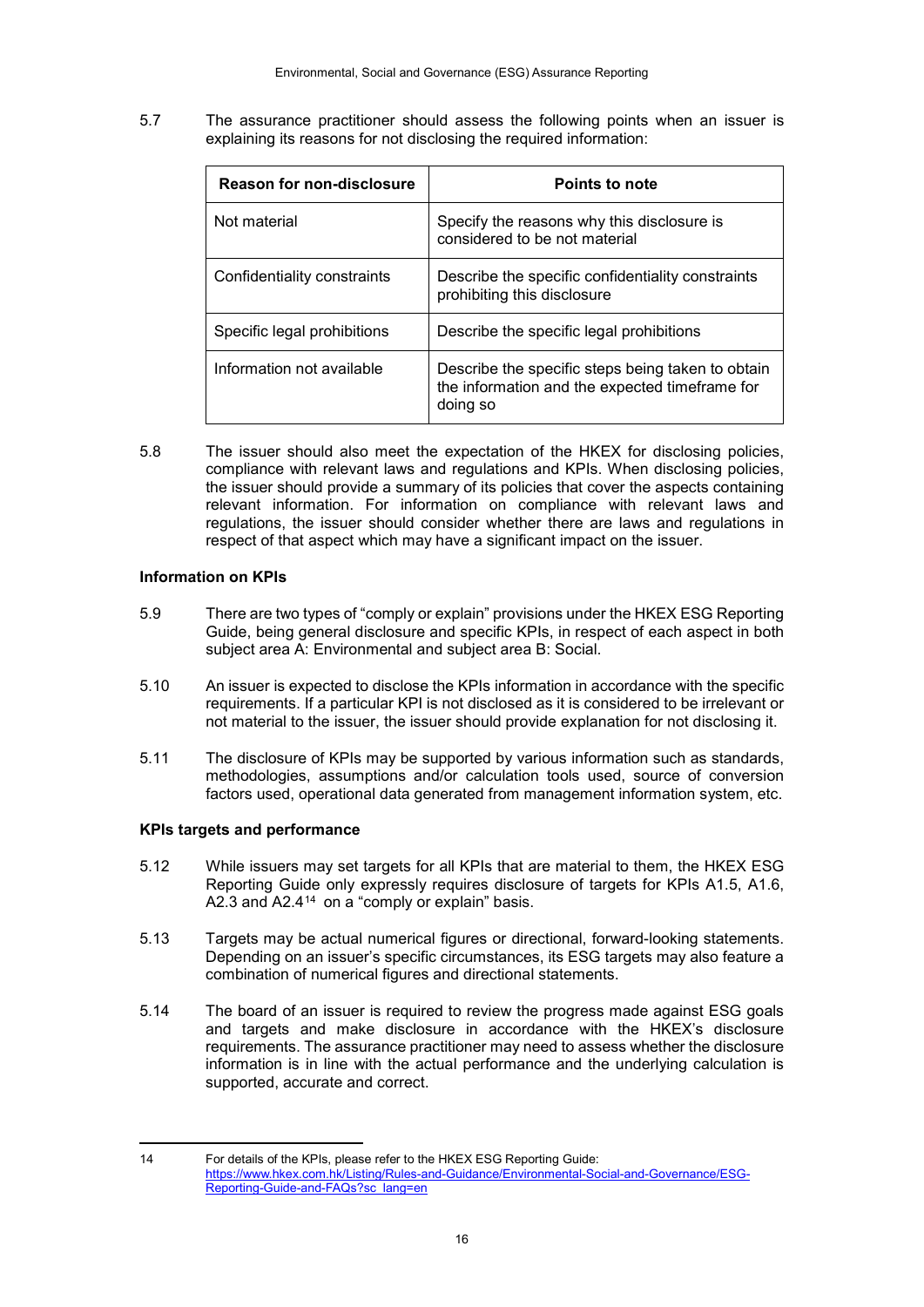5.7 The assurance practitioner should assess the following points when an issuer is explaining its reasons for not disclosing the required information:

| Reason for non-disclosure | Points to note |
|---|---|
| Not material | Specify the reasons why this disclosure is considered to be not material |
| Confidentiality constraints | Describe the specific confidentiality constraints prohibiting this disclosure |
| Specific legal prohibitions | Describe the specific legal prohibitions |
| Information not available | Describe the specific steps being taken to obtain the information and the expected timeframe for doing so |

5.8 The issuer should also meet the expectation of the HKEX for disclosing policies, compliance with relevant laws and regulations and KPIs. When disclosing policies, the issuer should provide a summary of its policies that cover the aspects containing relevant information. For information on compliance with relevant laws and regulations, the issuer should consider whether there are laws and regulations in respect of that aspect which may have a significant impact on the issuer.

**Information on KPIs**

5.9 There are two types of "comply or explain" provisions under the HKEX ESG Reporting Guide, being general disclosure and specific KPIs, in respect of each aspect in both subject area A: Environmental and subject area B: Social.

5.10 An issuer is expected to disclose the KPIs information in accordance with the specific requirements. If a particular KPI is not disclosed as it is considered to be irrelevant or not material to the issuer, the issuer should provide explanation for not disclosing it.

5.11 The disclosure of KPIs may be supported by various information such as standards, methodologies, assumptions and/or calculation tools used, source of conversion factors used, operational data generated from management information system, etc.

**KPIs targets and performance**

5.12 While issuers may set targets for all KPIs that are material to them, the HKEX ESG Reporting Guide only expressly requires disclosure of targets for KPIs A1.5, A1.6, A2.3 and A2.4[14] on a "comply or explain" basis.

5.13 Targets may be actual numerical figures or directional, forward-looking statements. Depending on an issuer's specific circumstances, its ESG targets may also feature a combination of numerical figures and directional statements.

5.14 The board of an issuer is required to review the progress made against ESG goals and targets and make disclosure in accordance with the HKEX's disclosure requirements. The assurance practitioner may need to assess whether the disclosure information is in line with the actual performance and the underlying calculation is supported, accurate and correct.

---

14 For details of the KPIs, please refer to the HKEX ESG Reporting Guide: https://www.hkex.com.hk/Listing/Rules-and-Guidance/Environmental-Social-and-Governance/ESG-Reporting-Guide-and-FAQs?sc_lang=en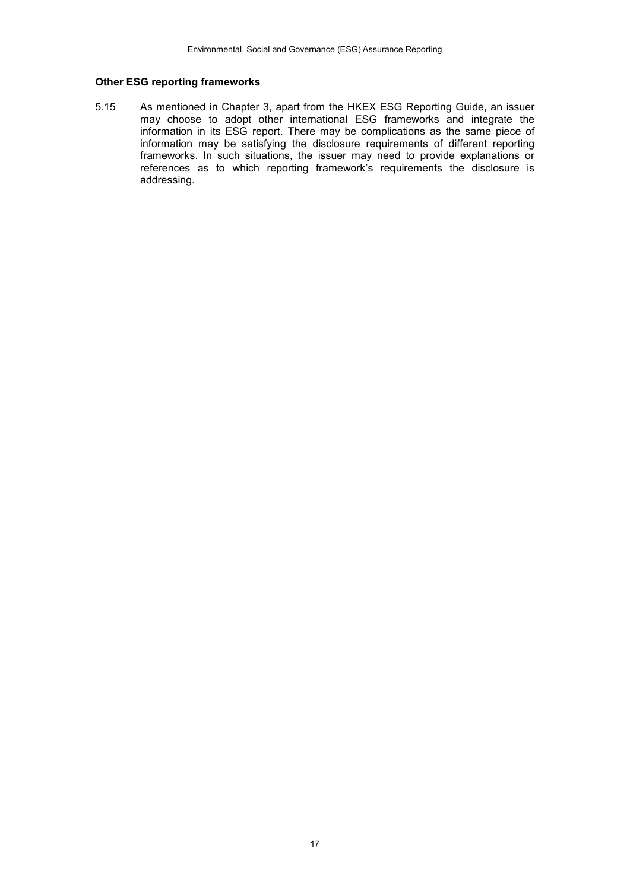### Other ESG reporting frameworks

5.15 As mentioned in Chapter 3, apart from the HKEX ESG Reporting Guide, an issuer may choose to adopt other international ESG frameworks and integrate the information in its ESG report. There may be complications as the same piece of information may be satisfying the disclosure requirements of different reporting frameworks. In such situations, the issuer may need to provide explanations or references as to which reporting framework's requirements the disclosure is addressing.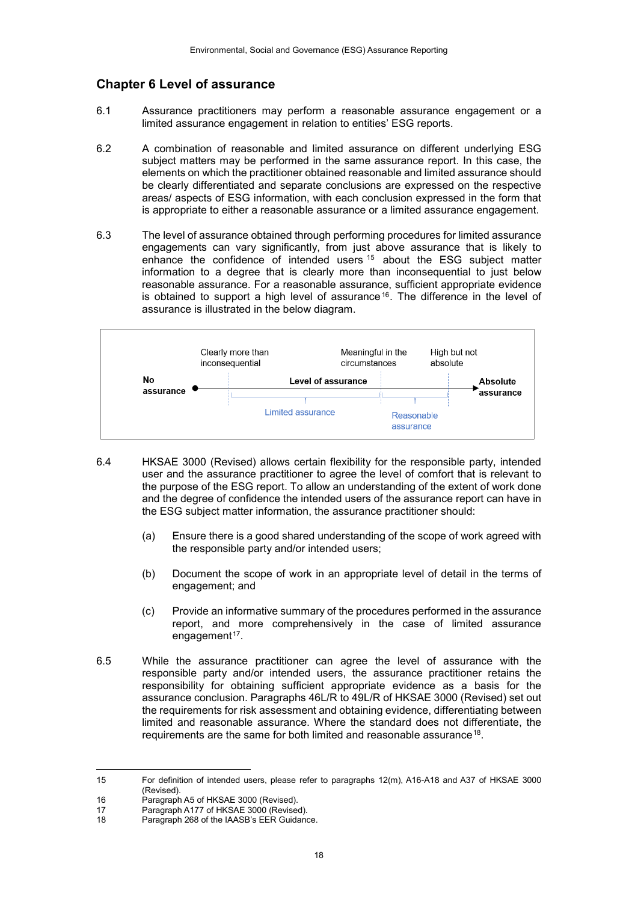## Chapter 6 Level of assurance

6.1 Assurance practitioners may perform a reasonable assurance engagement or a limited assurance engagement in relation to entities' ESG reports.

6.2 A combination of reasonable and limited assurance on different underlying ESG subject matters may be performed in the same assurance report. In this case, the elements on which the practitioner obtained reasonable and limited assurance should be clearly differentiated and separate conclusions are expressed on the respective areas/ aspects of ESG information, with each conclusion expressed in the form that is appropriate to either a reasonable assurance or a limited assurance engagement.

6.3 The level of assurance obtained through performing procedures for limited assurance engagements can vary significantly, from just above assurance that is likely to enhance the confidence of intended users [15] about the ESG subject matter information to a degree that is clearly more than inconsequential to just below reasonable assurance. For a reasonable assurance, sufficient appropriate evidence is obtained to support a high level of assurance[16]. The difference in the level of assurance is illustrated in the below diagram.

| No assurance | Clearly more than inconsequential | Level of assurance | Meaningful in the circumstances | High but not absolute | Absolute assurance |
|---|---|---|---|---|---|
| | Limited assurance | | Reasonable assurance | | |

6.4 HKSAE 3000 (Revised) allows certain flexibility for the responsible party, intended user and the assurance practitioner to agree the level of comfort that is relevant to the purpose of the ESG report. To allow an understanding of the extent of work done and the degree of confidence the intended users of the assurance report can have in the ESG subject matter information, the assurance practitioner should:

(a) Ensure there is a good shared understanding of the scope of work agreed with the responsible party and/or intended users;

(b) Document the scope of work in an appropriate level of detail in the terms of engagement; and

(c) Provide an informative summary of the procedures performed in the assurance report, and more comprehensively in the case of limited assurance engagement[17].

6.5 While the assurance practitioner can agree the level of assurance with the responsible party and/or intended users, the assurance practitioner retains the responsibility for obtaining sufficient appropriate evidence as a basis for the assurance conclusion. Paragraphs 46L/R to 49L/R of HKSAE 3000 (Revised) set out the requirements for risk assessment and obtaining evidence, differentiating between limited and reasonable assurance. Where the standard does not differentiate, the requirements are the same for both limited and reasonable assurance[18].

---

15 For definition of intended users, please refer to paragraphs 12(m), A16-A18 and A37 of HKSAE 3000 (Revised).

16 Paragraph A5 of HKSAE 3000 (Revised).

17 Paragraph A177 of HKSAE 3000 (Revised).

18 Paragraph 268 of the IAASB's EER Guidance.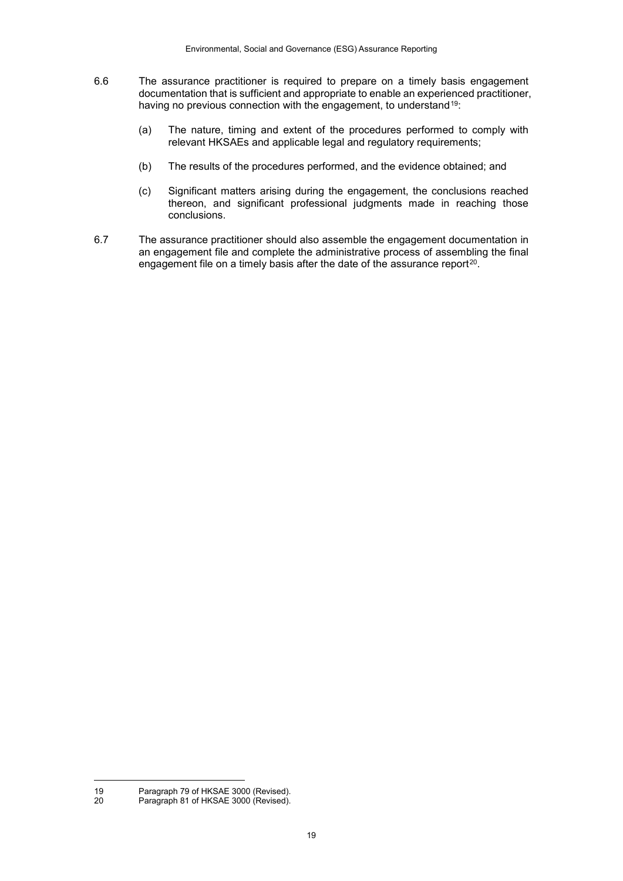6.6 The assurance practitioner is required to prepare on a timely basis engagement documentation that is sufficient and appropriate to enable an experienced practitioner, having no previous connection with the engagement, to understand[19]:

(a) The nature, timing and extent of the procedures performed to comply with relevant HKSAEs and applicable legal and regulatory requirements;

(b) The results of the procedures performed, and the evidence obtained; and

(c) Significant matters arising during the engagement, the conclusions reached thereon, and significant professional judgments made in reaching those conclusions.

6.7 The assurance practitioner should also assemble the engagement documentation in an engagement file and complete the administrative process of assembling the final engagement file on a timely basis after the date of the assurance report[20].

---

19 Paragraph 79 of HKSAE 3000 (Revised).

20 Paragraph 81 of HKSAE 3000 (Revised).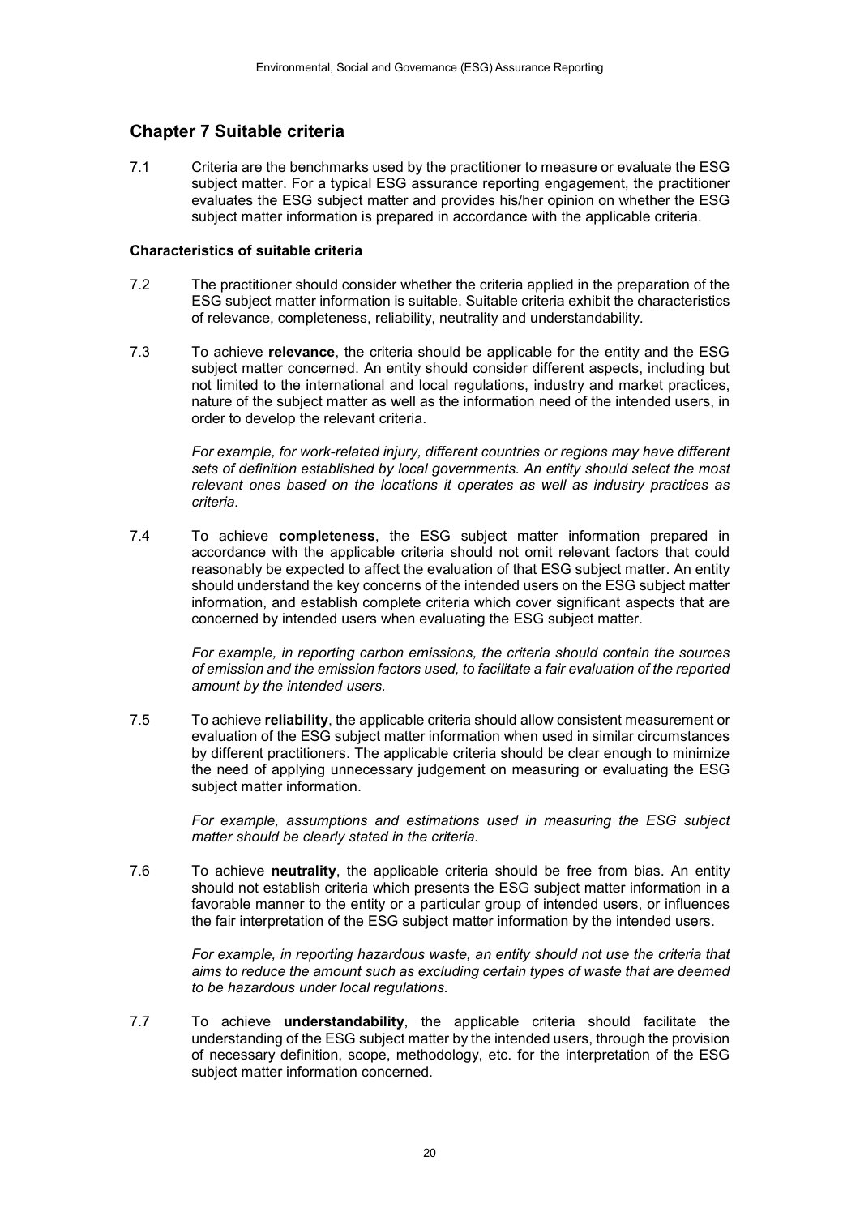## Chapter 7 Suitable criteria

7.1 Criteria are the benchmarks used by the practitioner to measure or evaluate the ESG subject matter. For a typical ESG assurance reporting engagement, the practitioner evaluates the ESG subject matter and provides his/her opinion on whether the ESG subject matter information is prepared in accordance with the applicable criteria.

**Characteristics of suitable criteria**

7.2 The practitioner should consider whether the criteria applied in the preparation of the ESG subject matter information is suitable. Suitable criteria exhibit the characteristics of relevance, completeness, reliability, neutrality and understandability.

7.3 To achieve **relevance**, the criteria should be applicable for the entity and the ESG subject matter concerned. An entity should consider different aspects, including but not limited to the international and local regulations, industry and market practices, nature of the subject matter as well as the information need of the intended users, in order to develop the relevant criteria.

*For example, for work-related injury, different countries or regions may have different sets of definition established by local governments. An entity should select the most relevant ones based on the locations it operates as well as industry practices as criteria.*

7.4 To achieve **completeness**, the ESG subject matter information prepared in accordance with the applicable criteria should not omit relevant factors that could reasonably be expected to affect the evaluation of that ESG subject matter. An entity should understand the key concerns of the intended users on the ESG subject matter information, and establish complete criteria which cover significant aspects that are concerned by intended users when evaluating the ESG subject matter.

*For example, in reporting carbon emissions, the criteria should contain the sources of emission and the emission factors used, to facilitate a fair evaluation of the reported amount by the intended users.*

7.5 To achieve **reliability**, the applicable criteria should allow consistent measurement or evaluation of the ESG subject matter information when used in similar circumstances by different practitioners. The applicable criteria should be clear enough to minimize the need of applying unnecessary judgement on measuring or evaluating the ESG subject matter information.

*For example, assumptions and estimations used in measuring the ESG subject matter should be clearly stated in the criteria.*

7.6 To achieve **neutrality**, the applicable criteria should be free from bias. An entity should not establish criteria which presents the ESG subject matter information in a favorable manner to the entity or a particular group of intended users, or influences the fair interpretation of the ESG subject matter information by the intended users.

*For example, in reporting hazardous waste, an entity should not use the criteria that aims to reduce the amount such as excluding certain types of waste that are deemed to be hazardous under local regulations.*

7.7 To achieve **understandability**, the applicable criteria should facilitate the understanding of the ESG subject matter by the intended users, through the provision of necessary definition, scope, methodology, etc. for the interpretation of the ESG subject matter information concerned.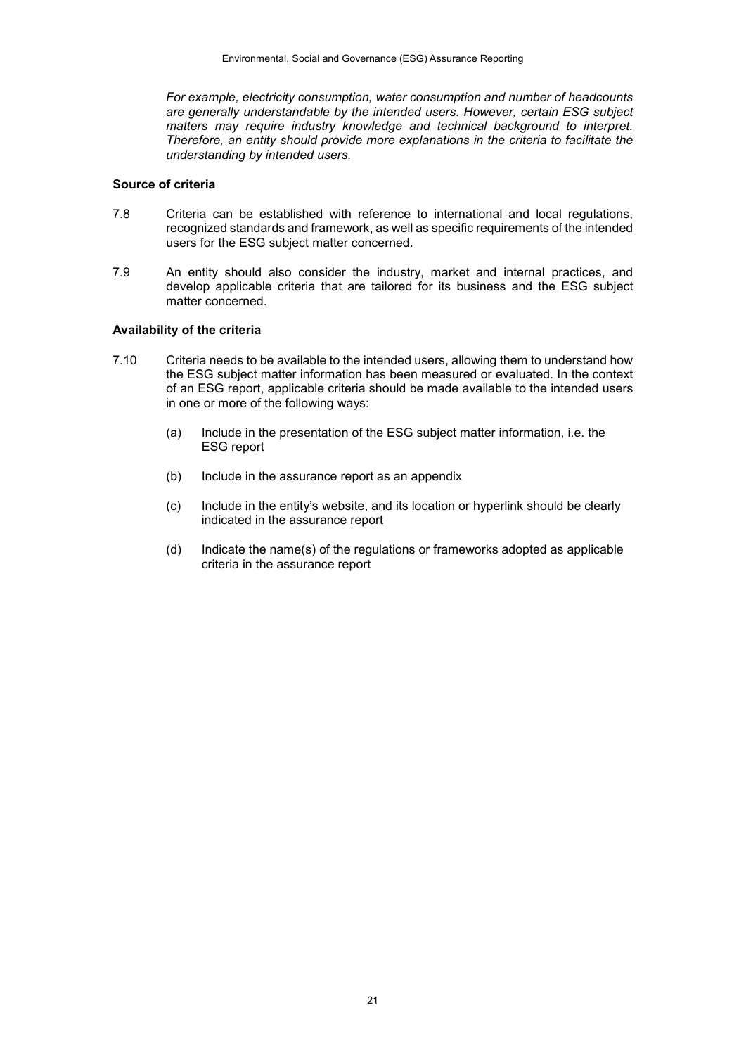*For example, electricity consumption, water consumption and number of headcounts are generally understandable by the intended users. However, certain ESG subject matters may require industry knowledge and technical background to interpret. Therefore, an entity should provide more explanations in the criteria to facilitate the understanding by intended users.*

**Source of criteria**

7.8 Criteria can be established with reference to international and local regulations, recognized standards and framework, as well as specific requirements of the intended users for the ESG subject matter concerned.

7.9 An entity should also consider the industry, market and internal practices, and develop applicable criteria that are tailored for its business and the ESG subject matter concerned.

**Availability of the criteria**

7.10 Criteria needs to be available to the intended users, allowing them to understand how the ESG subject matter information has been measured or evaluated. In the context of an ESG report, applicable criteria should be made available to the intended users in one or more of the following ways:

(a) Include in the presentation of the ESG subject matter information, i.e. the ESG report

(b) Include in the assurance report as an appendix

(c) Include in the entity's website, and its location or hyperlink should be clearly indicated in the assurance report

(d) Indicate the name(s) of the regulations or frameworks adopted as applicable criteria in the assurance report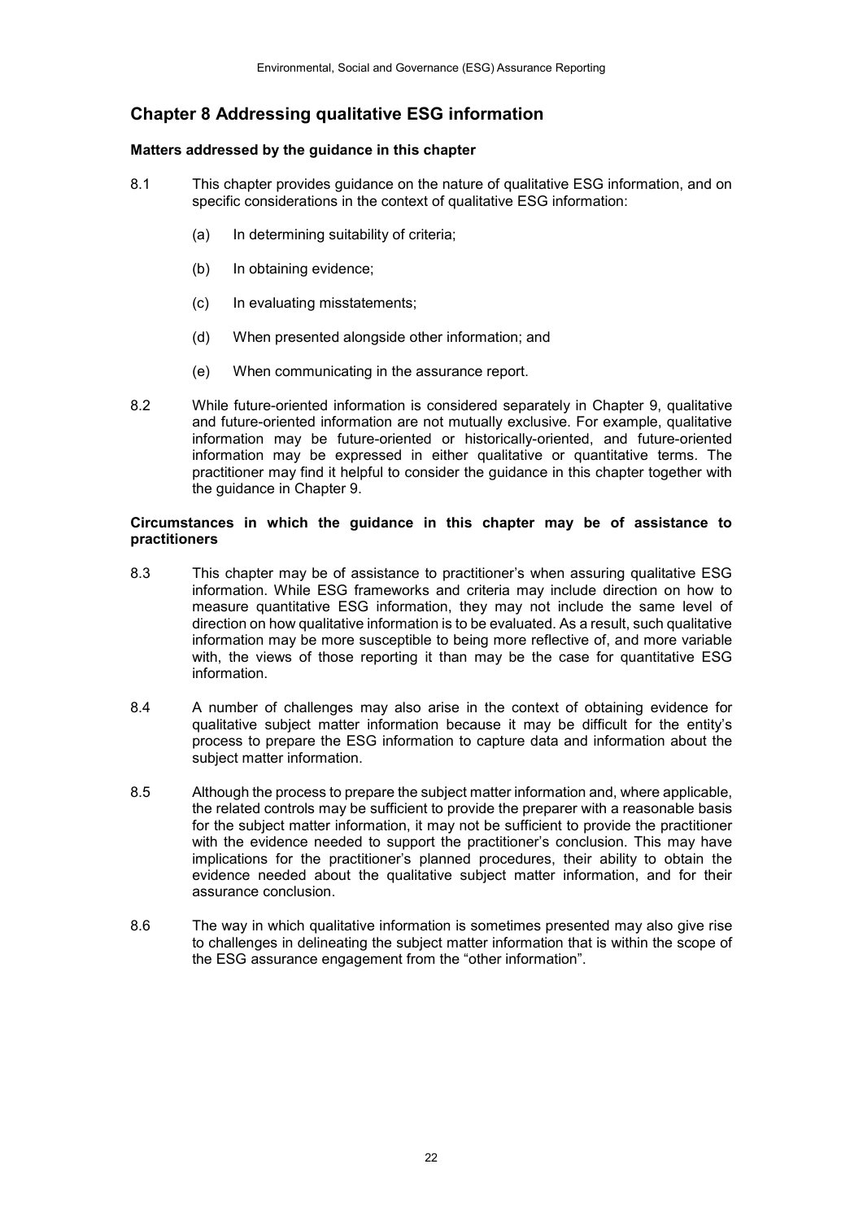## Chapter 8 Addressing qualitative ESG information

### Matters addressed by the guidance in this chapter

8.1 This chapter provides guidance on the nature of qualitative ESG information, and on specific considerations in the context of qualitative ESG information:

(a) In determining suitability of criteria;

(b) In obtaining evidence;

(c) In evaluating misstatements;

(d) When presented alongside other information; and

(e) When communicating in the assurance report.

8.2 While future-oriented information is considered separately in Chapter 9, qualitative and future-oriented information are not mutually exclusive. For example, qualitative information may be future-oriented or historically-oriented, and future-oriented information may be expressed in either qualitative or quantitative terms. The practitioner may find it helpful to consider the guidance in this chapter together with the guidance in Chapter 9.

### Circumstances in which the guidance in this chapter may be of assistance to practitioners

8.3 This chapter may be of assistance to practitioner's when assuring qualitative ESG information. While ESG frameworks and criteria may include direction on how to measure quantitative ESG information, they may not include the same level of direction on how qualitative information is to be evaluated. As a result, such qualitative information may be more susceptible to being more reflective of, and more variable with, the views of those reporting it than may be the case for quantitative ESG information.

8.4 A number of challenges may also arise in the context of obtaining evidence for qualitative subject matter information because it may be difficult for the entity's process to prepare the ESG information to capture data and information about the subject matter information.

8.5 Although the process to prepare the subject matter information and, where applicable, the related controls may be sufficient to provide the preparer with a reasonable basis for the subject matter information, it may not be sufficient to provide the practitioner with the evidence needed to support the practitioner's conclusion. This may have implications for the practitioner's planned procedures, their ability to obtain the evidence needed about the qualitative subject matter information, and for their assurance conclusion.

8.6 The way in which qualitative information is sometimes presented may also give rise to challenges in delineating the subject matter information that is within the scope of the ESG assurance engagement from the "other information".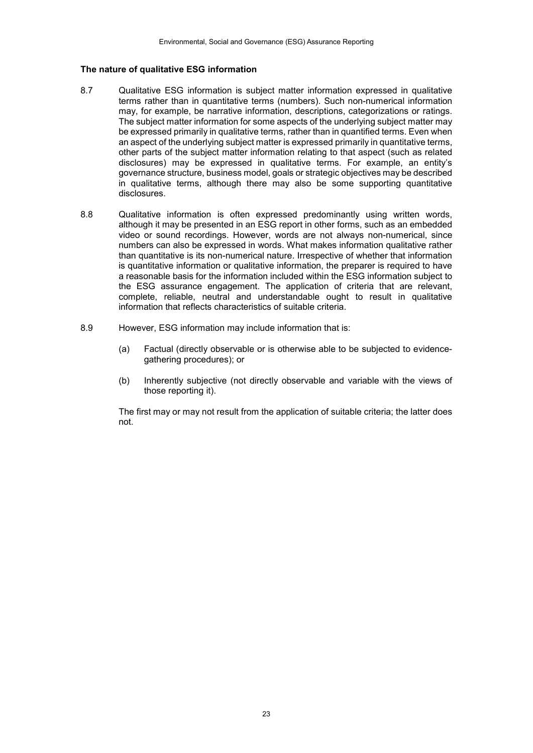### The nature of qualitative ESG information

8.7 Qualitative ESG information is subject matter information expressed in qualitative terms rather than in quantitative terms (numbers). Such non-numerical information may, for example, be narrative information, descriptions, categorizations or ratings. The subject matter information for some aspects of the underlying subject matter may be expressed primarily in qualitative terms, rather than in quantified terms. Even when an aspect of the underlying subject matter is expressed primarily in quantitative terms, other parts of the subject matter information relating to that aspect (such as related disclosures) may be expressed in qualitative terms. For example, an entity's governance structure, business model, goals or strategic objectives may be described in qualitative terms, although there may also be some supporting quantitative disclosures.

8.8 Qualitative information is often expressed predominantly using written words, although it may be presented in an ESG report in other forms, such as an embedded video or sound recordings. However, words are not always non-numerical, since numbers can also be expressed in words. What makes information qualitative rather than quantitative is its non-numerical nature. Irrespective of whether that information is quantitative information or qualitative information, the preparer is required to have a reasonable basis for the information included within the ESG information subject to the ESG assurance engagement. The application of criteria that are relevant, complete, reliable, neutral and understandable ought to result in qualitative information that reflects characteristics of suitable criteria.

8.9 However, ESG information may include information that is:

(a) Factual (directly observable or is otherwise able to be subjected to evidence-gathering procedures); or

(b) Inherently subjective (not directly observable and variable with the views of those reporting it).

The first may or may not result from the application of suitable criteria; the latter does not.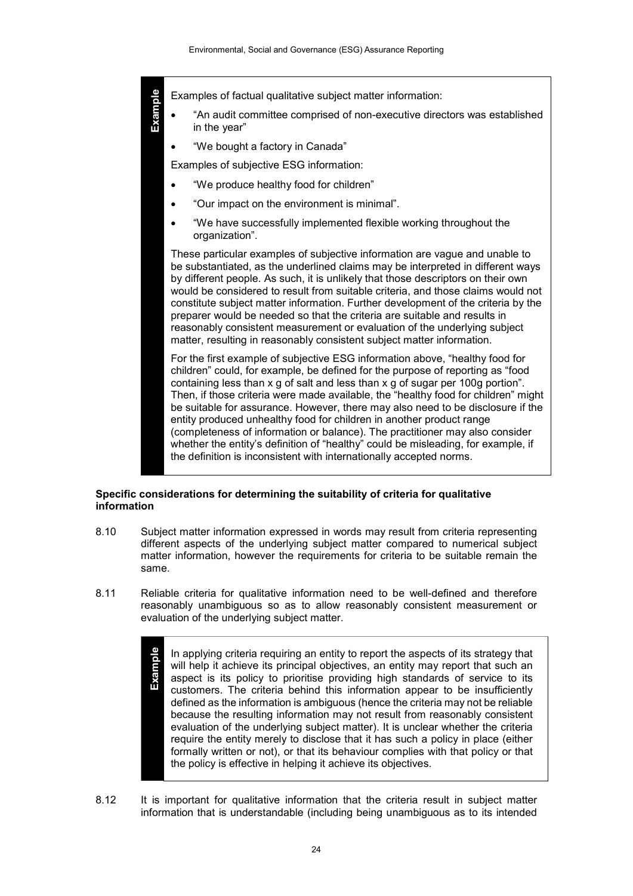> **Example**
>
> Examples of factual qualitative subject matter information:
>
> - "An audit committee comprised of non-executive directors was established in the year"
> - "We bought a factory in Canada"
>
> Examples of subjective ESG information:
>
> - "We produce healthy food for children"
> - "Our impact on the environment is minimal".
> - "We have successfully implemented flexible working throughout the organization".
>
> These particular examples of subjective information are vague and unable to be substantiated, as the underlined claims may be interpreted in different ways by different people. As such, it is unlikely that those descriptors on their own would be considered to result from suitable criteria, and those claims would not constitute subject matter information. Further development of the criteria by the preparer would be needed so that the criteria are suitable and results in reasonably consistent measurement or evaluation of the underlying subject matter, resulting in reasonably consistent subject matter information.
>
> For the first example of subjective ESG information above, "healthy food for children" could, for example, be defined for the purpose of reporting as "food containing less than x g of salt and less than x g of sugar per 100g portion". Then, if those criteria were made available, the "healthy food for children" might be suitable for assurance. However, there may also need to be disclosure if the entity produced unhealthy food for children in another product range (completeness of information or balance). The practitioner may also consider whether the entity's definition of "healthy" could be misleading, for example, if the definition is inconsistent with internationally accepted norms.

**Specific considerations for determining the suitability of criteria for qualitative information**

8.10 Subject matter information expressed in words may result from criteria representing different aspects of the underlying subject matter compared to numerical subject matter information, however the requirements for criteria to be suitable remain the same.

8.11 Reliable criteria for qualitative information need to be well-defined and therefore reasonably unambiguous so as to allow reasonably consistent measurement or evaluation of the underlying subject matter.

> **Example**
>
> In applying criteria requiring an entity to report the aspects of its strategy that will help it achieve its principal objectives, an entity may report that such an aspect is its policy to prioritise providing high standards of service to its customers. The criteria behind this information appear to be insufficiently defined as the information is ambiguous (hence the criteria may not be reliable because the resulting information may not result from reasonably consistent evaluation of the underlying subject matter). It is unclear whether the criteria require the entity merely to disclose that it has such a policy in place (either formally written or not), or that its behaviour complies with that policy or that the policy is effective in helping it achieve its objectives.

8.12 It is important for qualitative information that the criteria result in subject matter information that is understandable (including being unambiguous as to its intended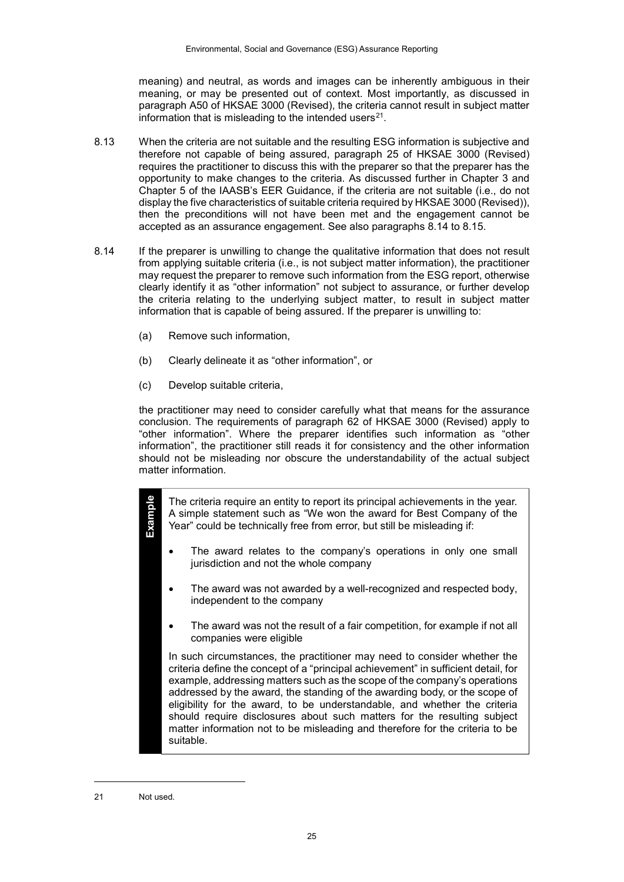meaning) and neutral, as words and images can be inherently ambiguous in their meaning, or may be presented out of context. Most importantly, as discussed in paragraph A50 of HKSAE 3000 (Revised), the criteria cannot result in subject matter information that is misleading to the intended users[21].

8.13 When the criteria are not suitable and the resulting ESG information is subjective and therefore not capable of being assured, paragraph 25 of HKSAE 3000 (Revised) requires the practitioner to discuss this with the preparer so that the preparer has the opportunity to make changes to the criteria. As discussed further in Chapter 3 and Chapter 5 of the IAASB's EER Guidance, if the criteria are not suitable (i.e., do not display the five characteristics of suitable criteria required by HKSAE 3000 (Revised)), then the preconditions will not have been met and the engagement cannot be accepted as an assurance engagement. See also paragraphs 8.14 to 8.15.

8.14 If the preparer is unwilling to change the qualitative information that does not result from applying suitable criteria (i.e., is not subject matter information), the practitioner may request the preparer to remove such information from the ESG report, otherwise clearly identify it as "other information" not subject to assurance, or further develop the criteria relating to the underlying subject matter, to result in subject matter information that is capable of being assured. If the preparer is unwilling to:

(a) Remove such information,

(b) Clearly delineate it as "other information", or

(c) Develop suitable criteria,

the practitioner may need to consider carefully what that means for the assurance conclusion. The requirements of paragraph 62 of HKSAE 3000 (Revised) apply to "other information". Where the preparer identifies such information as "other information", the practitioner still reads it for consistency and the other information should not be misleading nor obscure the understandability of the actual subject matter information.

> **Example**
>
> The criteria require an entity to report its principal achievements in the year. A simple statement such as "We won the award for Best Company of the Year" could be technically free from error, but still be misleading if:
>
> - The award relates to the company's operations in only one small jurisdiction and not the whole company
> - The award was not awarded by a well-recognized and respected body, independent to the company
> - The award was not the result of a fair competition, for example if not all companies were eligible
>
> In such circumstances, the practitioner may need to consider whether the criteria define the concept of a "principal achievement" in sufficient detail, for example, addressing matters such as the scope of the company's operations addressed by the award, the standing of the awarding body, or the scope of eligibility for the award, to be understandable, and whether the criteria should require disclosures about such matters for the resulting subject matter information not to be misleading and therefore for the criteria to be suitable.

---

21 Not used.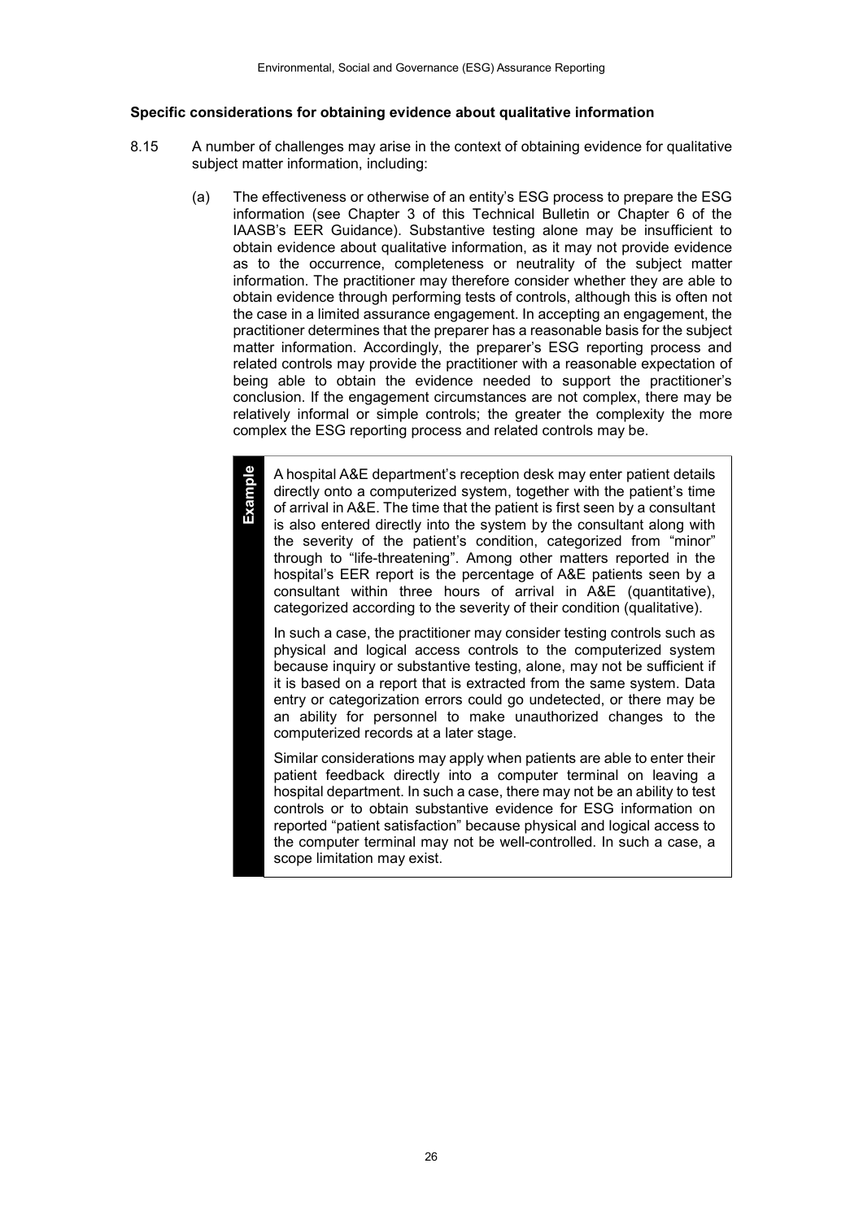### Specific considerations for obtaining evidence about qualitative information

8.15 A number of challenges may arise in the context of obtaining evidence for qualitative subject matter information, including:

(a) The effectiveness or otherwise of an entity's ESG process to prepare the ESG information (see Chapter 3 of this Technical Bulletin or Chapter 6 of the IAASB's EER Guidance). Substantive testing alone may be insufficient to obtain evidence about qualitative information, as it may not provide evidence as to the occurrence, completeness or neutrality of the subject matter information. The practitioner may therefore consider whether they are able to obtain evidence through performing tests of controls, although this is often not the case in a limited assurance engagement. In accepting an engagement, the practitioner determines that the preparer has a reasonable basis for the subject matter information. Accordingly, the preparer's ESG reporting process and related controls may provide the practitioner with a reasonable expectation of being able to obtain the evidence needed to support the practitioner's conclusion. If the engagement circumstances are not complex, there may be relatively informal or simple controls; the greater the complexity the more complex the ESG reporting process and related controls may be.

> **Example**
>
> A hospital A&E department's reception desk may enter patient details directly onto a computerized system, together with the patient's time of arrival in A&E. The time that the patient is first seen by a consultant is also entered directly into the system by the consultant along with the severity of the patient's condition, categorized from "minor" through to "life-threatening". Among other matters reported in the hospital's EER report is the percentage of A&E patients seen by a consultant within three hours of arrival in A&E (quantitative), categorized according to the severity of their condition (qualitative).
>
> In such a case, the practitioner may consider testing controls such as physical and logical access controls to the computerized system because inquiry or substantive testing, alone, may not be sufficient if it is based on a report that is extracted from the same system. Data entry or categorization errors could go undetected, or there may be an ability for personnel to make unauthorized changes to the computerized records at a later stage.
>
> Similar considerations may apply when patients are able to enter their patient feedback directly into a computer terminal on leaving a hospital department. In such a case, there may not be an ability to test controls or to obtain substantive evidence for ESG information on reported "patient satisfaction" because physical and logical access to the computer terminal may not be well-controlled. In such a case, a scope limitation may exist.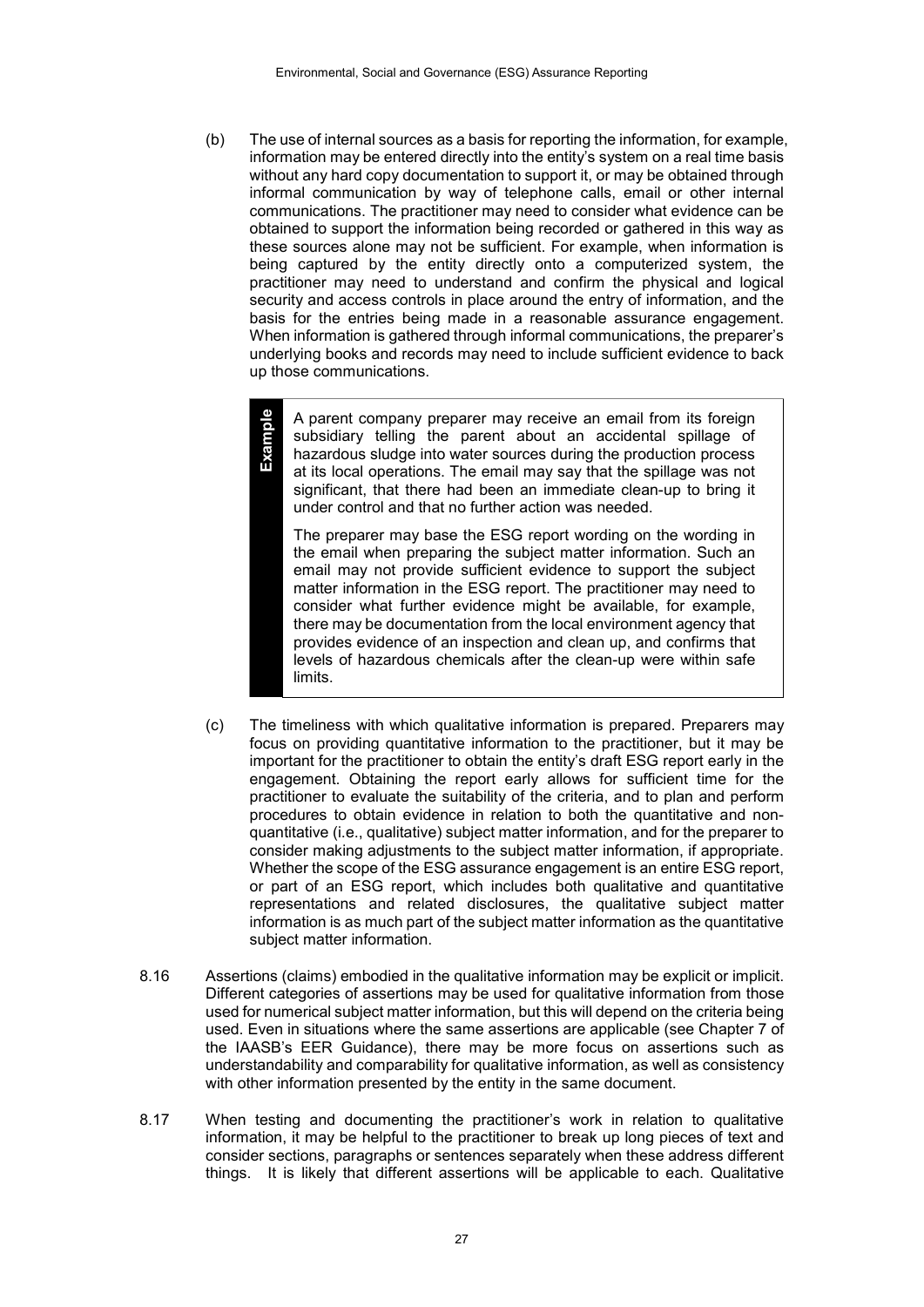(b) The use of internal sources as a basis for reporting the information, for example, information may be entered directly into the entity's system on a real time basis without any hard copy documentation to support it, or may be obtained through informal communication by way of telephone calls, email or other internal communications. The practitioner may need to consider what evidence can be obtained to support the information being recorded or gathered in this way as these sources alone may not be sufficient. For example, when information is being captured by the entity directly onto a computerized system, the practitioner may need to understand and confirm the physical and logical security and access controls in place around the entry of information, and the basis for the entries being made in a reasonable assurance engagement. When information is gathered through informal communications, the preparer's underlying books and records may need to include sufficient evidence to back up those communications.

> **Example**
>
> A parent company preparer may receive an email from its foreign subsidiary telling the parent about an accidental spillage of hazardous sludge into water sources during the production process at its local operations. The email may say that the spillage was not significant, that there had been an immediate clean-up to bring it under control and that no further action was needed.
>
> The preparer may base the ESG report wording on the wording in the email when preparing the subject matter information. Such an email may not provide sufficient evidence to support the subject matter information in the ESG report. The practitioner may need to consider what further evidence might be available, for example, there may be documentation from the local environment agency that provides evidence of an inspection and clean up, and confirms that levels of hazardous chemicals after the clean-up were within safe limits.

(c) The timeliness with which qualitative information is prepared. Preparers may focus on providing quantitative information to the practitioner, but it may be important for the practitioner to obtain the entity's draft ESG report early in the engagement. Obtaining the report early allows for sufficient time for the practitioner to evaluate the suitability of the criteria, and to plan and perform procedures to obtain evidence in relation to both the quantitative and non-quantitative (i.e., qualitative) subject matter information, and for the preparer to consider making adjustments to the subject matter information, if appropriate. Whether the scope of the ESG assurance engagement is an entire ESG report, or part of an ESG report, which includes both qualitative and quantitative representations and related disclosures, the qualitative subject matter information is as much part of the subject matter information as the quantitative subject matter information.

8.16 Assertions (claims) embodied in the qualitative information may be explicit or implicit. Different categories of assertions may be used for qualitative information from those used for numerical subject matter information, but this will depend on the criteria being used. Even in situations where the same assertions are applicable (see Chapter 7 of the IAASB's EER Guidance), there may be more focus on assertions such as understandability and comparability for qualitative information, as well as consistency with other information presented by the entity in the same document.

8.17 When testing and documenting the practitioner's work in relation to qualitative information, it may be helpful to the practitioner to break up long pieces of text and consider sections, paragraphs or sentences separately when these address different things. It is likely that different assertions will be applicable to each. Qualitative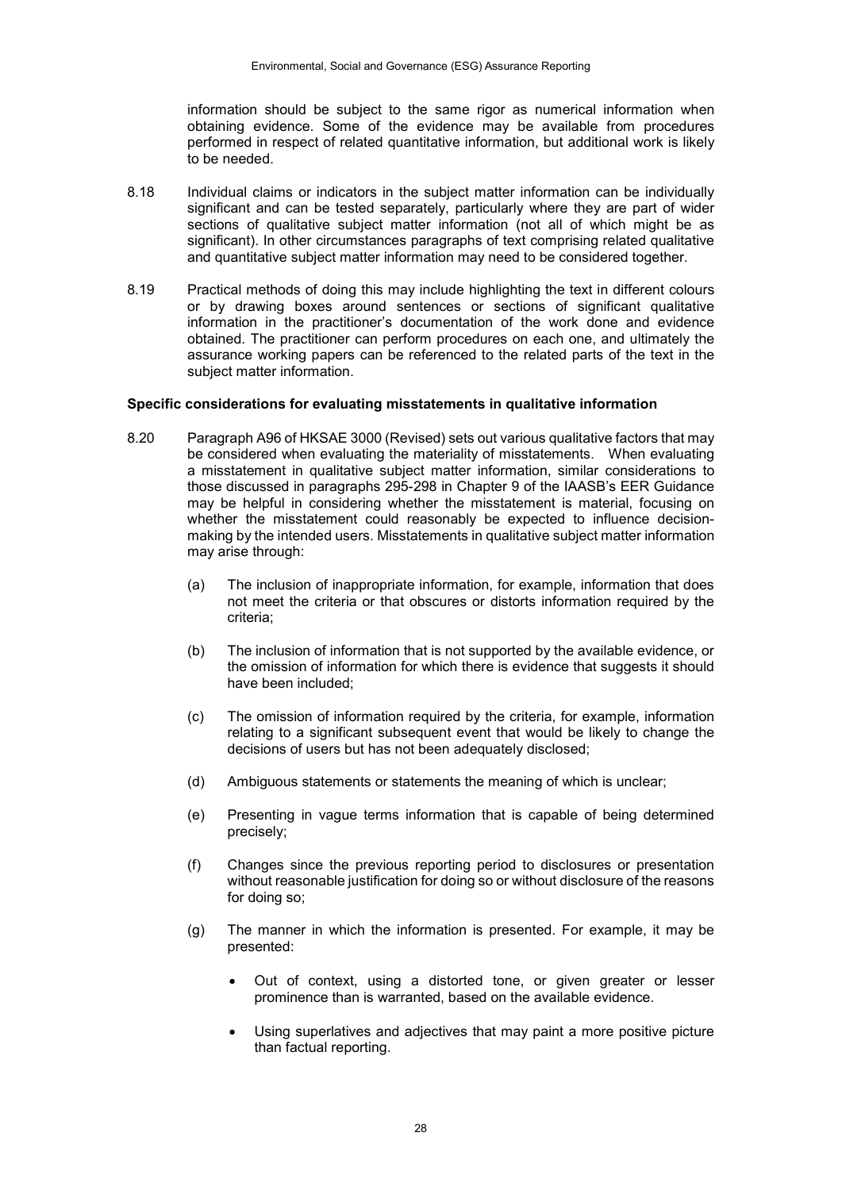information should be subject to the same rigor as numerical information when obtaining evidence. Some of the evidence may be available from procedures performed in respect of related quantitative information, but additional work is likely to be needed.

8.18 Individual claims or indicators in the subject matter information can be individually significant and can be tested separately, particularly where they are part of wider sections of qualitative subject matter information (not all of which might be as significant). In other circumstances paragraphs of text comprising related qualitative and quantitative subject matter information may need to be considered together.

8.19 Practical methods of doing this may include highlighting the text in different colours or by drawing boxes around sentences or sections of significant qualitative information in the practitioner's documentation of the work done and evidence obtained. The practitioner can perform procedures on each one, and ultimately the assurance working papers can be referenced to the related parts of the text in the subject matter information.

**Specific considerations for evaluating misstatements in qualitative information**

8.20 Paragraph A96 of HKSAE 3000 (Revised) sets out various qualitative factors that may be considered when evaluating the materiality of misstatements. When evaluating a misstatement in qualitative subject matter information, similar considerations to those discussed in paragraphs 295-298 in Chapter 9 of the IAASB's EER Guidance may be helpful in considering whether the misstatement is material, focusing on whether the misstatement could reasonably be expected to influence decision-making by the intended users. Misstatements in qualitative subject matter information may arise through:

(a) The inclusion of inappropriate information, for example, information that does not meet the criteria or that obscures or distorts information required by the criteria;

(b) The inclusion of information that is not supported by the available evidence, or the omission of information for which there is evidence that suggests it should have been included;

(c) The omission of information required by the criteria, for example, information relating to a significant subsequent event that would be likely to change the decisions of users but has not been adequately disclosed;

(d) Ambiguous statements or statements the meaning of which is unclear;

(e) Presenting in vague terms information that is capable of being determined precisely;

(f) Changes since the previous reporting period to disclosures or presentation without reasonable justification for doing so or without disclosure of the reasons for doing so;

(g) The manner in which the information is presented. For example, it may be presented:

- Out of context, using a distorted tone, or given greater or lesser prominence than is warranted, based on the available evidence.
- Using superlatives and adjectives that may paint a more positive picture than factual reporting.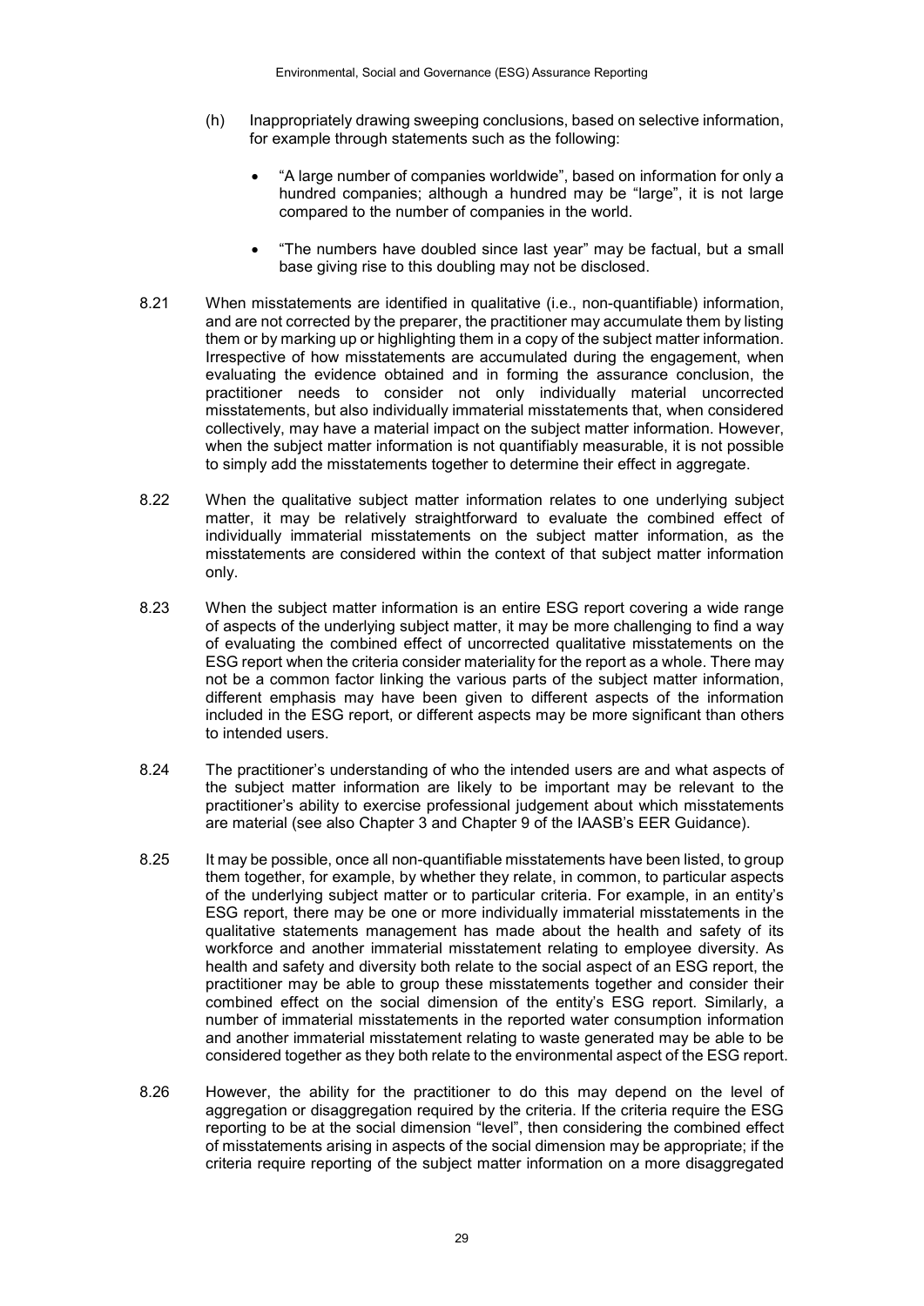(h) Inappropriately drawing sweeping conclusions, based on selective information, for example through statements such as the following:

- "A large number of companies worldwide", based on information for only a hundred companies; although a hundred may be "large", it is not large compared to the number of companies in the world.
- "The numbers have doubled since last year" may be factual, but a small base giving rise to this doubling may not be disclosed.

8.21 When misstatements are identified in qualitative (i.e., non-quantifiable) information, and are not corrected by the preparer, the practitioner may accumulate them by listing them or by marking up or highlighting them in a copy of the subject matter information. Irrespective of how misstatements are accumulated during the engagement, when evaluating the evidence obtained and in forming the assurance conclusion, the practitioner needs to consider not only individually material uncorrected misstatements, but also individually immaterial misstatements that, when considered collectively, may have a material impact on the subject matter information. However, when the subject matter information is not quantifiably measurable, it is not possible to simply add the misstatements together to determine their effect in aggregate.

8.22 When the qualitative subject matter information relates to one underlying subject matter, it may be relatively straightforward to evaluate the combined effect of individually immaterial misstatements on the subject matter information, as the misstatements are considered within the context of that subject matter information only.

8.23 When the subject matter information is an entire ESG report covering a wide range of aspects of the underlying subject matter, it may be more challenging to find a way of evaluating the combined effect of uncorrected qualitative misstatements on the ESG report when the criteria consider materiality for the report as a whole. There may not be a common factor linking the various parts of the subject matter information, different emphasis may have been given to different aspects of the information included in the ESG report, or different aspects may be more significant than others to intended users.

8.24 The practitioner's understanding of who the intended users are and what aspects of the subject matter information are likely to be important may be relevant to the practitioner's ability to exercise professional judgement about which misstatements are material (see also Chapter 3 and Chapter 9 of the IAASB's EER Guidance).

8.25 It may be possible, once all non-quantifiable misstatements have been listed, to group them together, for example, by whether they relate, in common, to particular aspects of the underlying subject matter or to particular criteria. For example, in an entity's ESG report, there may be one or more individually immaterial misstatements in the qualitative statements management has made about the health and safety of its workforce and another immaterial misstatement relating to employee diversity. As health and safety and diversity both relate to the social aspect of an ESG report, the practitioner may be able to group these misstatements together and consider their combined effect on the social dimension of the entity's ESG report. Similarly, a number of immaterial misstatements in the reported water consumption information and another immaterial misstatement relating to waste generated may be able to be considered together as they both relate to the environmental aspect of the ESG report.

8.26 However, the ability for the practitioner to do this may depend on the level of aggregation or disaggregation required by the criteria. If the criteria require the ESG reporting to be at the social dimension "level", then considering the combined effect of misstatements arising in aspects of the social dimension may be appropriate; if the criteria require reporting of the subject matter information on a more disaggregated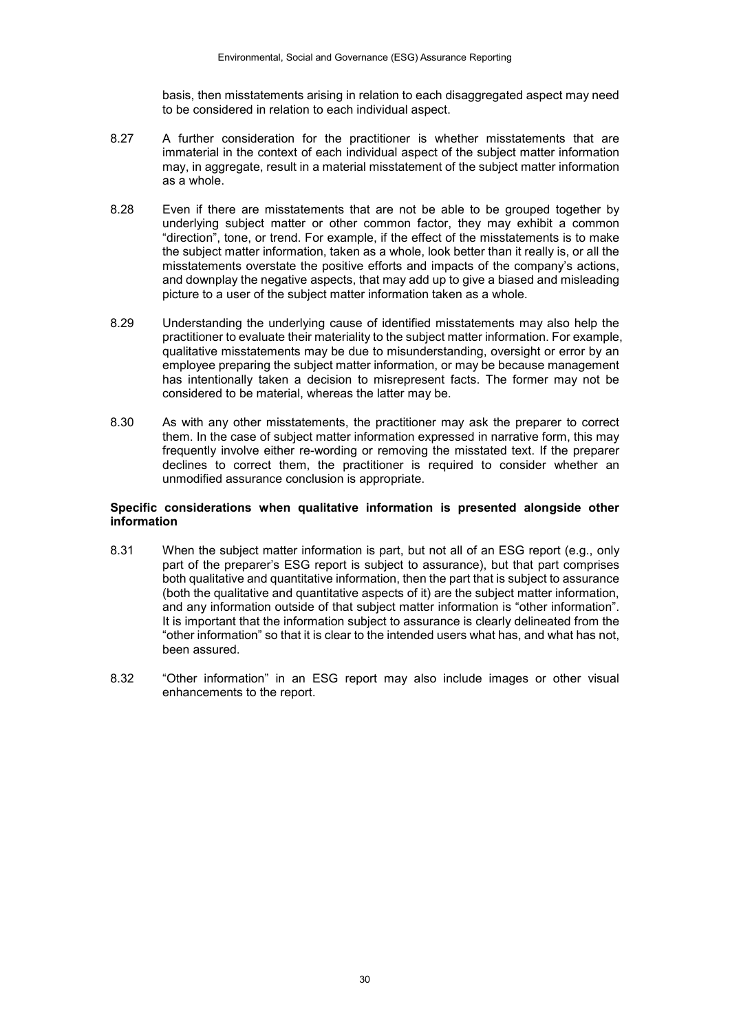basis, then misstatements arising in relation to each disaggregated aspect may need to be considered in relation to each individual aspect.

8.27 A further consideration for the practitioner is whether misstatements that are immaterial in the context of each individual aspect of the subject matter information may, in aggregate, result in a material misstatement of the subject matter information as a whole.

8.28 Even if there are misstatements that are not be able to be grouped together by underlying subject matter or other common factor, they may exhibit a common "direction", tone, or trend. For example, if the effect of the misstatements is to make the subject matter information, taken as a whole, look better than it really is, or all the misstatements overstate the positive efforts and impacts of the company's actions, and downplay the negative aspects, that may add up to give a biased and misleading picture to a user of the subject matter information taken as a whole.

8.29 Understanding the underlying cause of identified misstatements may also help the practitioner to evaluate their materiality to the subject matter information. For example, qualitative misstatements may be due to misunderstanding, oversight or error by an employee preparing the subject matter information, or may be because management has intentionally taken a decision to misrepresent facts. The former may not be considered to be material, whereas the latter may be.

8.30 As with any other misstatements, the practitioner may ask the preparer to correct them. In the case of subject matter information expressed in narrative form, this may frequently involve either re-wording or removing the misstated text. If the preparer declines to correct them, the practitioner is required to consider whether an unmodified assurance conclusion is appropriate.

**Specific considerations when qualitative information is presented alongside other information**

8.31 When the subject matter information is part, but not all of an ESG report (e.g., only part of the preparer's ESG report is subject to assurance), but that part comprises both qualitative and quantitative information, then the part that is subject to assurance (both the qualitative and quantitative aspects of it) are the subject matter information, and any information outside of that subject matter information is "other information". It is important that the information subject to assurance is clearly delineated from the "other information" so that it is clear to the intended users what has, and what has not, been assured.

8.32 "Other information" in an ESG report may also include images or other visual enhancements to the report.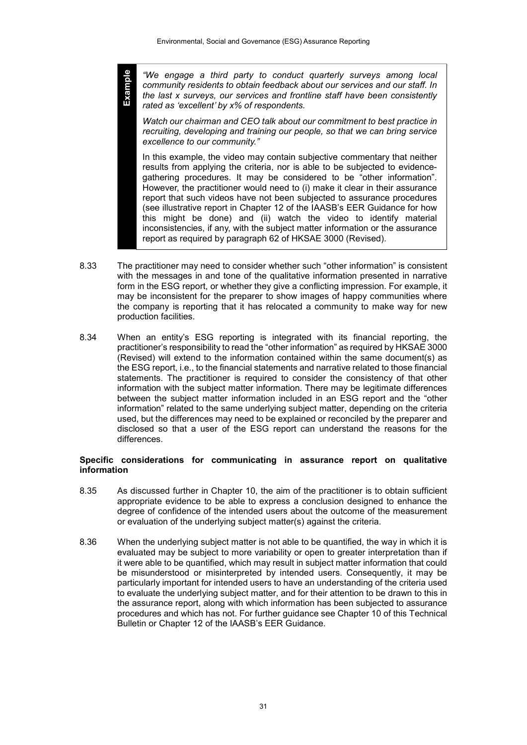> **Example**
>
> *"We engage a third party to conduct quarterly surveys among local community residents to obtain feedback about our services and our staff. In the last x surveys, our services and frontline staff have been consistently rated as 'excellent' by x% of respondents.*
>
> *Watch our chairman and CEO talk about our commitment to best practice in recruiting, developing and training our people, so that we can bring service excellence to our community."*
>
> In this example, the video may contain subjective commentary that neither results from applying the criteria, nor is able to be subjected to evidence-gathering procedures. It may be considered to be "other information". However, the practitioner would need to (i) make it clear in their assurance report that such videos have not been subjected to assurance procedures (see illustrative report in Chapter 12 of the IAASB's EER Guidance for how this might be done) and (ii) watch the video to identify material inconsistencies, if any, with the subject matter information or the assurance report as required by paragraph 62 of HKSAE 3000 (Revised).

8.33 The practitioner may need to consider whether such "other information" is consistent with the messages in and tone of the qualitative information presented in narrative form in the ESG report, or whether they give a conflicting impression. For example, it may be inconsistent for the preparer to show images of happy communities where the company is reporting that it has relocated a community to make way for new production facilities.

8.34 When an entity's ESG reporting is integrated with its financial reporting, the practitioner's responsibility to read the "other information" as required by HKSAE 3000 (Revised) will extend to the information contained within the same document(s) as the ESG report, i.e., to the financial statements and narrative related to those financial statements. The practitioner is required to consider the consistency of that other information with the subject matter information. There may be legitimate differences between the subject matter information included in an ESG report and the "other information" related to the same underlying subject matter, depending on the criteria used, but the differences may need to be explained or reconciled by the preparer and disclosed so that a user of the ESG report can understand the reasons for the differences.

**Specific considerations for communicating in assurance report on qualitative information**

8.35 As discussed further in Chapter 10, the aim of the practitioner is to obtain sufficient appropriate evidence to be able to express a conclusion designed to enhance the degree of confidence of the intended users about the outcome of the measurement or evaluation of the underlying subject matter(s) against the criteria.

8.36 When the underlying subject matter is not able to be quantified, the way in which it is evaluated may be subject to more variability or open to greater interpretation than if it were able to be quantified, which may result in subject matter information that could be misunderstood or misinterpreted by intended users. Consequently, it may be particularly important for intended users to have an understanding of the criteria used to evaluate the underlying subject matter, and for their attention to be drawn to this in the assurance report, along with which information has been subjected to assurance procedures and which has not. For further guidance see Chapter 10 of this Technical Bulletin or Chapter 12 of the IAASB's EER Guidance.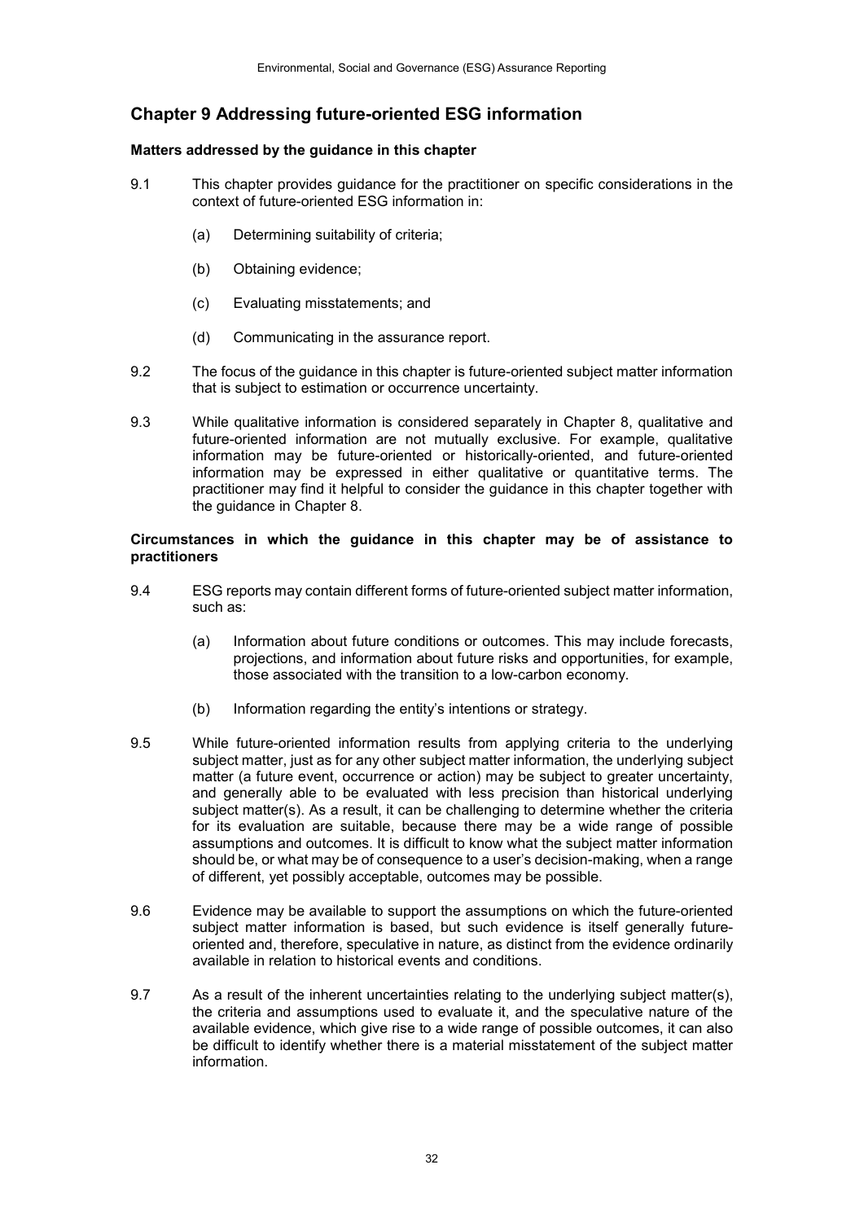## Chapter 9 Addressing future-oriented ESG information

**Matters addressed by the guidance in this chapter**

9.1 This chapter provides guidance for the practitioner on specific considerations in the context of future-oriented ESG information in:

(a) Determining suitability of criteria;

(b) Obtaining evidence;

(c) Evaluating misstatements; and

(d) Communicating in the assurance report.

9.2 The focus of the guidance in this chapter is future-oriented subject matter information that is subject to estimation or occurrence uncertainty.

9.3 While qualitative information is considered separately in Chapter 8, qualitative and future-oriented information are not mutually exclusive. For example, qualitative information may be future-oriented or historically-oriented, and future-oriented information may be expressed in either qualitative or quantitative terms. The practitioner may find it helpful to consider the guidance in this chapter together with the guidance in Chapter 8.

**Circumstances in which the guidance in this chapter may be of assistance to practitioners**

9.4 ESG reports may contain different forms of future-oriented subject matter information, such as:

(a) Information about future conditions or outcomes. This may include forecasts, projections, and information about future risks and opportunities, for example, those associated with the transition to a low-carbon economy.

(b) Information regarding the entity's intentions or strategy.

9.5 While future-oriented information results from applying criteria to the underlying subject matter, just as for any other subject matter information, the underlying subject matter (a future event, occurrence or action) may be subject to greater uncertainty, and generally able to be evaluated with less precision than historical underlying subject matter(s). As a result, it can be challenging to determine whether the criteria for its evaluation are suitable, because there may be a wide range of possible assumptions and outcomes. It is difficult to know what the subject matter information should be, or what may be of consequence to a user's decision-making, when a range of different, yet possibly acceptable, outcomes may be possible.

9.6 Evidence may be available to support the assumptions on which the future-oriented subject matter information is based, but such evidence is itself generally future-oriented and, therefore, speculative in nature, as distinct from the evidence ordinarily available in relation to historical events and conditions.

9.7 As a result of the inherent uncertainties relating to the underlying subject matter(s), the criteria and assumptions used to evaluate it, and the speculative nature of the available evidence, which give rise to a wide range of possible outcomes, it can also be difficult to identify whether there is a material misstatement of the subject matter information.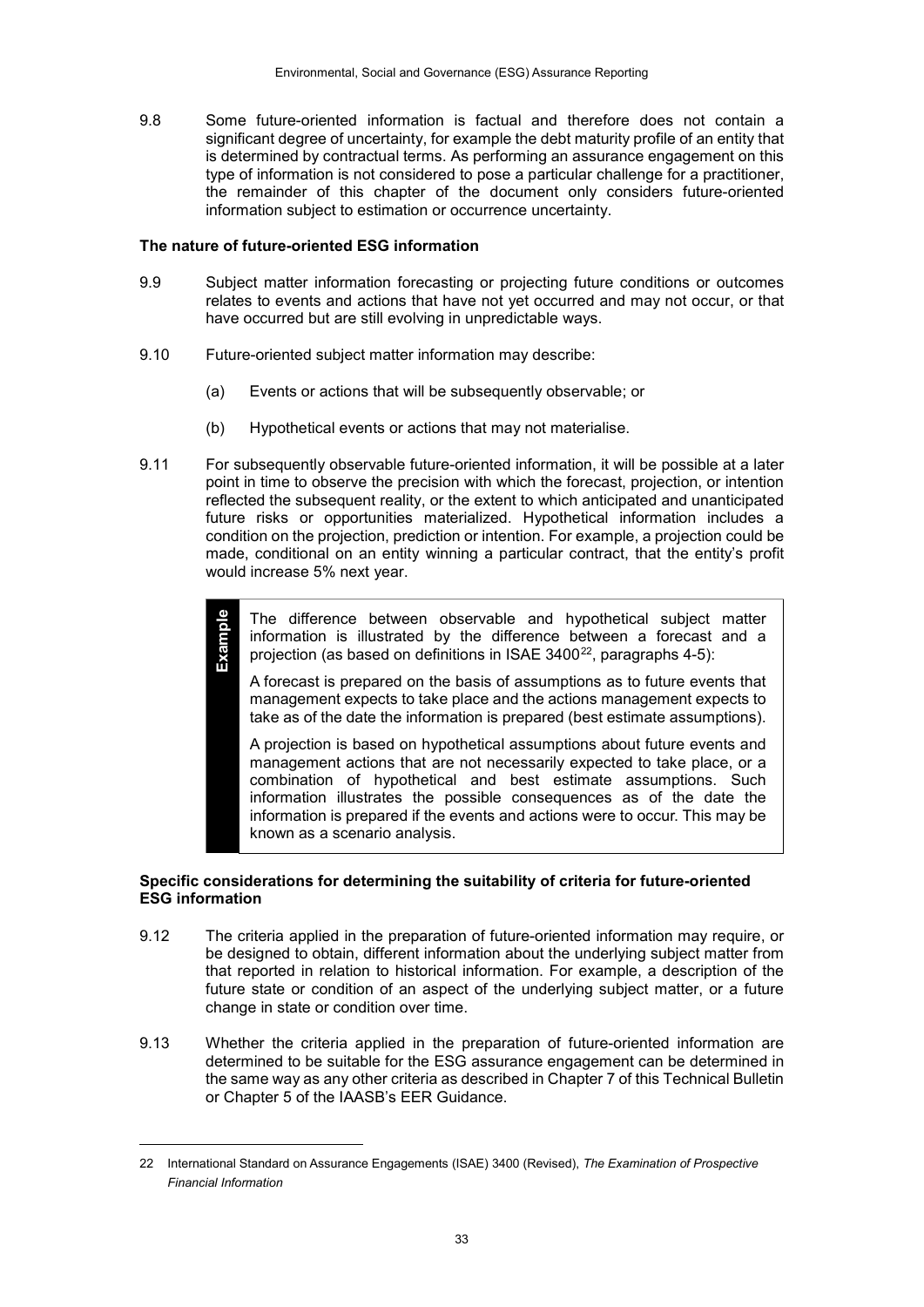9.8 Some future-oriented information is factual and therefore does not contain a significant degree of uncertainty, for example the debt maturity profile of an entity that is determined by contractual terms. As performing an assurance engagement on this type of information is not considered to pose a particular challenge for a practitioner, the remainder of this chapter of the document only considers future-oriented information subject to estimation or occurrence uncertainty.

**The nature of future-oriented ESG information**

9.9 Subject matter information forecasting or projecting future conditions or outcomes relates to events and actions that have not yet occurred and may not occur, or that have occurred but are still evolving in unpredictable ways.

9.10 Future-oriented subject matter information may describe:

(a) Events or actions that will be subsequently observable; or

(b) Hypothetical events or actions that may not materialise.

9.11 For subsequently observable future-oriented information, it will be possible at a later point in time to observe the precision with which the forecast, projection, or intention reflected the subsequent reality, or the extent to which anticipated and unanticipated future risks or opportunities materialized. Hypothetical information includes a condition on the projection, prediction or intention. For example, a projection could be made, conditional on an entity winning a particular contract, that the entity's profit would increase 5% next year.

> **Example**
>
> The difference between observable and hypothetical subject matter information is illustrated by the difference between a forecast and a projection (as based on definitions in ISAE 3400[22], paragraphs 4-5):
>
> A forecast is prepared on the basis of assumptions as to future events that management expects to take place and the actions management expects to take as of the date the information is prepared (best estimate assumptions).
>
> A projection is based on hypothetical assumptions about future events and management actions that are not necessarily expected to take place, or a combination of hypothetical and best estimate assumptions. Such information illustrates the possible consequences as of the date the information is prepared if the events and actions were to occur. This may be known as a scenario analysis.

**Specific considerations for determining the suitability of criteria for future-oriented ESG information**

9.12 The criteria applied in the preparation of future-oriented information may require, or be designed to obtain, different information about the underlying subject matter from that reported in relation to historical information. For example, a description of the future state or condition of an aspect of the underlying subject matter, or a future change in state or condition over time.

9.13 Whether the criteria applied in the preparation of future-oriented information are determined to be suitable for the ESG assurance engagement can be determined in the same way as any other criteria as described in Chapter 7 of this Technical Bulletin or Chapter 5 of the IAASB's EER Guidance.

---

22 International Standard on Assurance Engagements (ISAE) 3400 (Revised), *The Examination of Prospective Financial Information*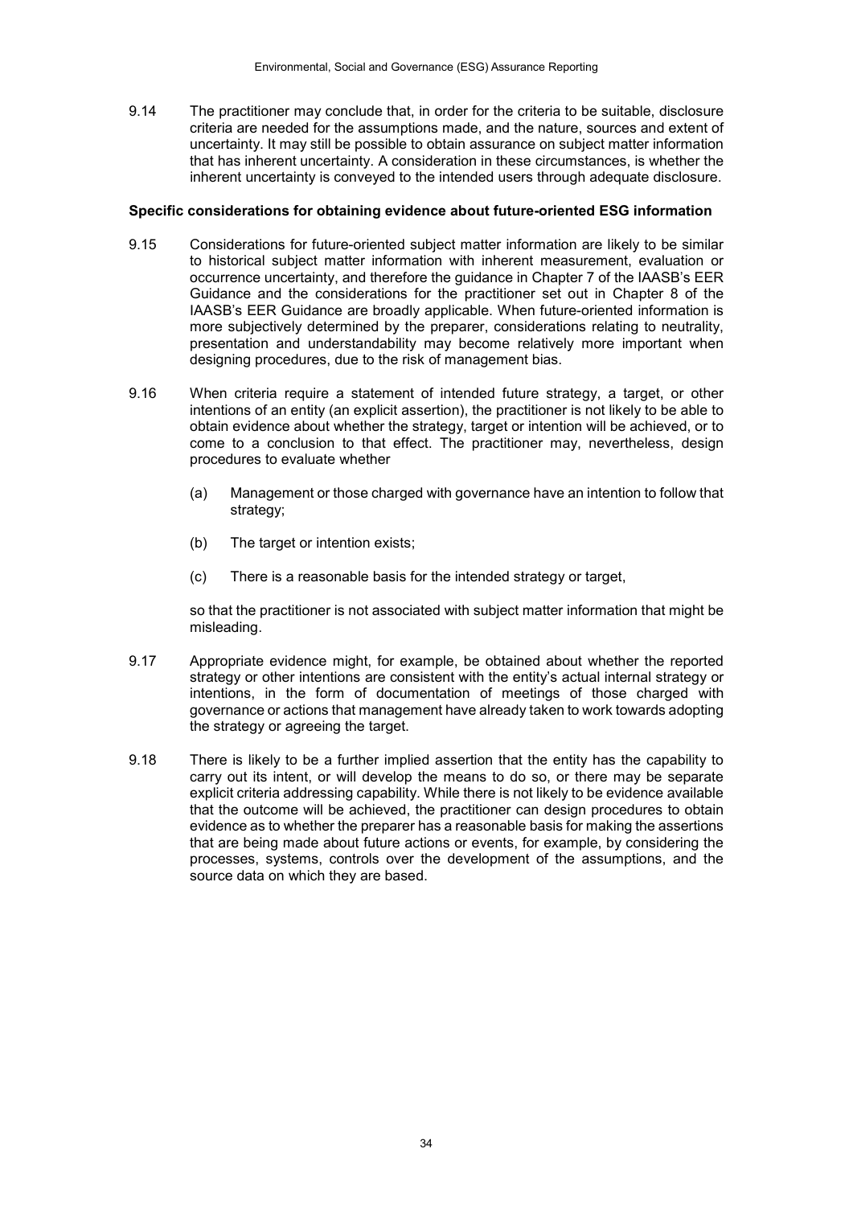9.14 The practitioner may conclude that, in order for the criteria to be suitable, disclosure criteria are needed for the assumptions made, and the nature, sources and extent of uncertainty. It may still be possible to obtain assurance on subject matter information that has inherent uncertainty. A consideration in these circumstances, is whether the inherent uncertainty is conveyed to the intended users through adequate disclosure.

**Specific considerations for obtaining evidence about future-oriented ESG information**

9.15 Considerations for future-oriented subject matter information are likely to be similar to historical subject matter information with inherent measurement, evaluation or occurrence uncertainty, and therefore the guidance in Chapter 7 of the IAASB's EER Guidance and the considerations for the practitioner set out in Chapter 8 of the IAASB's EER Guidance are broadly applicable. When future-oriented information is more subjectively determined by the preparer, considerations relating to neutrality, presentation and understandability may become relatively more important when designing procedures, due to the risk of management bias.

9.16 When criteria require a statement of intended future strategy, a target, or other intentions of an entity (an explicit assertion), the practitioner is not likely to be able to obtain evidence about whether the strategy, target or intention will be achieved, or to come to a conclusion to that effect. The practitioner may, nevertheless, design procedures to evaluate whether

(a) Management or those charged with governance have an intention to follow that strategy;

(b) The target or intention exists;

(c) There is a reasonable basis for the intended strategy or target,

so that the practitioner is not associated with subject matter information that might be misleading.

9.17 Appropriate evidence might, for example, be obtained about whether the reported strategy or other intentions are consistent with the entity's actual internal strategy or intentions, in the form of documentation of meetings of those charged with governance or actions that management have already taken to work towards adopting the strategy or agreeing the target.

9.18 There is likely to be a further implied assertion that the entity has the capability to carry out its intent, or will develop the means to do so, or there may be separate explicit criteria addressing capability. While there is not likely to be evidence available that the outcome will be achieved, the practitioner can design procedures to obtain evidence as to whether the preparer has a reasonable basis for making the assertions that are being made about future actions or events, for example, by considering the processes, systems, controls over the development of the assumptions, and the source data on which they are based.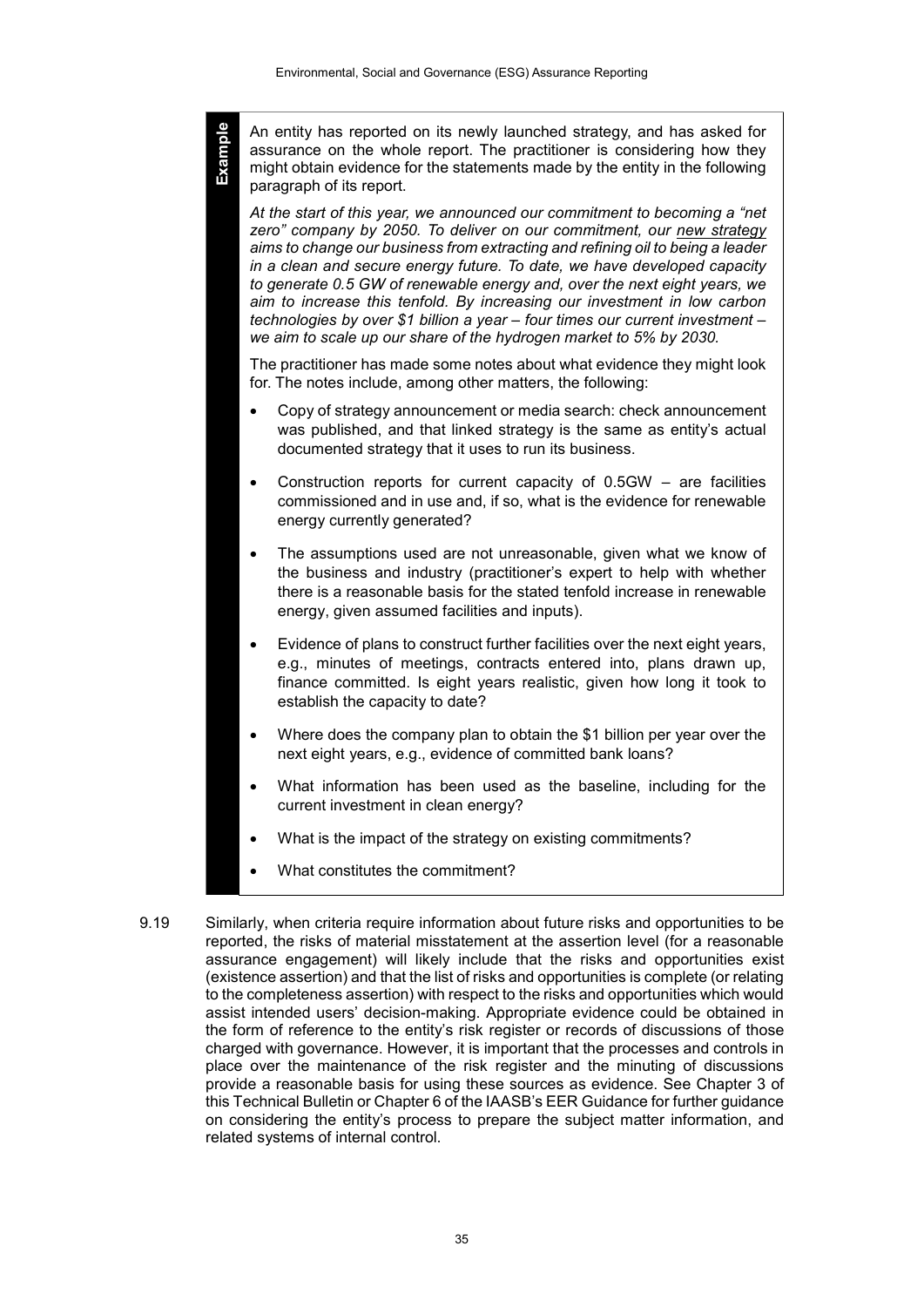**Example**

An entity has reported on its newly launched strategy, and has asked for assurance on the whole report. The practitioner is considering how they might obtain evidence for the statements made by the entity in the following paragraph of its report.

*At the start of this year, we announced our commitment to becoming a "net zero" company by 2050. To deliver on our commitment, our new strategy aims to change our business from extracting and refining oil to being a leader in a clean and secure energy future. To date, we have developed capacity to generate 0.5 GW of renewable energy and, over the next eight years, we aim to increase this tenfold. By increasing our investment in low carbon technologies by over $1 billion a year – four times our current investment – we aim to scale up our share of the hydrogen market to 5% by 2030.*

The practitioner has made some notes about what evidence they might look for. The notes include, among other matters, the following:

- Copy of strategy announcement or media search: check announcement was published, and that linked strategy is the same as entity's actual documented strategy that it uses to run its business.
- Construction reports for current capacity of 0.5GW – are facilities commissioned and in use and, if so, what is the evidence for renewable energy currently generated?
- The assumptions used are not unreasonable, given what we know of the business and industry (practitioner's expert to help with whether there is a reasonable basis for the stated tenfold increase in renewable energy, given assumed facilities and inputs).
- Evidence of plans to construct further facilities over the next eight years, e.g., minutes of meetings, contracts entered into, plans drawn up, finance committed. Is eight years realistic, given how long it took to establish the capacity to date?
- Where does the company plan to obtain the $1 billion per year over the next eight years, e.g., evidence of committed bank loans?
- What information has been used as the baseline, including for the current investment in clean energy?
- What is the impact of the strategy on existing commitments?
- What constitutes the commitment?

9.19 Similarly, when criteria require information about future risks and opportunities to be reported, the risks of material misstatement at the assertion level (for a reasonable assurance engagement) will likely include that the risks and opportunities exist (existence assertion) and that the list of risks and opportunities is complete (or relating to the completeness assertion) with respect to the risks and opportunities which would assist intended users' decision-making. Appropriate evidence could be obtained in the form of reference to the entity's risk register or records of discussions of those charged with governance. However, it is important that the processes and controls in place over the maintenance of the risk register and the minuting of discussions provide a reasonable basis for using these sources as evidence. See Chapter 3 of this Technical Bulletin or Chapter 6 of the IAASB's EER Guidance for further guidance on considering the entity's process to prepare the subject matter information, and related systems of internal control.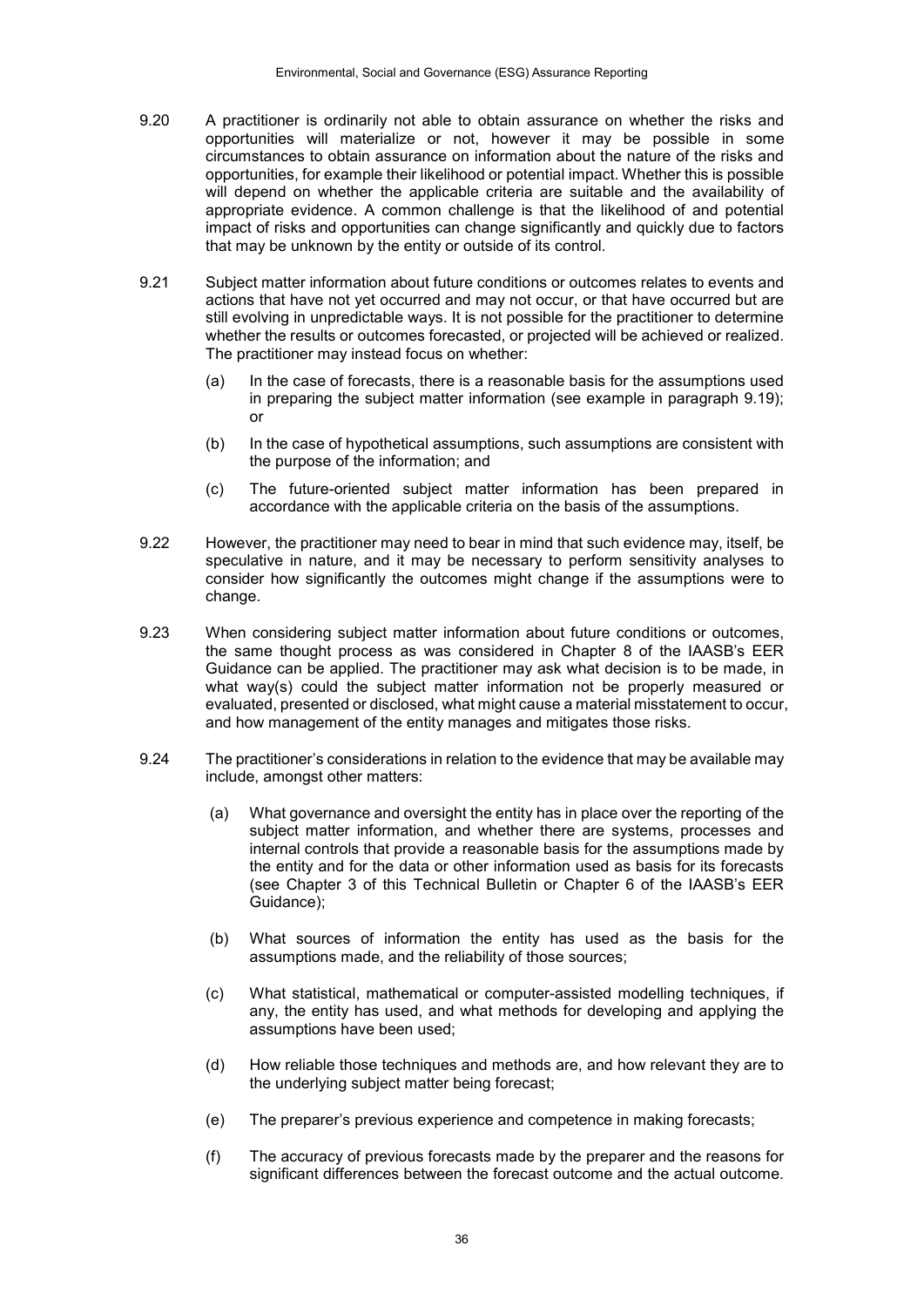9.20 A practitioner is ordinarily not able to obtain assurance on whether the risks and opportunities will materialize or not, however it may be possible in some circumstances to obtain assurance on information about the nature of the risks and opportunities, for example their likelihood or potential impact. Whether this is possible will depend on whether the applicable criteria are suitable and the availability of appropriate evidence. A common challenge is that the likelihood of and potential impact of risks and opportunities can change significantly and quickly due to factors that may be unknown by the entity or outside of its control.

9.21 Subject matter information about future conditions or outcomes relates to events and actions that have not yet occurred and may not occur, or that have occurred but are still evolving in unpredictable ways. It is not possible for the practitioner to determine whether the results or outcomes forecasted, or projected will be achieved or realized. The practitioner may instead focus on whether:

(a) In the case of forecasts, there is a reasonable basis for the assumptions used in preparing the subject matter information (see example in paragraph 9.19); or

(b) In the case of hypothetical assumptions, such assumptions are consistent with the purpose of the information; and

(c) The future-oriented subject matter information has been prepared in accordance with the applicable criteria on the basis of the assumptions.

9.22 However, the practitioner may need to bear in mind that such evidence may, itself, be speculative in nature, and it may be necessary to perform sensitivity analyses to consider how significantly the outcomes might change if the assumptions were to change.

9.23 When considering subject matter information about future conditions or outcomes, the same thought process as was considered in Chapter 8 of the IAASB's EER Guidance can be applied. The practitioner may ask what decision is to be made, in what way(s) could the subject matter information not be properly measured or evaluated, presented or disclosed, what might cause a material misstatement to occur, and how management of the entity manages and mitigates those risks.

9.24 The practitioner's considerations in relation to the evidence that may be available may include, amongst other matters:

(a) What governance and oversight the entity has in place over the reporting of the subject matter information, and whether there are systems, processes and internal controls that provide a reasonable basis for the assumptions made by the entity and for the data or other information used as basis for its forecasts (see Chapter 3 of this Technical Bulletin or Chapter 6 of the IAASB's EER Guidance);

(b) What sources of information the entity has used as the basis for the assumptions made, and the reliability of those sources;

(c) What statistical, mathematical or computer-assisted modelling techniques, if any, the entity has used, and what methods for developing and applying the assumptions have been used;

(d) How reliable those techniques and methods are, and how relevant they are to the underlying subject matter being forecast;

(e) The preparer's previous experience and competence in making forecasts;

(f) The accuracy of previous forecasts made by the preparer and the reasons for significant differences between the forecast outcome and the actual outcome.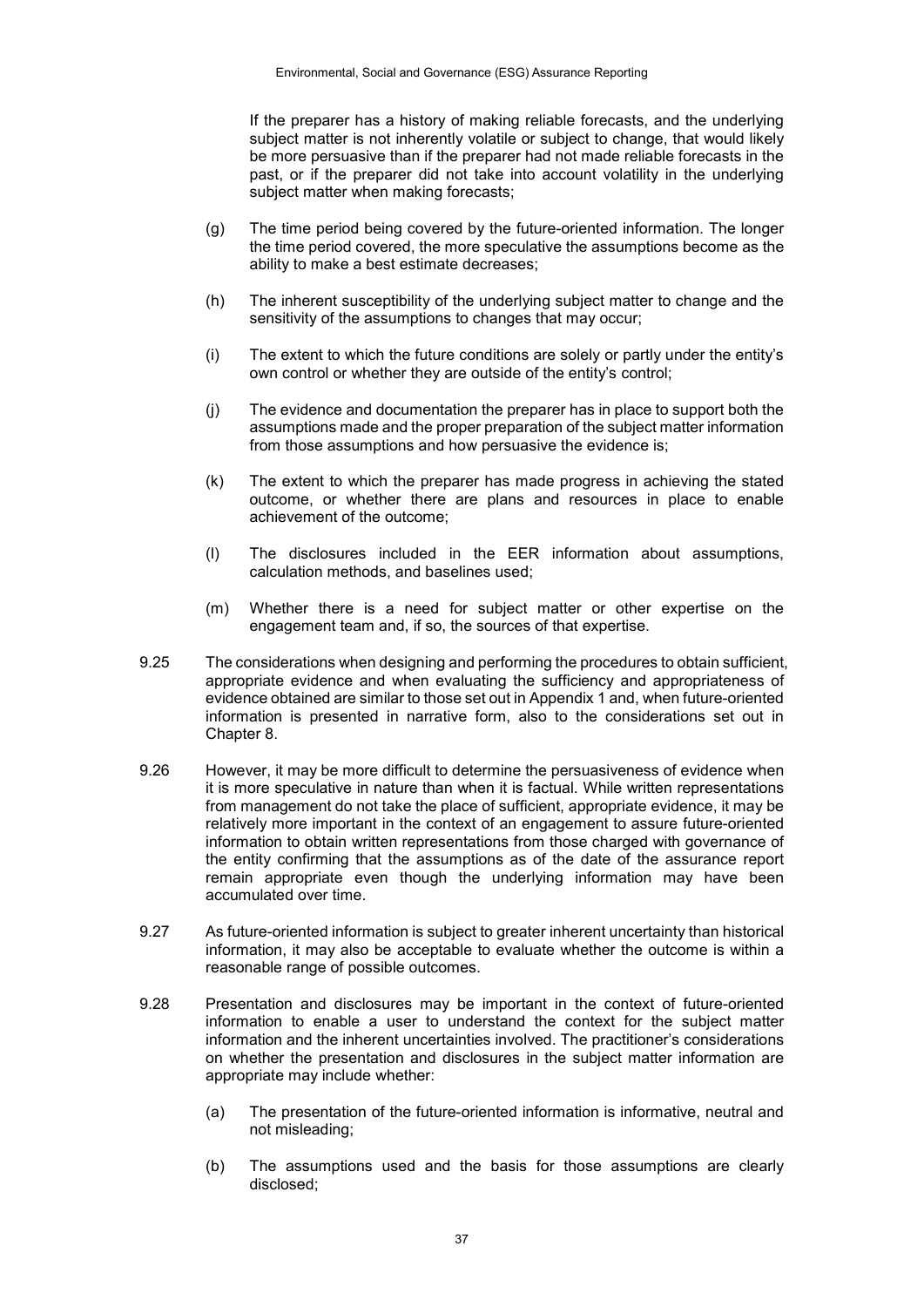If the preparer has a history of making reliable forecasts, and the underlying subject matter is not inherently volatile or subject to change, that would likely be more persuasive than if the preparer had not made reliable forecasts in the past, or if the preparer did not take into account volatility in the underlying subject matter when making forecasts;

(g) The time period being covered by the future-oriented information. The longer the time period covered, the more speculative the assumptions become as the ability to make a best estimate decreases;

(h) The inherent susceptibility of the underlying subject matter to change and the sensitivity of the assumptions to changes that may occur;

(i) The extent to which the future conditions are solely or partly under the entity's own control or whether they are outside of the entity's control;

(j) The evidence and documentation the preparer has in place to support both the assumptions made and the proper preparation of the subject matter information from those assumptions and how persuasive the evidence is;

(k) The extent to which the preparer has made progress in achieving the stated outcome, or whether there are plans and resources in place to enable achievement of the outcome;

(l) The disclosures included in the EER information about assumptions, calculation methods, and baselines used;

(m) Whether there is a need for subject matter or other expertise on the engagement team and, if so, the sources of that expertise.

9.25 The considerations when designing and performing the procedures to obtain sufficient, appropriate evidence and when evaluating the sufficiency and appropriateness of evidence obtained are similar to those set out in Appendix 1 and, when future-oriented information is presented in narrative form, also to the considerations set out in Chapter 8.

9.26 However, it may be more difficult to determine the persuasiveness of evidence when it is more speculative in nature than when it is factual. While written representations from management do not take the place of sufficient, appropriate evidence, it may be relatively more important in the context of an engagement to assure future-oriented information to obtain written representations from those charged with governance of the entity confirming that the assumptions as of the date of the assurance report remain appropriate even though the underlying information may have been accumulated over time.

9.27 As future-oriented information is subject to greater inherent uncertainty than historical information, it may also be acceptable to evaluate whether the outcome is within a reasonable range of possible outcomes.

9.28 Presentation and disclosures may be important in the context of future-oriented information to enable a user to understand the context for the subject matter information and the inherent uncertainties involved. The practitioner's considerations on whether the presentation and disclosures in the subject matter information are appropriate may include whether:

(a) The presentation of the future-oriented information is informative, neutral and not misleading;

(b) The assumptions used and the basis for those assumptions are clearly disclosed;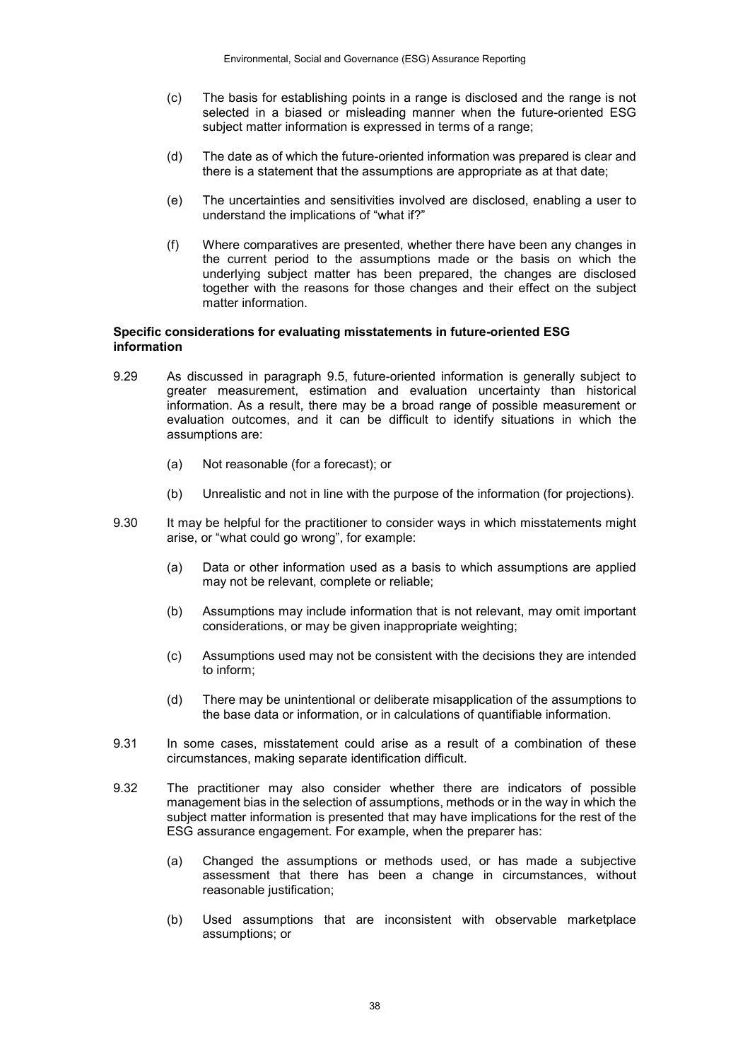(c) The basis for establishing points in a range is disclosed and the range is not selected in a biased or misleading manner when the future-oriented ESG subject matter information is expressed in terms of a range;

(d) The date as of which the future-oriented information was prepared is clear and there is a statement that the assumptions are appropriate as at that date;

(e) The uncertainties and sensitivities involved are disclosed, enabling a user to understand the implications of "what if?"

(f) Where comparatives are presented, whether there have been any changes in the current period to the assumptions made or the basis on which the underlying subject matter has been prepared, the changes are disclosed together with the reasons for those changes and their effect on the subject matter information.

**Specific considerations for evaluating misstatements in future-oriented ESG information**

9.29 As discussed in paragraph 9.5, future-oriented information is generally subject to greater measurement, estimation and evaluation uncertainty than historical information. As a result, there may be a broad range of possible measurement or evaluation outcomes, and it can be difficult to identify situations in which the assumptions are:

(a) Not reasonable (for a forecast); or

(b) Unrealistic and not in line with the purpose of the information (for projections).

9.30 It may be helpful for the practitioner to consider ways in which misstatements might arise, or "what could go wrong", for example:

(a) Data or other information used as a basis to which assumptions are applied may not be relevant, complete or reliable;

(b) Assumptions may include information that is not relevant, may omit important considerations, or may be given inappropriate weighting;

(c) Assumptions used may not be consistent with the decisions they are intended to inform;

(d) There may be unintentional or deliberate misapplication of the assumptions to the base data or information, or in calculations of quantifiable information.

9.31 In some cases, misstatement could arise as a result of a combination of these circumstances, making separate identification difficult.

9.32 The practitioner may also consider whether there are indicators of possible management bias in the selection of assumptions, methods or in the way in which the subject matter information is presented that may have implications for the rest of the ESG assurance engagement. For example, when the preparer has:

(a) Changed the assumptions or methods used, or has made a subjective assessment that there has been a change in circumstances, without reasonable justification;

(b) Used assumptions that are inconsistent with observable marketplace assumptions; or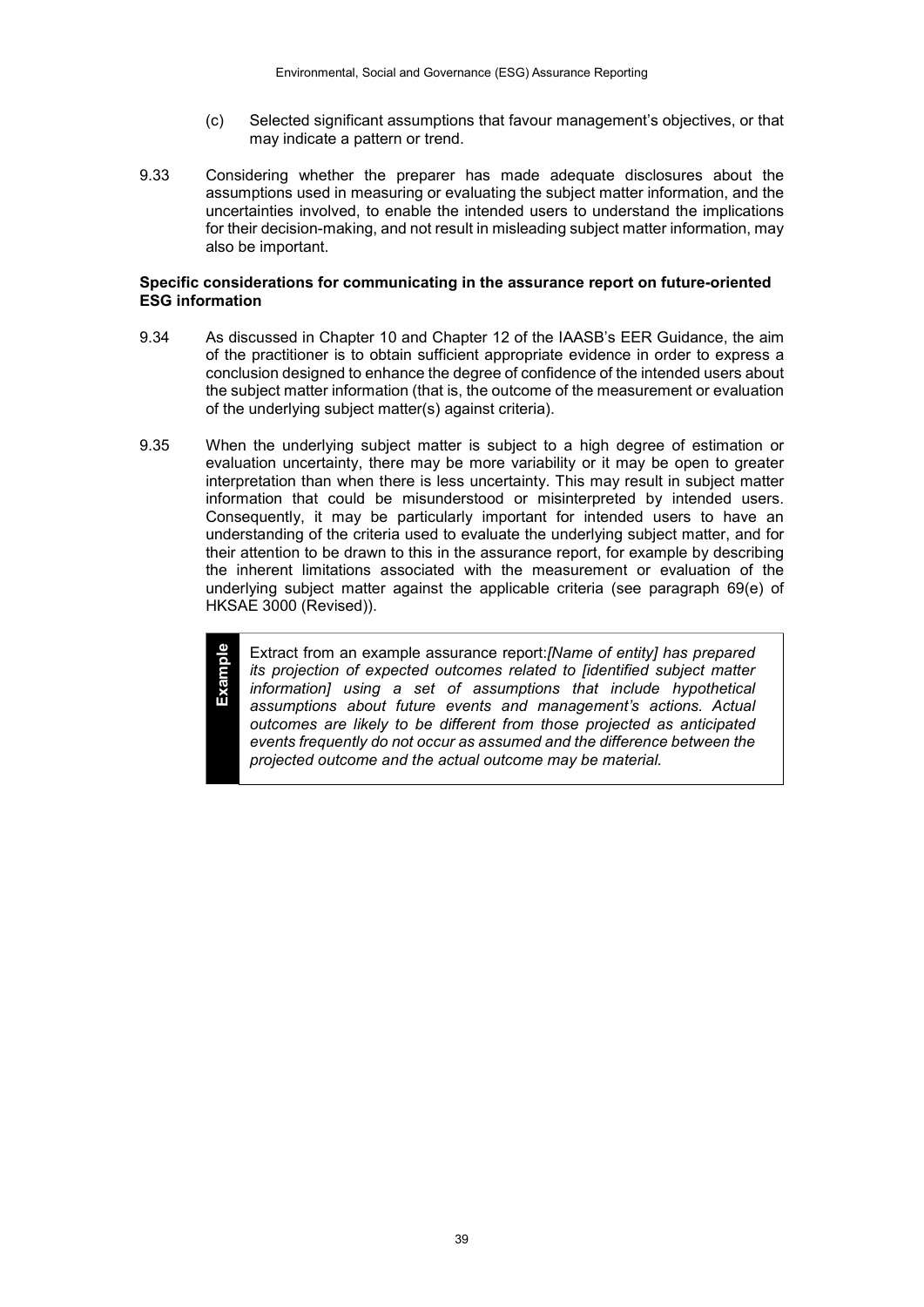(c) Selected significant assumptions that favour management's objectives, or that may indicate a pattern or trend.

9.33 Considering whether the preparer has made adequate disclosures about the assumptions used in measuring or evaluating the subject matter information, and the uncertainties involved, to enable the intended users to understand the implications for their decision-making, and not result in misleading subject matter information, may also be important.

**Specific considerations for communicating in the assurance report on future-oriented ESG information**

9.34 As discussed in Chapter 10 and Chapter 12 of the IAASB's EER Guidance, the aim of the practitioner is to obtain sufficient appropriate evidence in order to express a conclusion designed to enhance the degree of confidence of the intended users about the subject matter information (that is, the outcome of the measurement or evaluation of the underlying subject matter(s) against criteria).

9.35 When the underlying subject matter is subject to a high degree of estimation or evaluation uncertainty, there may be more variability or it may be open to greater interpretation than when there is less uncertainty. This may result in subject matter information that could be misunderstood or misinterpreted by intended users. Consequently, it may be particularly important for intended users to have an understanding of the criteria used to evaluate the underlying subject matter, and for their attention to be drawn to this in the assurance report, for example by describing the inherent limitations associated with the measurement or evaluation of the underlying subject matter against the applicable criteria (see paragraph 69(e) of HKSAE 3000 (Revised)).

> **Example**
>
> Extract from an example assurance report:*[Name of entity] has prepared its projection of expected outcomes related to [identified subject matter information] using a set of assumptions that include hypothetical assumptions about future events and management's actions. Actual outcomes are likely to be different from those projected as anticipated events frequently do not occur as assumed and the difference between the projected outcome and the actual outcome may be material.*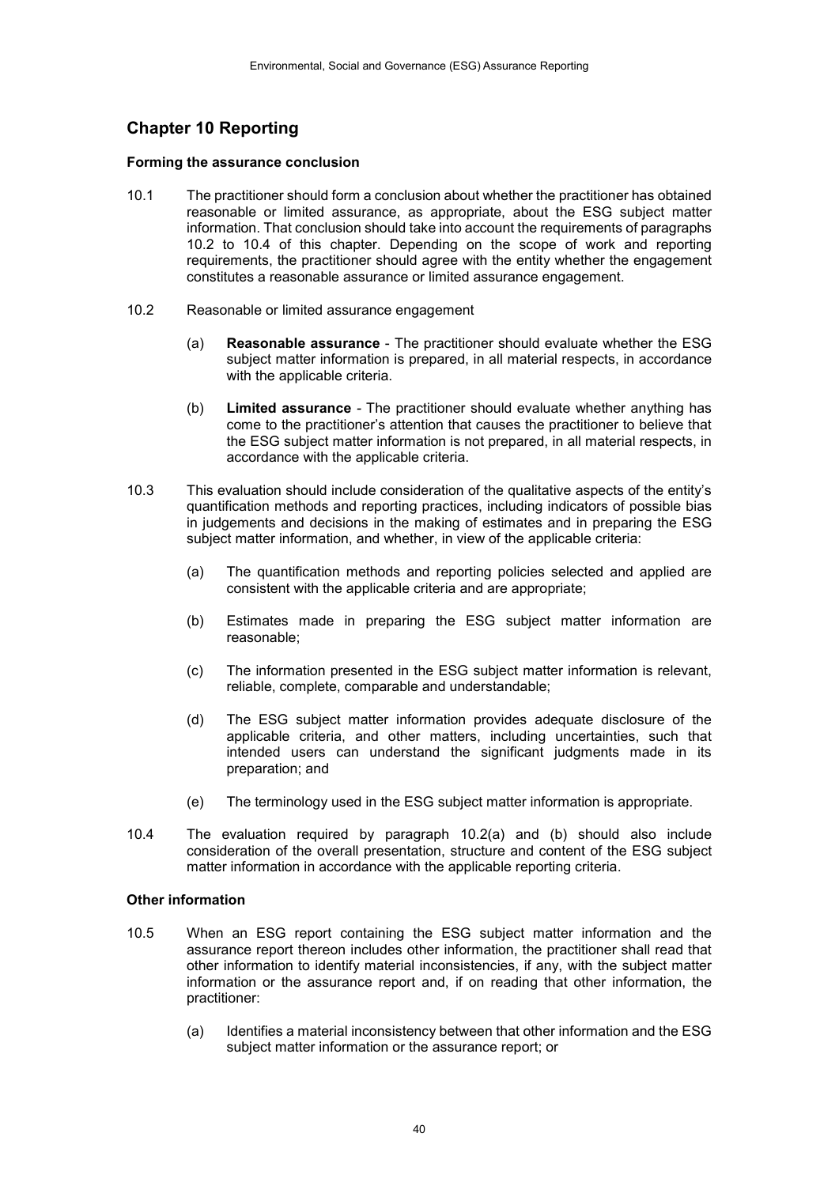## Chapter 10 Reporting

**Forming the assurance conclusion**

10.1 The practitioner should form a conclusion about whether the practitioner has obtained reasonable or limited assurance, as appropriate, about the ESG subject matter information. That conclusion should take into account the requirements of paragraphs 10.2 to 10.4 of this chapter. Depending on the scope of work and reporting requirements, the practitioner should agree with the entity whether the engagement constitutes a reasonable assurance or limited assurance engagement.

10.2 Reasonable or limited assurance engagement

(a) **Reasonable assurance** - The practitioner should evaluate whether the ESG subject matter information is prepared, in all material respects, in accordance with the applicable criteria.

(b) **Limited assurance** - The practitioner should evaluate whether anything has come to the practitioner's attention that causes the practitioner to believe that the ESG subject matter information is not prepared, in all material respects, in accordance with the applicable criteria.

10.3 This evaluation should include consideration of the qualitative aspects of the entity's quantification methods and reporting practices, including indicators of possible bias in judgements and decisions in the making of estimates and in preparing the ESG subject matter information, and whether, in view of the applicable criteria:

(a) The quantification methods and reporting policies selected and applied are consistent with the applicable criteria and are appropriate;

(b) Estimates made in preparing the ESG subject matter information are reasonable;

(c) The information presented in the ESG subject matter information is relevant, reliable, complete, comparable and understandable;

(d) The ESG subject matter information provides adequate disclosure of the applicable criteria, and other matters, including uncertainties, such that intended users can understand the significant judgments made in its preparation; and

(e) The terminology used in the ESG subject matter information is appropriate.

10.4 The evaluation required by paragraph 10.2(a) and (b) should also include consideration of the overall presentation, structure and content of the ESG subject matter information in accordance with the applicable reporting criteria.

**Other information**

10.5 When an ESG report containing the ESG subject matter information and the assurance report thereon includes other information, the practitioner shall read that other information to identify material inconsistencies, if any, with the subject matter information or the assurance report and, if on reading that other information, the practitioner:

(a) Identifies a material inconsistency between that other information and the ESG subject matter information or the assurance report; or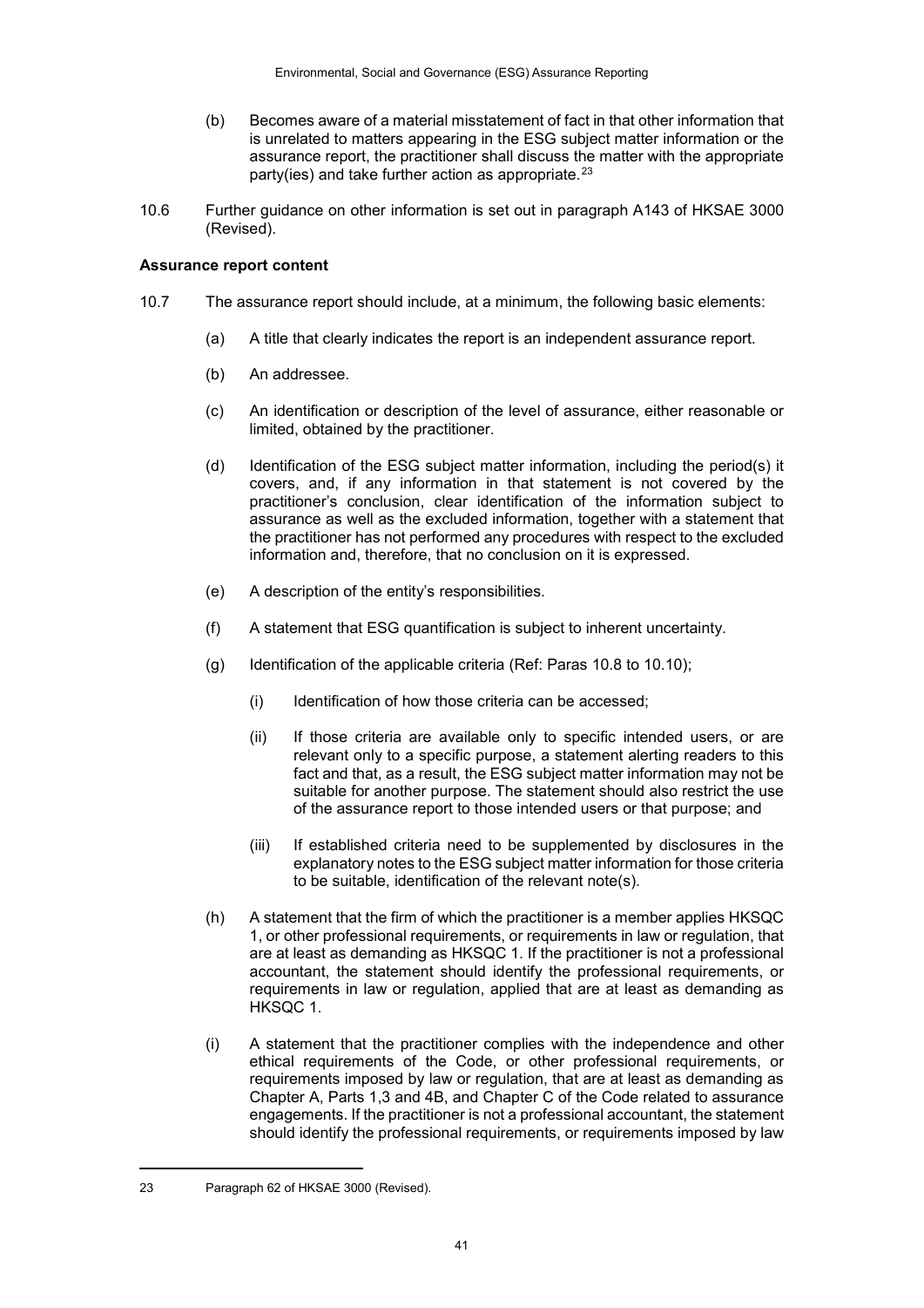(b) Becomes aware of a material misstatement of fact in that other information that is unrelated to matters appearing in the ESG subject matter information or the assurance report, the practitioner shall discuss the matter with the appropriate party(ies) and take further action as appropriate.[23]

10.6 Further guidance on other information is set out in paragraph A143 of HKSAE 3000 (Revised).

**Assurance report content**

10.7 The assurance report should include, at a minimum, the following basic elements:

(a) A title that clearly indicates the report is an independent assurance report.

(b) An addressee.

(c) An identification or description of the level of assurance, either reasonable or limited, obtained by the practitioner.

(d) Identification of the ESG subject matter information, including the period(s) it covers, and, if any information in that statement is not covered by the practitioner's conclusion, clear identification of the information subject to assurance as well as the excluded information, together with a statement that the practitioner has not performed any procedures with respect to the excluded information and, therefore, that no conclusion on it is expressed.

(e) A description of the entity's responsibilities.

(f) A statement that ESG quantification is subject to inherent uncertainty.

(g) Identification of the applicable criteria (Ref: Paras 10.8 to 10.10);

(i) Identification of how those criteria can be accessed;

(ii) If those criteria are available only to specific intended users, or are relevant only to a specific purpose, a statement alerting readers to this fact and that, as a result, the ESG subject matter information may not be suitable for another purpose. The statement should also restrict the use of the assurance report to those intended users or that purpose; and

(iii) If established criteria need to be supplemented by disclosures in the explanatory notes to the ESG subject matter information for those criteria to be suitable, identification of the relevant note(s).

(h) A statement that the firm of which the practitioner is a member applies HKSQC 1, or other professional requirements, or requirements in law or regulation, that are at least as demanding as HKSQC 1. If the practitioner is not a professional accountant, the statement should identify the professional requirements, or requirements in law or regulation, applied that are at least as demanding as HKSQC 1.

(i) A statement that the practitioner complies with the independence and other ethical requirements of the Code, or other professional requirements, or requirements imposed by law or regulation, that are at least as demanding as Chapter A, Parts 1,3 and 4B, and Chapter C of the Code related to assurance engagements. If the practitioner is not a professional accountant, the statement should identify the professional requirements, or requirements imposed by law

---

[23] Paragraph 62 of HKSAE 3000 (Revised).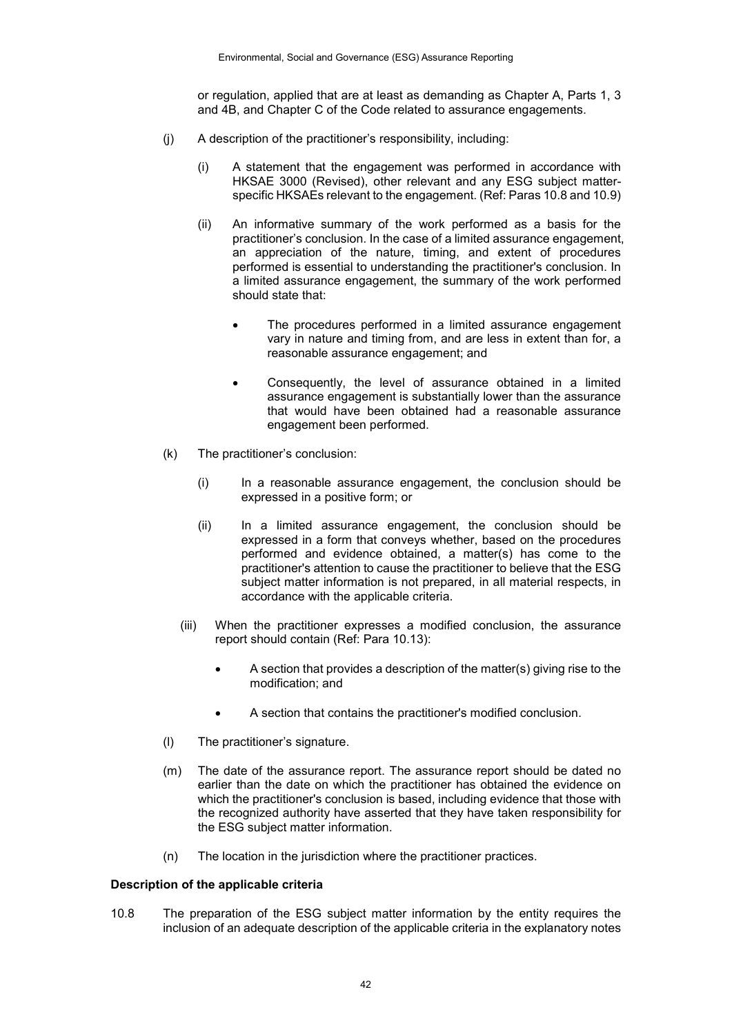or regulation, applied that are at least as demanding as Chapter A, Parts 1, 3 and 4B, and Chapter C of the Code related to assurance engagements.

(j) A description of the practitioner's responsibility, including:

   (i) A statement that the engagement was performed in accordance with HKSAE 3000 (Revised), other relevant and any ESG subject matter-specific HKSAEs relevant to the engagement. (Ref: Paras 10.8 and 10.9)

   (ii) An informative summary of the work performed as a basis for the practitioner's conclusion. In the case of a limited assurance engagement, an appreciation of the nature, timing, and extent of procedures performed is essential to understanding the practitioner's conclusion. In a limited assurance engagement, the summary of the work performed should state that:

   - The procedures performed in a limited assurance engagement vary in nature and timing from, and are less in extent than for, a reasonable assurance engagement; and

   - Consequently, the level of assurance obtained in a limited assurance engagement is substantially lower than the assurance that would have been obtained had a reasonable assurance engagement been performed.

(k) The practitioner's conclusion:

   (i) In a reasonable assurance engagement, the conclusion should be expressed in a positive form; or

   (ii) In a limited assurance engagement, the conclusion should be expressed in a form that conveys whether, based on the procedures performed and evidence obtained, a matter(s) has come to the practitioner's attention to cause the practitioner to believe that the ESG subject matter information is not prepared, in all material respects, in accordance with the applicable criteria.

   (iii) When the practitioner expresses a modified conclusion, the assurance report should contain (Ref: Para 10.13):

   - A section that provides a description of the matter(s) giving rise to the modification; and

   - A section that contains the practitioner's modified conclusion.

(l) The practitioner's signature.

(m) The date of the assurance report. The assurance report should be dated no earlier than the date on which the practitioner has obtained the evidence on which the practitioner's conclusion is based, including evidence that those with the recognized authority have asserted that they have taken responsibility for the ESG subject matter information.

(n) The location in the jurisdiction where the practitioner practices.

**Description of the applicable criteria**

10.8 The preparation of the ESG subject matter information by the entity requires the inclusion of an adequate description of the applicable criteria in the explanatory notes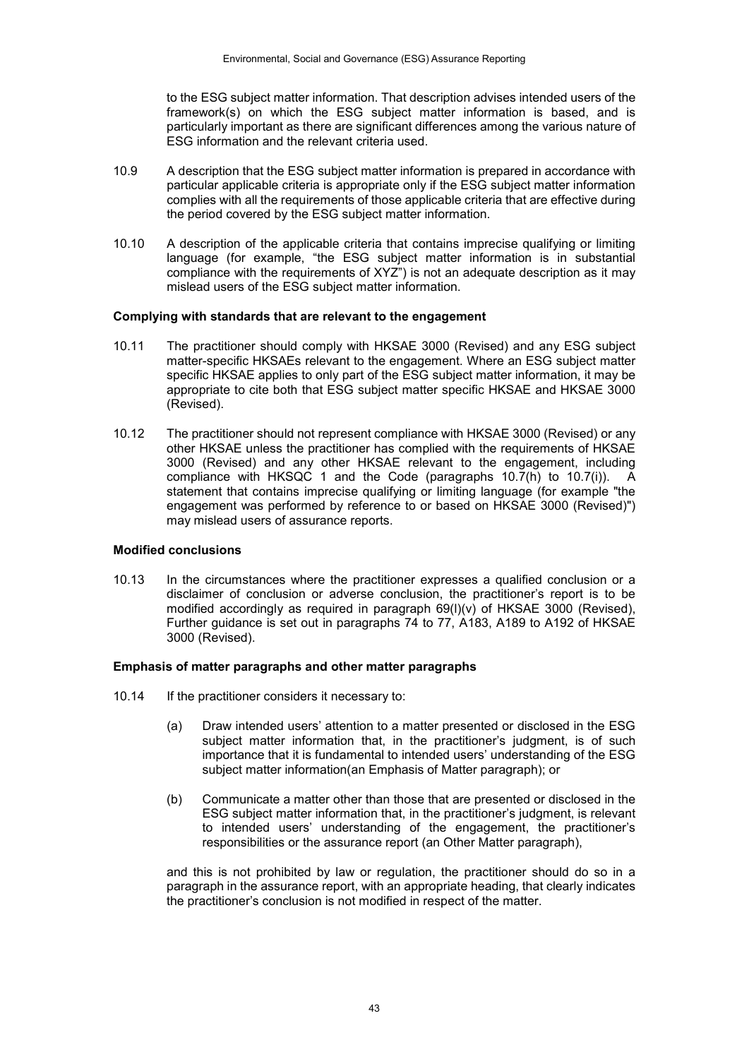to the ESG subject matter information. That description advises intended users of the framework(s) on which the ESG subject matter information is based, and is particularly important as there are significant differences among the various nature of ESG information and the relevant criteria used.

10.9 A description that the ESG subject matter information is prepared in accordance with particular applicable criteria is appropriate only if the ESG subject matter information complies with all the requirements of those applicable criteria that are effective during the period covered by the ESG subject matter information.

10.10 A description of the applicable criteria that contains imprecise qualifying or limiting language (for example, "the ESG subject matter information is in substantial compliance with the requirements of XYZ") is not an adequate description as it may mislead users of the ESG subject matter information.

**Complying with standards that are relevant to the engagement**

10.11 The practitioner should comply with HKSAE 3000 (Revised) and any ESG subject matter-specific HKSAEs relevant to the engagement. Where an ESG subject matter specific HKSAE applies to only part of the ESG subject matter information, it may be appropriate to cite both that ESG subject matter specific HKSAE and HKSAE 3000 (Revised).

10.12 The practitioner should not represent compliance with HKSAE 3000 (Revised) or any other HKSAE unless the practitioner has complied with the requirements of HKSAE 3000 (Revised) and any other HKSAE relevant to the engagement, including compliance with HKSQC 1 and the Code (paragraphs 10.7(h) to 10.7(i)). A statement that contains imprecise qualifying or limiting language (for example "the engagement was performed by reference to or based on HKSAE 3000 (Revised)") may mislead users of assurance reports.

**Modified conclusions**

10.13 In the circumstances where the practitioner expresses a qualified conclusion or a disclaimer of conclusion or adverse conclusion, the practitioner's report is to be modified accordingly as required in paragraph 69(l)(v) of HKSAE 3000 (Revised), Further guidance is set out in paragraphs 74 to 77, A183, A189 to A192 of HKSAE 3000 (Revised).

**Emphasis of matter paragraphs and other matter paragraphs**

10.14 If the practitioner considers it necessary to:

(a) Draw intended users' attention to a matter presented or disclosed in the ESG subject matter information that, in the practitioner's judgment, is of such importance that it is fundamental to intended users' understanding of the ESG subject matter information(an Emphasis of Matter paragraph); or

(b) Communicate a matter other than those that are presented or disclosed in the ESG subject matter information that, in the practitioner's judgment, is relevant to intended users' understanding of the engagement, the practitioner's responsibilities or the assurance report (an Other Matter paragraph),

and this is not prohibited by law or regulation, the practitioner should do so in a paragraph in the assurance report, with an appropriate heading, that clearly indicates the practitioner's conclusion is not modified in respect of the matter.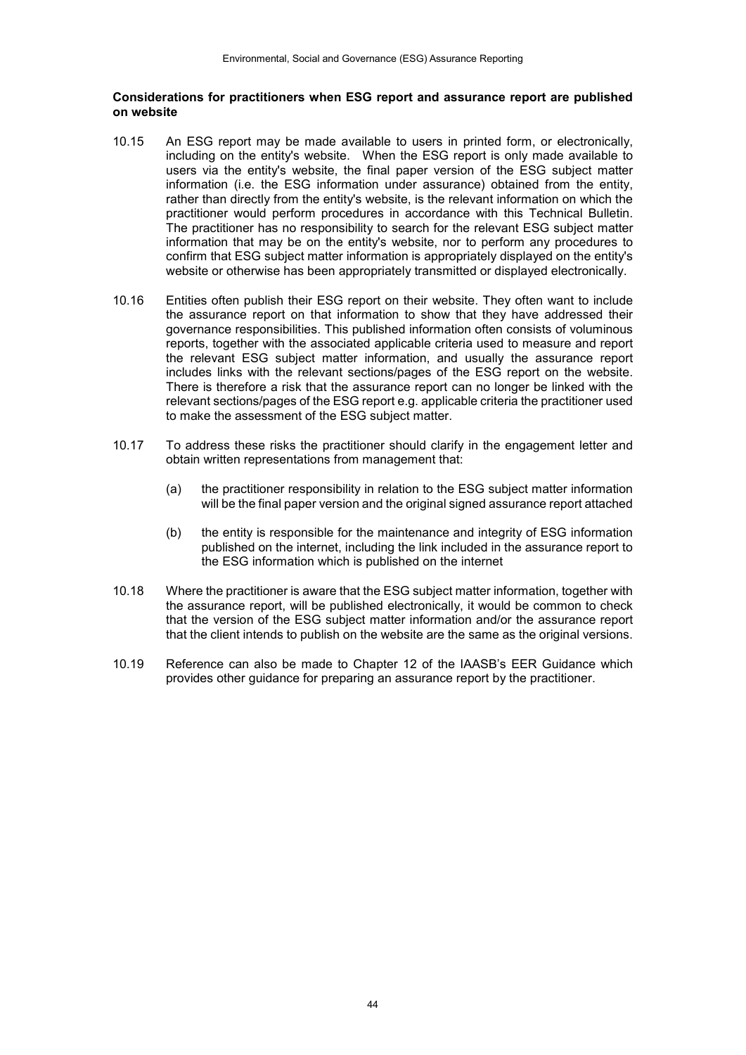**Considerations for practitioners when ESG report and assurance report are published on website**

10.15 An ESG report may be made available to users in printed form, or electronically, including on the entity's website. When the ESG report is only made available to users via the entity's website, the final paper version of the ESG subject matter information (i.e. the ESG information under assurance) obtained from the entity, rather than directly from the entity's website, is the relevant information on which the practitioner would perform procedures in accordance with this Technical Bulletin. The practitioner has no responsibility to search for the relevant ESG subject matter information that may be on the entity's website, nor to perform any procedures to confirm that ESG subject matter information is appropriately displayed on the entity's website or otherwise has been appropriately transmitted or displayed electronically.

10.16 Entities often publish their ESG report on their website. They often want to include the assurance report on that information to show that they have addressed their governance responsibilities. This published information often consists of voluminous reports, together with the associated applicable criteria used to measure and report the relevant ESG subject matter information, and usually the assurance report includes links with the relevant sections/pages of the ESG report on the website. There is therefore a risk that the assurance report can no longer be linked with the relevant sections/pages of the ESG report e.g. applicable criteria the practitioner used to make the assessment of the ESG subject matter.

10.17 To address these risks the practitioner should clarify in the engagement letter and obtain written representations from management that:

(a) the practitioner responsibility in relation to the ESG subject matter information will be the final paper version and the original signed assurance report attached

(b) the entity is responsible for the maintenance and integrity of ESG information published on the internet, including the link included in the assurance report to the ESG information which is published on the internet

10.18 Where the practitioner is aware that the ESG subject matter information, together with the assurance report, will be published electronically, it would be common to check that the version of the ESG subject matter information and/or the assurance report that the client intends to publish on the website are the same as the original versions.

10.19 Reference can also be made to Chapter 12 of the IAASB's EER Guidance which provides other guidance for preparing an assurance report by the practitioner.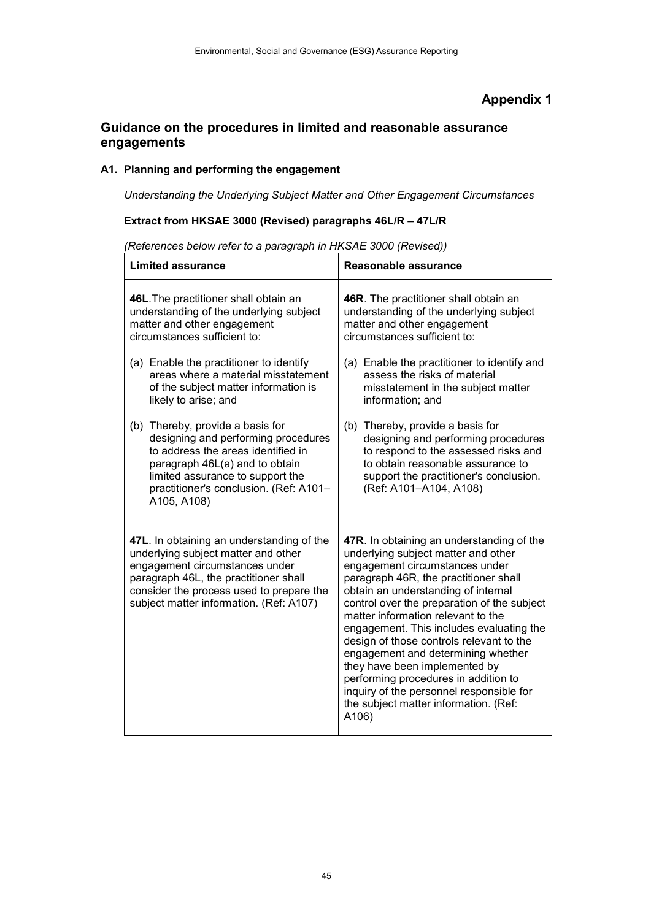# Appendix 1

## Guidance on the procedures in limited and reasonable assurance engagements

### A1. Planning and performing the engagement

*Understanding the Underlying Subject Matter and Other Engagement Circumstances*

**Extract from HKSAE 3000 (Revised) paragraphs 46L/R – 47L/R**

*(References below refer to a paragraph in HKSAE 3000 (Revised))*

| Limited assurance | Reasonable assurance |
|---|---|
| **46L**. The practitioner shall obtain an understanding of the underlying subject matter and other engagement circumstances sufficient to:<br><br>(a) Enable the practitioner to identify areas where a material misstatement of the subject matter information is likely to arise; and<br><br>(b) Thereby, provide a basis for designing and performing procedures to address the areas identified in paragraph 46L(a) and to obtain limited assurance to support the practitioner's conclusion. (Ref: A101–A105, A108) | **46R**. The practitioner shall obtain an understanding of the underlying subject matter and other engagement circumstances sufficient to:<br><br>(a) Enable the practitioner to identify and assess the risks of material misstatement in the subject matter information; and<br><br>(b) Thereby, provide a basis for designing and performing procedures to respond to the assessed risks and to obtain reasonable assurance to support the practitioner's conclusion. (Ref: A101–A104, A108) |
| **47L**. In obtaining an understanding of the underlying subject matter and other engagement circumstances under paragraph 46L, the practitioner shall consider the process used to prepare the subject matter information. (Ref: A107) | **47R**. In obtaining an understanding of the underlying subject matter and other engagement circumstances under paragraph 46R, the practitioner shall obtain an understanding of internal control over the preparation of the subject matter information relevant to the engagement. This includes evaluating the design of those controls relevant to the engagement and determining whether they have been implemented by performing procedures in addition to inquiry of the personnel responsible for the subject matter information. (Ref: A106) |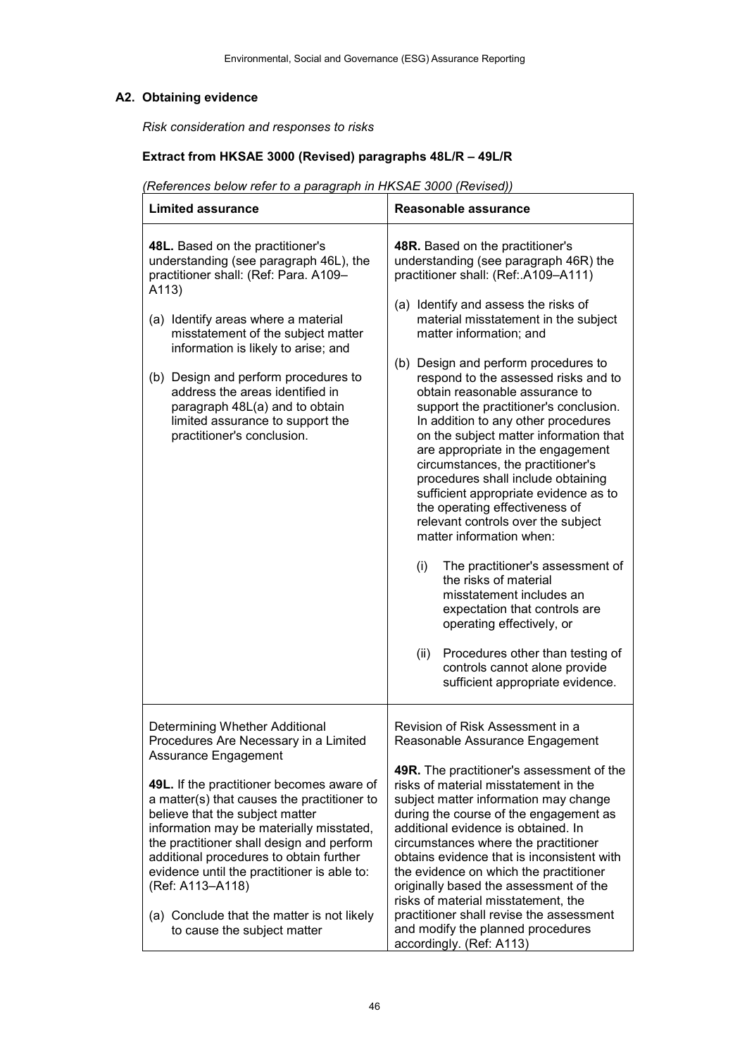### A2. Obtaining evidence

*Risk consideration and responses to risks*

**Extract from HKSAE 3000 (Revised) paragraphs 48L/R – 49L/R**

*(References below refer to a paragraph in HKSAE 3000 (Revised))*

| Limited assurance | Reasonable assurance |
|---|---|
| **48L.** Based on the practitioner's understanding (see paragraph 46L), the practitioner shall: (Ref: Para. A109–A113)<br><br>(a) Identify areas where a material misstatement of the subject matter information is likely to arise; and<br><br>(b) Design and perform procedures to address the areas identified in paragraph 48L(a) and to obtain limited assurance to support the practitioner's conclusion. | **48R.** Based on the practitioner's understanding (see paragraph 46R) the practitioner shall: (Ref:.A109–A111)<br><br>(a) Identify and assess the risks of material misstatement in the subject matter information; and<br><br>(b) Design and perform procedures to respond to the assessed risks and to obtain reasonable assurance to support the practitioner's conclusion. In addition to any other procedures on the subject matter information that are appropriate in the engagement circumstances, the practitioner's procedures shall include obtaining sufficient appropriate evidence as to the operating effectiveness of relevant controls over the subject matter information when:<br><br>(i) The practitioner's assessment of the risks of material misstatement includes an expectation that controls are operating effectively, or<br><br>(ii) Procedures other than testing of controls cannot alone provide sufficient appropriate evidence. |
| Determining Whether Additional Procedures Are Necessary in a Limited Assurance Engagement<br><br>**49L.** If the practitioner becomes aware of a matter(s) that causes the practitioner to believe that the subject matter information may be materially misstated, the practitioner shall design and perform additional procedures to obtain further evidence until the practitioner is able to: (Ref: A113–A118)<br><br>(a) Conclude that the matter is not likely to cause the subject matter | Revision of Risk Assessment in a Reasonable Assurance Engagement<br><br>**49R.** The practitioner's assessment of the risks of material misstatement in the subject matter information may change during the course of the engagement as additional evidence is obtained. In circumstances where the practitioner obtains evidence that is inconsistent with the evidence on which the practitioner originally based the assessment of the risks of material misstatement, the practitioner shall revise the assessment and modify the planned procedures accordingly. (Ref: A113) |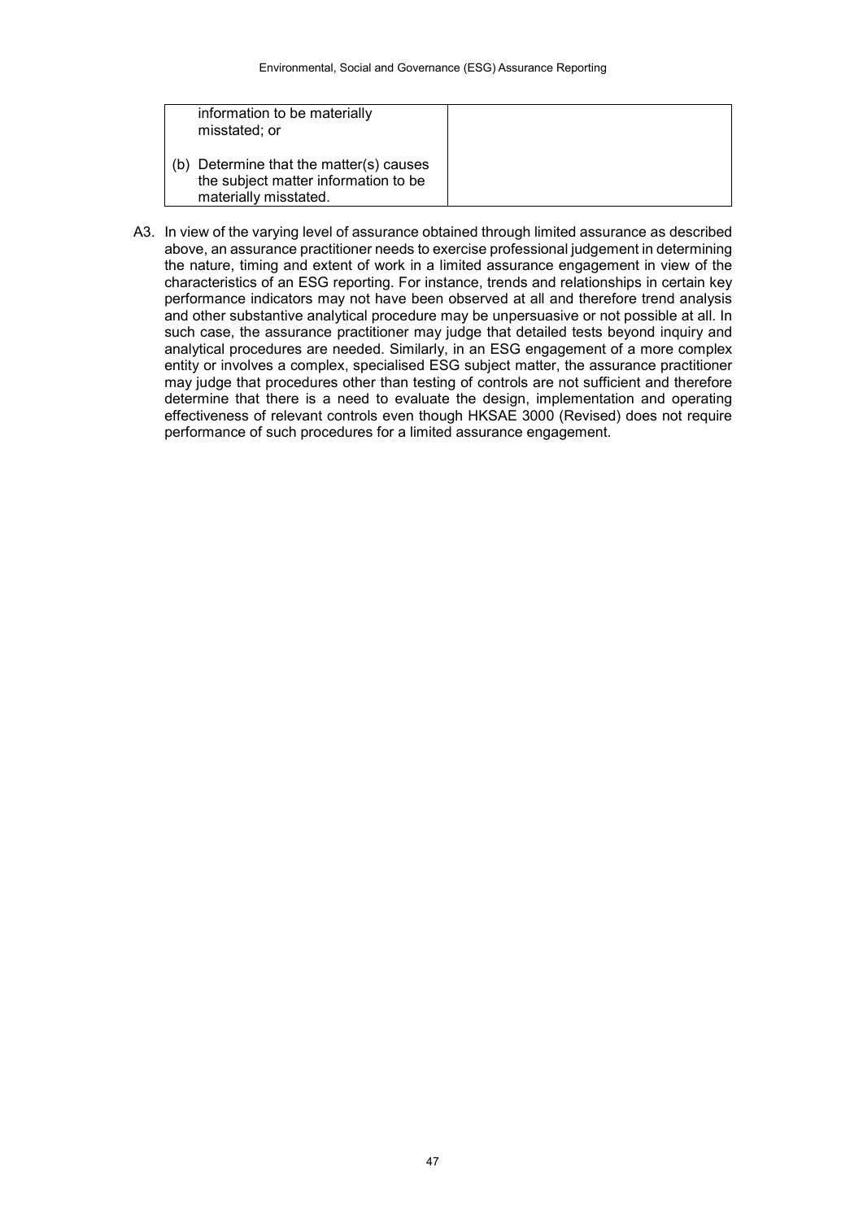| | |
|---|---|
| information to be materially misstated; or<br><br>(b) Determine that the matter(s) causes the subject matter information to be materially misstated. | |

A3. In view of the varying level of assurance obtained through limited assurance as described above, an assurance practitioner needs to exercise professional judgement in determining the nature, timing and extent of work in a limited assurance engagement in view of the characteristics of an ESG reporting. For instance, trends and relationships in certain key performance indicators may not have been observed at all and therefore trend analysis and other substantive analytical procedure may be unpersuasive or not possible at all. In such case, the assurance practitioner may judge that detailed tests beyond inquiry and analytical procedures are needed. Similarly, in an ESG engagement of a more complex entity or involves a complex, specialised ESG subject matter, the assurance practitioner may judge that procedures other than testing of controls are not sufficient and therefore determine that there is a need to evaluate the design, implementation and operating effectiveness of relevant controls even though HKSAE 3000 (Revised) does not require performance of such procedures for a limited assurance engagement.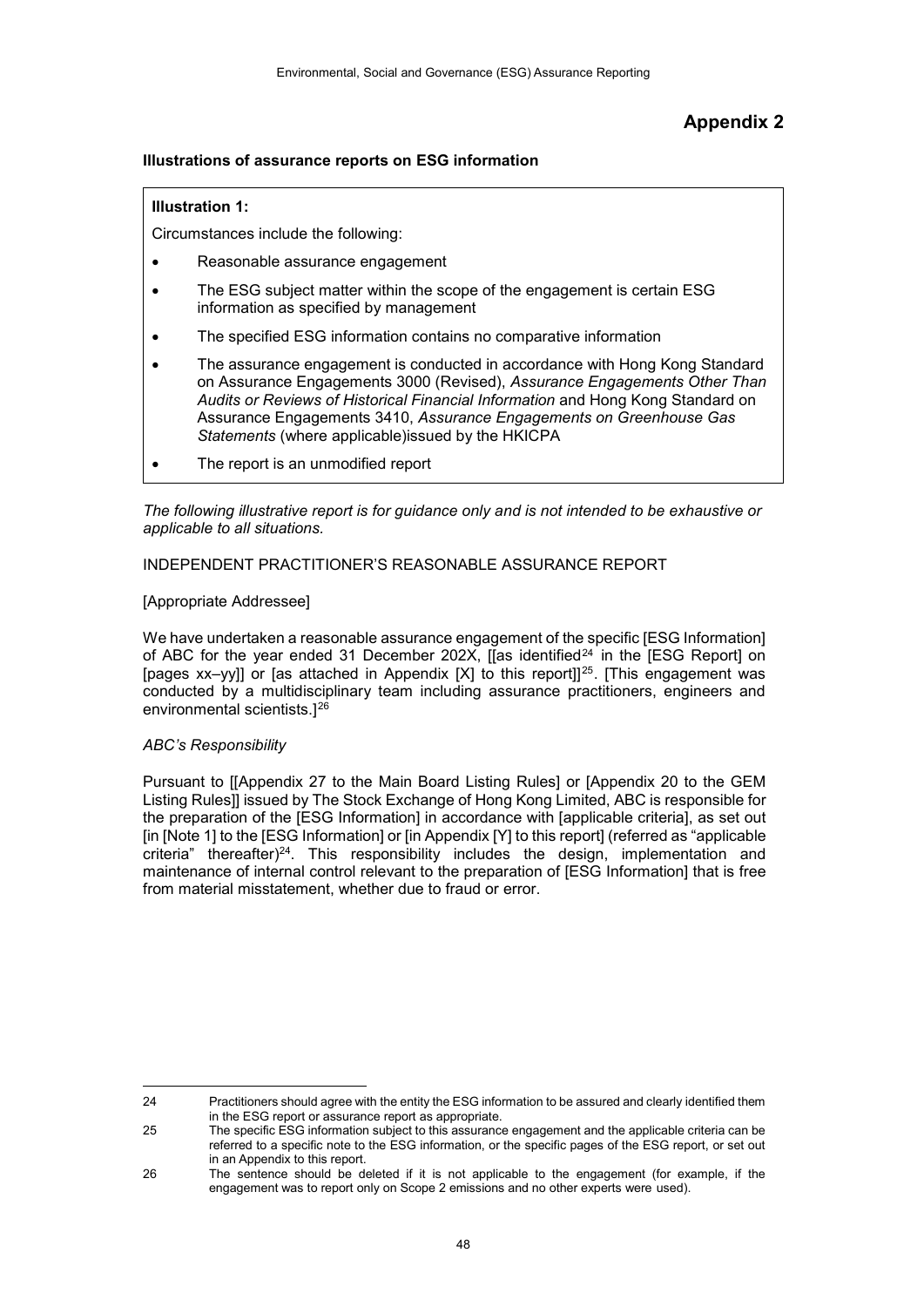# Appendix 2

**Illustrations of assurance reports on ESG information**

> **Illustration 1:**
>
> Circumstances include the following:
>
> - Reasonable assurance engagement
> - The ESG subject matter within the scope of the engagement is certain ESG information as specified by management
> - The specified ESG information contains no comparative information
> - The assurance engagement is conducted in accordance with Hong Kong Standard on Assurance Engagements 3000 (Revised), *Assurance Engagements Other Than Audits or Reviews of Historical Financial Information* and Hong Kong Standard on Assurance Engagements 3410, *Assurance Engagements on Greenhouse Gas Statements* (where applicable)issued by the HKICPA
> - The report is an unmodified report

*The following illustrative report is for guidance only and is not intended to be exhaustive or applicable to all situations.*

INDEPENDENT PRACTITIONER'S REASONABLE ASSURANCE REPORT

[Appropriate Addressee]

We have undertaken a reasonable assurance engagement of the specific [ESG Information] of ABC for the year ended 31 December 202X, [[as identified[24] in the [ESG Report] on [pages xx–yy]] or [as attached in Appendix [X] to this report]][25]. [This engagement was conducted by a multidisciplinary team including assurance practitioners, engineers and environmental scientists.][26]

*ABC's Responsibility*

Pursuant to [[Appendix 27 to the Main Board Listing Rules] or [Appendix 20 to the GEM Listing Rules]] issued by The Stock Exchange of Hong Kong Limited, ABC is responsible for the preparation of the [ESG Information] in accordance with [applicable criteria], as set out [in [Note 1] to the [ESG Information] or [in Appendix [Y] to this report] (referred as "applicable criteria" thereafter)[24]. This responsibility includes the design, implementation and maintenance of internal control relevant to the preparation of [ESG Information] that is free from material misstatement, whether due to fraud or error.

---

24 Practitioners should agree with the entity the ESG information to be assured and clearly identified them in the ESG report or assurance report as appropriate.

25 The specific ESG information subject to this assurance engagement and the applicable criteria can be referred to a specific note to the ESG information, or the specific pages of the ESG report, or set out in an Appendix to this report.

26 The sentence should be deleted if it is not applicable to the engagement (for example, if the engagement was to report only on Scope 2 emissions and no other experts were used).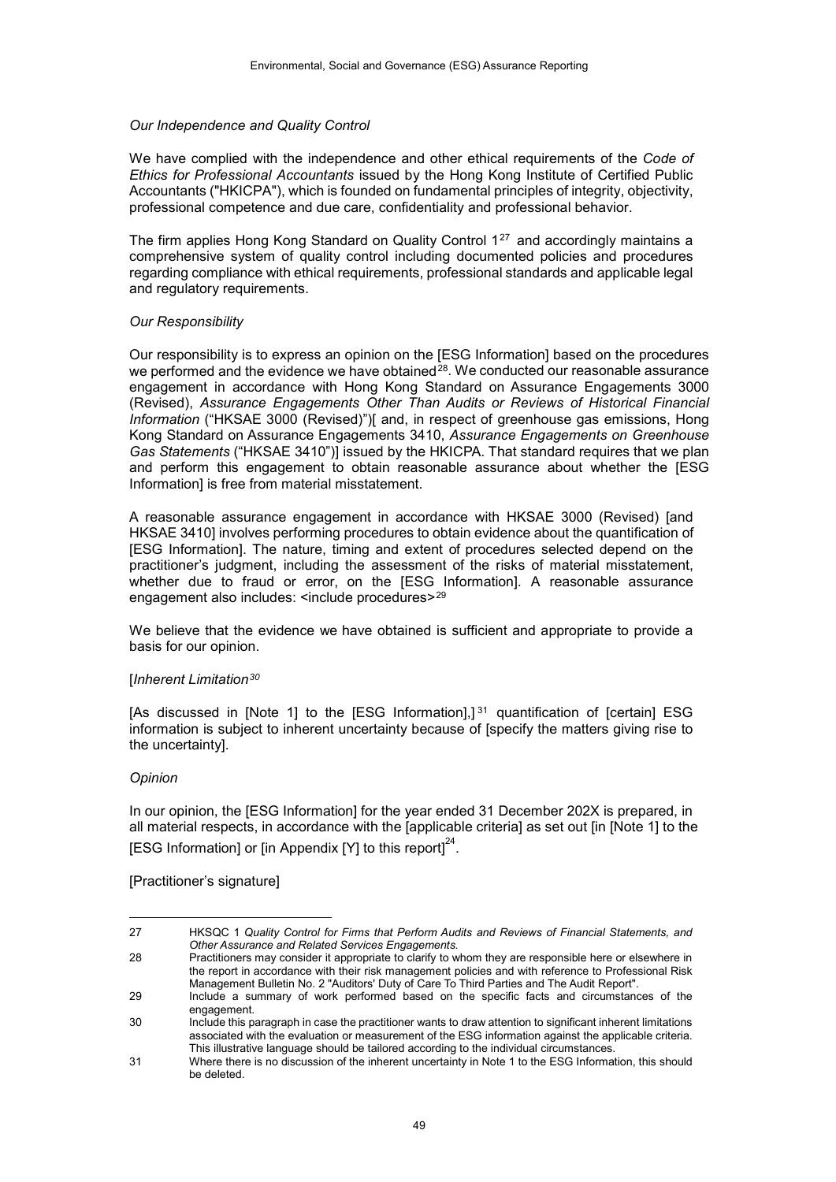*Our Independence and Quality Control*

We have complied with the independence and other ethical requirements of the *Code of Ethics for Professional Accountants* issued by the Hong Kong Institute of Certified Public Accountants ("HKICPA"), which is founded on fundamental principles of integrity, objectivity, professional competence and due care, confidentiality and professional behavior.

The firm applies Hong Kong Standard on Quality Control 1[27] and accordingly maintains a comprehensive system of quality control including documented policies and procedures regarding compliance with ethical requirements, professional standards and applicable legal and regulatory requirements.

*Our Responsibility*

Our responsibility is to express an opinion on the [ESG Information] based on the procedures we performed and the evidence we have obtained[28]. We conducted our reasonable assurance engagement in accordance with Hong Kong Standard on Assurance Engagements 3000 (Revised), *Assurance Engagements Other Than Audits or Reviews of Historical Financial Information* ("HKSAE 3000 (Revised)")[ and, in respect of greenhouse gas emissions, Hong Kong Standard on Assurance Engagements 3410, *Assurance Engagements on Greenhouse Gas Statements* ("HKSAE 3410")] issued by the HKICPA. That standard requires that we plan and perform this engagement to obtain reasonable assurance about whether the [ESG Information] is free from material misstatement.

A reasonable assurance engagement in accordance with HKSAE 3000 (Revised) [and HKSAE 3410] involves performing procedures to obtain evidence about the quantification of [ESG Information]. The nature, timing and extent of procedures selected depend on the practitioner's judgment, including the assessment of the risks of material misstatement, whether due to fraud or error, on the [ESG Information]. A reasonable assurance engagement also includes: <include procedures>[29]

We believe that the evidence we have obtained is sufficient and appropriate to provide a basis for our opinion.

[*Inherent Limitation*[30]

[As discussed in [Note 1] to the [ESG Information],][31] quantification of [certain] ESG information is subject to inherent uncertainty because of [specify the matters giving rise to the uncertainty].

*Opinion*

In our opinion, the [ESG Information] for the year ended 31 December 202X is prepared, in all material respects, in accordance with the [applicable criteria] as set out [in [Note 1] to the [ESG Information] or [in Appendix [Y] to this report][24].

[Practitioner's signature]

---

27 HKSQC 1 *Quality Control for Firms that Perform Audits and Reviews of Financial Statements, and Other Assurance and Related Services Engagements.*

28 Practitioners may consider it appropriate to clarify to whom they are responsible here or elsewhere in the report in accordance with their risk management policies and with reference to Professional Risk Management Bulletin No. 2 "Auditors' Duty of Care To Third Parties and The Audit Report".

29 Include a summary of work performed based on the specific facts and circumstances of the engagement.

30 Include this paragraph in case the practitioner wants to draw attention to significant inherent limitations associated with the evaluation or measurement of the ESG information against the applicable criteria. This illustrative language should be tailored according to the individual circumstances.

31 Where there is no discussion of the inherent uncertainty in Note 1 to the ESG Information, this should be deleted.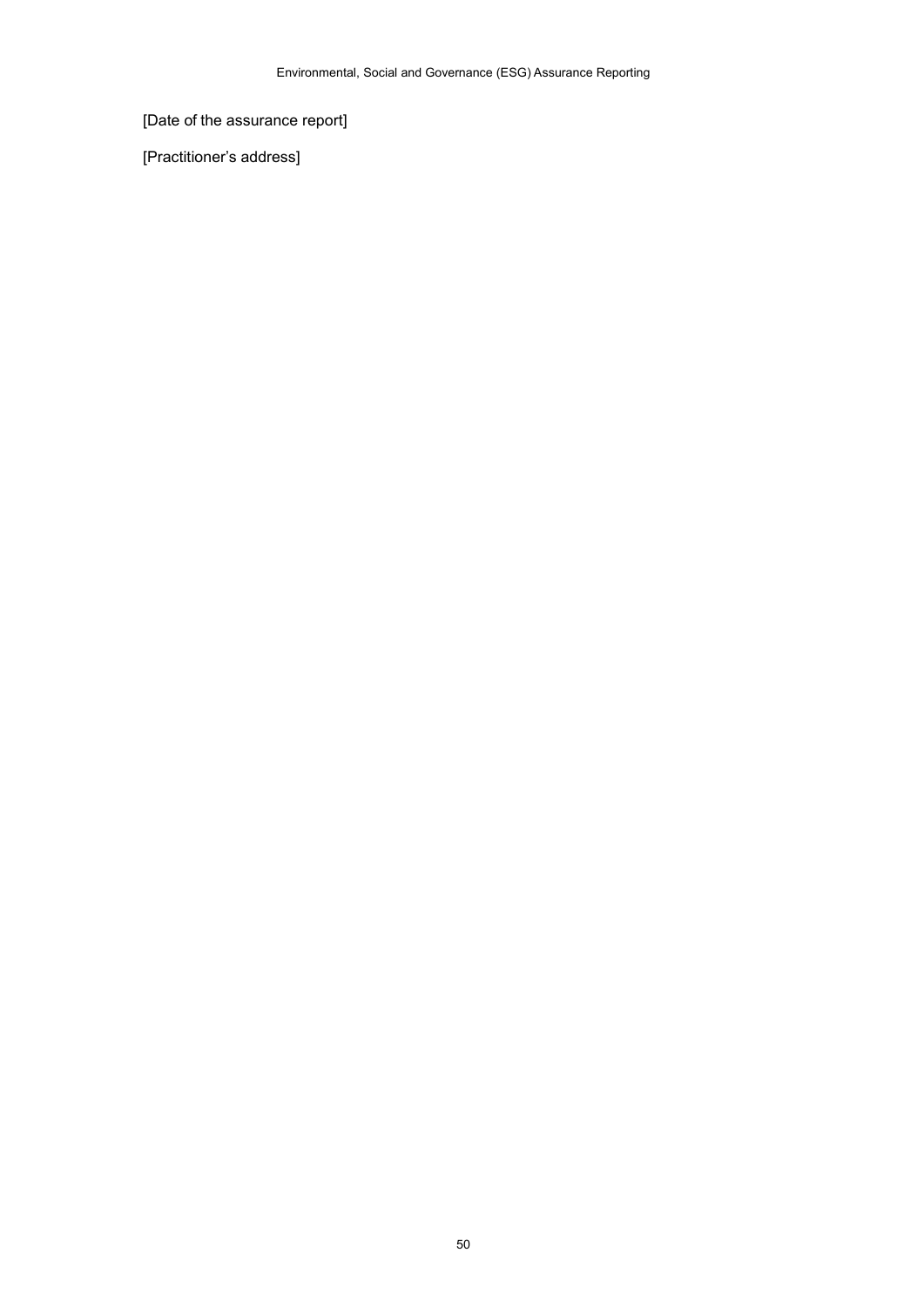[Date of the assurance report]

[Practitioner's address]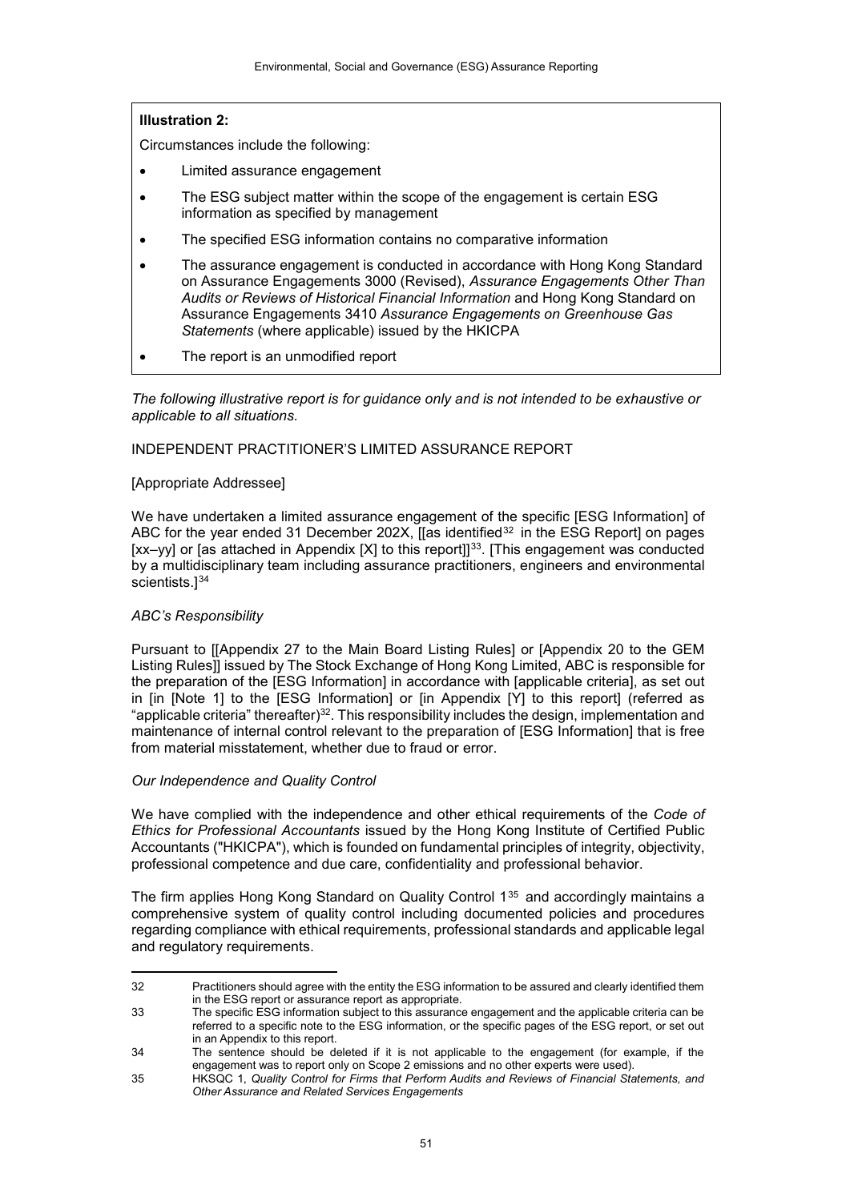**Illustration 2:**

Circumstances include the following:

- Limited assurance engagement
- The ESG subject matter within the scope of the engagement is certain ESG information as specified by management
- The specified ESG information contains no comparative information
- The assurance engagement is conducted in accordance with Hong Kong Standard on Assurance Engagements 3000 (Revised), *Assurance Engagements Other Than Audits or Reviews of Historical Financial Information* and Hong Kong Standard on Assurance Engagements 3410 *Assurance Engagements on Greenhouse Gas Statements* (where applicable) issued by the HKICPA
- The report is an unmodified report

*The following illustrative report is for guidance only and is not intended to be exhaustive or applicable to all situations.*

INDEPENDENT PRACTITIONER'S LIMITED ASSURANCE REPORT

[Appropriate Addressee]

We have undertaken a limited assurance engagement of the specific [ESG Information] of ABC for the year ended 31 December 202X, [[as identified[32] in the ESG Report] on pages [xx–yy] or [as attached in Appendix [X] to this report]][33]. [This engagement was conducted by a multidisciplinary team including assurance practitioners, engineers and environmental scientists.][34]

*ABC's Responsibility*

Pursuant to [[Appendix 27 to the Main Board Listing Rules] or [Appendix 20 to the GEM Listing Rules]] issued by The Stock Exchange of Hong Kong Limited, ABC is responsible for the preparation of the [ESG Information] in accordance with [applicable criteria], as set out in [in [Note 1] to the [ESG Information] or [in Appendix [Y] to this report] (referred as "applicable criteria" thereafter)[32]. This responsibility includes the design, implementation and maintenance of internal control relevant to the preparation of [ESG Information] that is free from material misstatement, whether due to fraud or error.

*Our Independence and Quality Control*

We have complied with the independence and other ethical requirements of the *Code of Ethics for Professional Accountants* issued by the Hong Kong Institute of Certified Public Accountants ("HKICPA"), which is founded on fundamental principles of integrity, objectivity, professional competence and due care, confidentiality and professional behavior.

The firm applies Hong Kong Standard on Quality Control 1[35] and accordingly maintains a comprehensive system of quality control including documented policies and procedures regarding compliance with ethical requirements, professional standards and applicable legal and regulatory requirements.

---

32 Practitioners should agree with the entity the ESG information to be assured and clearly identified them in the ESG report or assurance report as appropriate.

33 The specific ESG information subject to this assurance engagement and the applicable criteria can be referred to a specific note to the ESG information, or the specific pages of the ESG report, or set out in an Appendix to this report.

34 The sentence should be deleted if it is not applicable to the engagement (for example, if the engagement was to report only on Scope 2 emissions and no other experts were used).

35 HKSQC 1, *Quality Control for Firms that Perform Audits and Reviews of Financial Statements, and Other Assurance and Related Services Engagements*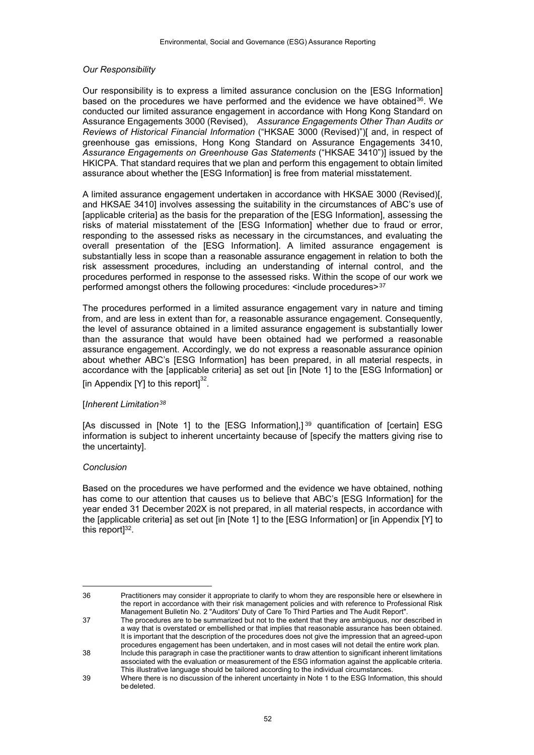*Our Responsibility*

Our responsibility is to express a limited assurance conclusion on the [ESG Information] based on the procedures we have performed and the evidence we have obtained[36]. We conducted our limited assurance engagement in accordance with Hong Kong Standard on Assurance Engagements 3000 (Revised), *Assurance Engagements Other Than Audits or Reviews of Historical Financial Information* ("HKSAE 3000 (Revised)")[ and, in respect of greenhouse gas emissions, Hong Kong Standard on Assurance Engagements 3410, *Assurance Engagements on Greenhouse Gas Statements* ("HKSAE 3410")] issued by the HKICPA. That standard requires that we plan and perform this engagement to obtain limited assurance about whether the [ESG Information] is free from material misstatement.

A limited assurance engagement undertaken in accordance with HKSAE 3000 (Revised)[, and HKSAE 3410] involves assessing the suitability in the circumstances of ABC's use of [applicable criteria] as the basis for the preparation of the [ESG Information], assessing the risks of material misstatement of the [ESG Information] whether due to fraud or error, responding to the assessed risks as necessary in the circumstances, and evaluating the overall presentation of the [ESG Information]. A limited assurance engagement is substantially less in scope than a reasonable assurance engagement in relation to both the risk assessment procedures, including an understanding of internal control, and the procedures performed in response to the assessed risks. Within the scope of our work we performed amongst others the following procedures: <include procedures>[37]

The procedures performed in a limited assurance engagement vary in nature and timing from, and are less in extent than for, a reasonable assurance engagement. Consequently, the level of assurance obtained in a limited assurance engagement is substantially lower than the assurance that would have been obtained had we performed a reasonable assurance engagement. Accordingly, we do not express a reasonable assurance opinion about whether ABC's [ESG Information] has been prepared, in all material respects, in accordance with the [applicable criteria] as set out [in [Note 1] to the [ESG Information] or [in Appendix [Y] to this report][32].

[*Inherent Limitation*[38]

[As discussed in [Note 1] to the [ESG Information],][39] quantification of [certain] ESG information is subject to inherent uncertainty because of [specify the matters giving rise to the uncertainty].

*Conclusion*

Based on the procedures we have performed and the evidence we have obtained, nothing has come to our attention that causes us to believe that ABC's [ESG Information] for the year ended 31 December 202X is not prepared, in all material respects, in accordance with the [applicable criteria] as set out [in [Note 1] to the [ESG Information] or [in Appendix [Y] to this report][32].

---

36 Practitioners may consider it appropriate to clarify to whom they are responsible here or elsewhere in the report in accordance with their risk management policies and with reference to Professional Risk Management Bulletin No. 2 "Auditors' Duty of Care To Third Parties and The Audit Report".

37 The procedures are to be summarized but not to the extent that they are ambiguous, nor described in a way that is overstated or embellished or that implies that reasonable assurance has been obtained. It is important that the description of the procedures does not give the impression that an agreed-upon procedures engagement has been undertaken, and in most cases will not detail the entire work plan.

38 Include this paragraph in case the practitioner wants to draw attention to significant inherent limitations associated with the evaluation or measurement of the ESG information against the applicable criteria. This illustrative language should be tailored according to the individual circumstances.

39 Where there is no discussion of the inherent uncertainty in Note 1 to the ESG Information, this should be deleted.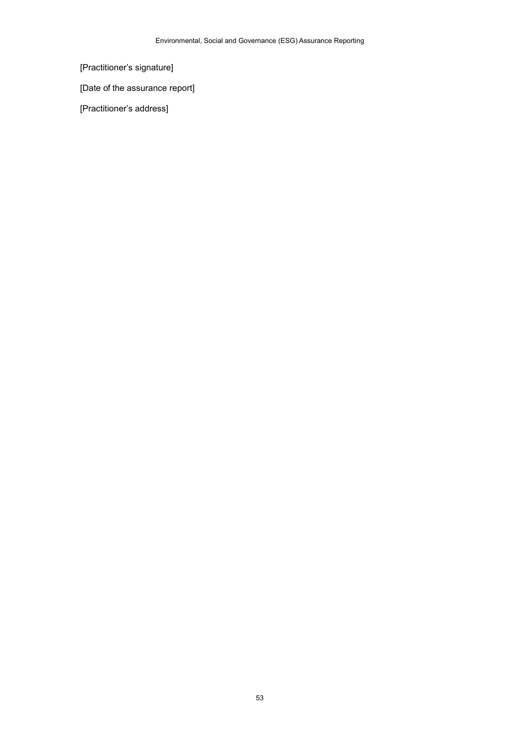[Practitioner’s signature]

[Date of the assurance report]

[Practitioner’s address]